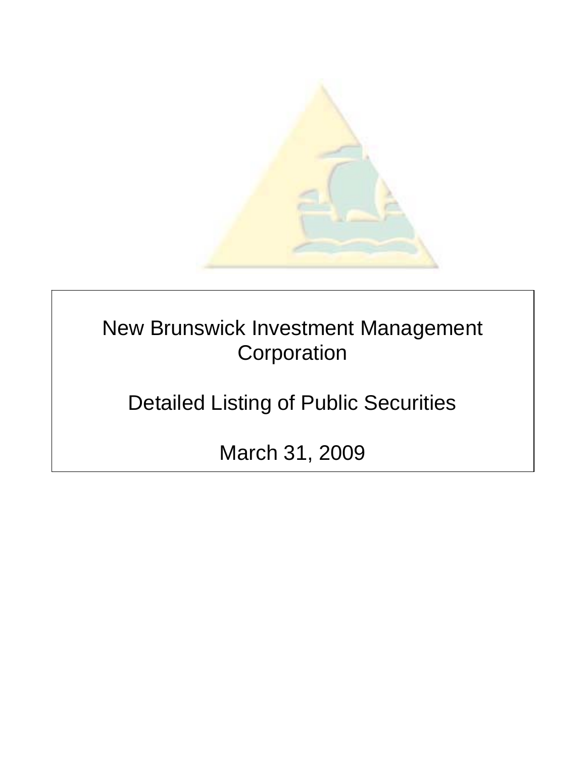# New Brunswick Investment Management Corporation

## Detailed Listing of Public Securities

## March 31, 2009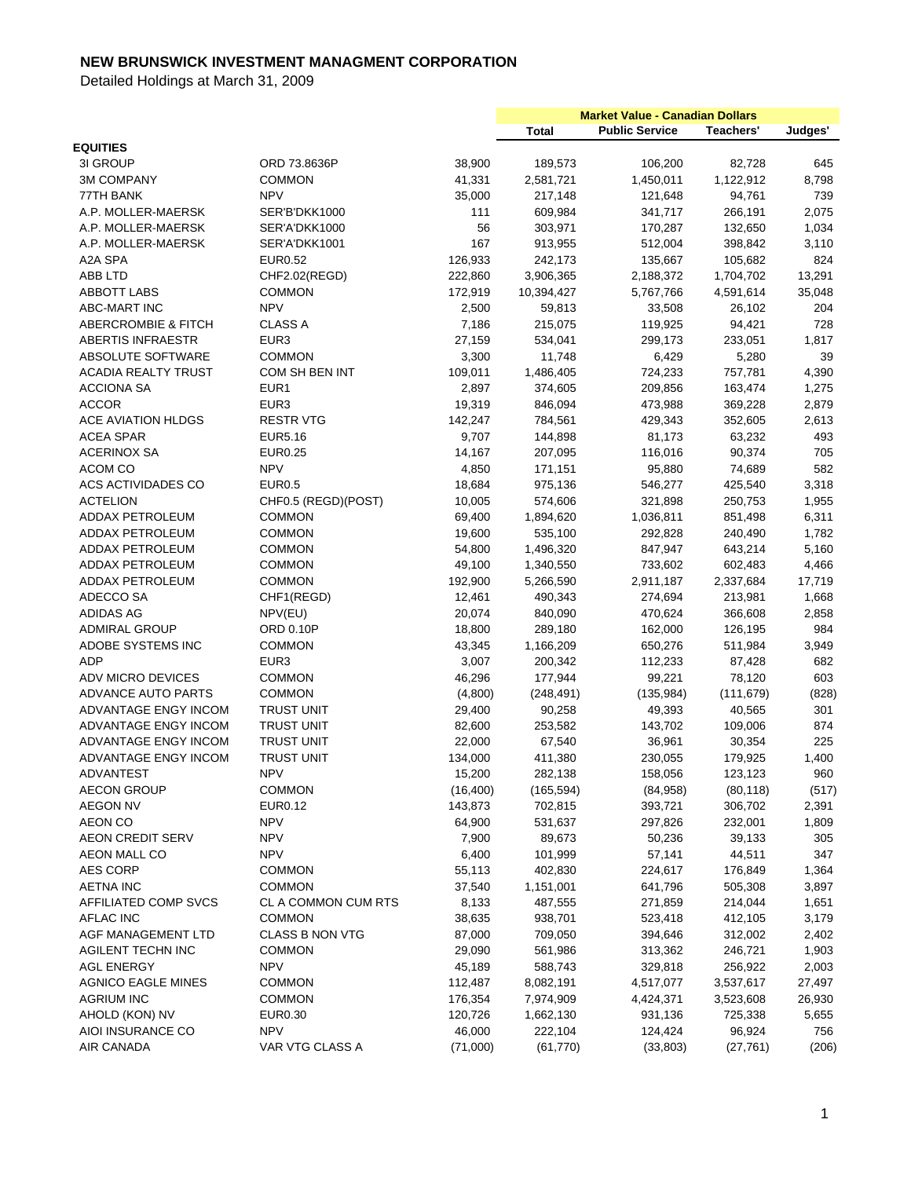# NEW BRUNSWICK INVESTMENT MANAGMENT CORPORATION

Detailed Holdings at March 31, 2009

| | | | Market Value - Canadian Dollars | | | |
|---|---|---|---|---|---|---|
| | | | Total | Public Service | Teachers' | Judges' |
| **EQUITIES** | | | | | | |
| 3I GROUP | ORD 73.8636P | 38,900 | 189,573 | 106,200 | 82,728 | 645 |
| 3M COMPANY | COMMON | 41,331 | 2,581,721 | 1,450,011 | 1,122,912 | 8,798 |
| 77TH BANK | NPV | 35,000 | 217,148 | 121,648 | 94,761 | 739 |
| A.P. MOLLER-MAERSK | SER'B'DKK1000 | 111 | 609,984 | 341,717 | 266,191 | 2,075 |
| A.P. MOLLER-MAERSK | SER'A'DKK1000 | 56 | 303,971 | 170,287 | 132,650 | 1,034 |
| A.P. MOLLER-MAERSK | SER'A'DKK1001 | 167 | 913,955 | 512,004 | 398,842 | 3,110 |
| A2A SPA | EUR0.52 | 126,933 | 242,173 | 135,667 | 105,682 | 824 |
| ABB LTD | CHF2.02(REGD) | 222,860 | 3,906,365 | 2,188,372 | 1,704,702 | 13,291 |
| ABBOTT LABS | COMMON | 172,919 | 10,394,427 | 5,767,766 | 4,591,614 | 35,048 |
| ABC-MART INC | NPV | 2,500 | 59,813 | 33,508 | 26,102 | 204 |
| ABERCROMBIE & FITCH | CLASS A | 7,186 | 215,075 | 119,925 | 94,421 | 728 |
| ABERTIS INFRAESTR | EUR3 | 27,159 | 534,041 | 299,173 | 233,051 | 1,817 |
| ABSOLUTE SOFTWARE | COMMON | 3,300 | 11,748 | 6,429 | 5,280 | 39 |
| ACADIA REALTY TRUST | COM SH BEN INT | 109,011 | 1,486,405 | 724,233 | 757,781 | 4,390 |
| ACCIONA SA | EUR1 | 2,897 | 374,605 | 209,856 | 163,474 | 1,275 |
| ACCOR | EUR3 | 19,319 | 846,094 | 473,988 | 369,228 | 2,879 |
| ACE AVIATION HLDGS | RESTR VTG | 142,247 | 784,561 | 429,343 | 352,605 | 2,613 |
| ACEA SPAR | EUR5.16 | 9,707 | 144,898 | 81,173 | 63,232 | 493 |
| ACERINOX SA | EUR0.25 | 14,167 | 207,095 | 116,016 | 90,374 | 705 |
| ACOM CO | NPV | 4,850 | 171,151 | 95,880 | 74,689 | 582 |
| ACS ACTIVIDADES CO | EUR0.5 | 18,684 | 975,136 | 546,277 | 425,540 | 3,318 |
| ACTELION | CHF0.5 (REGD)(POST) | 10,005 | 574,606 | 321,898 | 250,753 | 1,955 |
| ADDAX PETROLEUM | COMMON | 69,400 | 1,894,620 | 1,036,811 | 851,498 | 6,311 |
| ADDAX PETROLEUM | COMMON | 19,600 | 535,100 | 292,828 | 240,490 | 1,782 |
| ADDAX PETROLEUM | COMMON | 54,800 | 1,496,320 | 847,947 | 643,214 | 5,160 |
| ADDAX PETROLEUM | COMMON | 49,100 | 1,340,550 | 733,602 | 602,483 | 4,466 |
| ADDAX PETROLEUM | COMMON | 192,900 | 5,266,590 | 2,911,187 | 2,337,684 | 17,719 |
| ADECCO SA | CHF1(REGD) | 12,461 | 490,343 | 274,694 | 213,981 | 1,668 |
| ADIDAS AG | NPV(EU) | 20,074 | 840,090 | 470,624 | 366,608 | 2,858 |
| ADMIRAL GROUP | ORD 0.10P | 18,800 | 289,180 | 162,000 | 126,195 | 984 |
| ADOBE SYSTEMS INC | COMMON | 43,345 | 1,166,209 | 650,276 | 511,984 | 3,949 |
| ADP | EUR3 | 3,007 | 200,342 | 112,233 | 87,428 | 682 |
| ADV MICRO DEVICES | COMMON | 46,296 | 177,944 | 99,221 | 78,120 | 603 |
| ADVANCE AUTO PARTS | COMMON | (4,800) | (248,491) | (135,984) | (111,679) | (828) |
| ADVANTAGE ENGY INCOM | TRUST UNIT | 29,400 | 90,258 | 49,393 | 40,565 | 301 |
| ADVANTAGE ENGY INCOM | TRUST UNIT | 82,600 | 253,582 | 143,702 | 109,006 | 874 |
| ADVANTAGE ENGY INCOM | TRUST UNIT | 22,000 | 67,540 | 36,961 | 30,354 | 225 |
| ADVANTAGE ENGY INCOM | TRUST UNIT | 134,000 | 411,380 | 230,055 | 179,925 | 1,400 |
| ADVANTEST | NPV | 15,200 | 282,138 | 158,056 | 123,123 | 960 |
| AECON GROUP | COMMON | (16,400) | (165,594) | (84,958) | (80,118) | (517) |
| AEGON NV | EUR0.12 | 143,873 | 702,815 | 393,721 | 306,702 | 2,391 |
| AEON CO | NPV | 64,900 | 531,637 | 297,826 | 232,001 | 1,809 |
| AEON CREDIT SERV | NPV | 7,900 | 89,673 | 50,236 | 39,133 | 305 |
| AEON MALL CO | NPV | 6,400 | 101,999 | 57,141 | 44,511 | 347 |
| AES CORP | COMMON | 55,113 | 402,830 | 224,617 | 176,849 | 1,364 |
| AETNA INC | COMMON | 37,540 | 1,151,001 | 641,796 | 505,308 | 3,897 |
| AFFILIATED COMP SVCS | CL A COMMON CUM RTS | 8,133 | 487,555 | 271,859 | 214,044 | 1,651 |
| AFLAC INC | COMMON | 38,635 | 938,701 | 523,418 | 412,105 | 3,179 |
| AGF MANAGEMENT LTD | CLASS B NON VTG | 87,000 | 709,050 | 394,646 | 312,002 | 2,402 |
| AGILENT TECHN INC | COMMON | 29,090 | 561,986 | 313,362 | 246,721 | 1,903 |
| AGL ENERGY | NPV | 45,189 | 588,743 | 329,818 | 256,922 | 2,003 |
| AGNICO EAGLE MINES | COMMON | 112,487 | 8,082,191 | 4,517,077 | 3,537,617 | 27,497 |
| AGRIUM INC | COMMON | 176,354 | 7,974,909 | 4,424,371 | 3,523,608 | 26,930 |
| AHOLD (KON) NV | EUR0.30 | 120,726 | 1,662,130 | 931,136 | 725,338 | 5,655 |
| AIOI INSURANCE CO | NPV | 46,000 | 222,104 | 124,424 | 96,924 | 756 |
| AIR CANADA | VAR VTG CLASS A | (71,000) | (61,770) | (33,803) | (27,761) | (206) |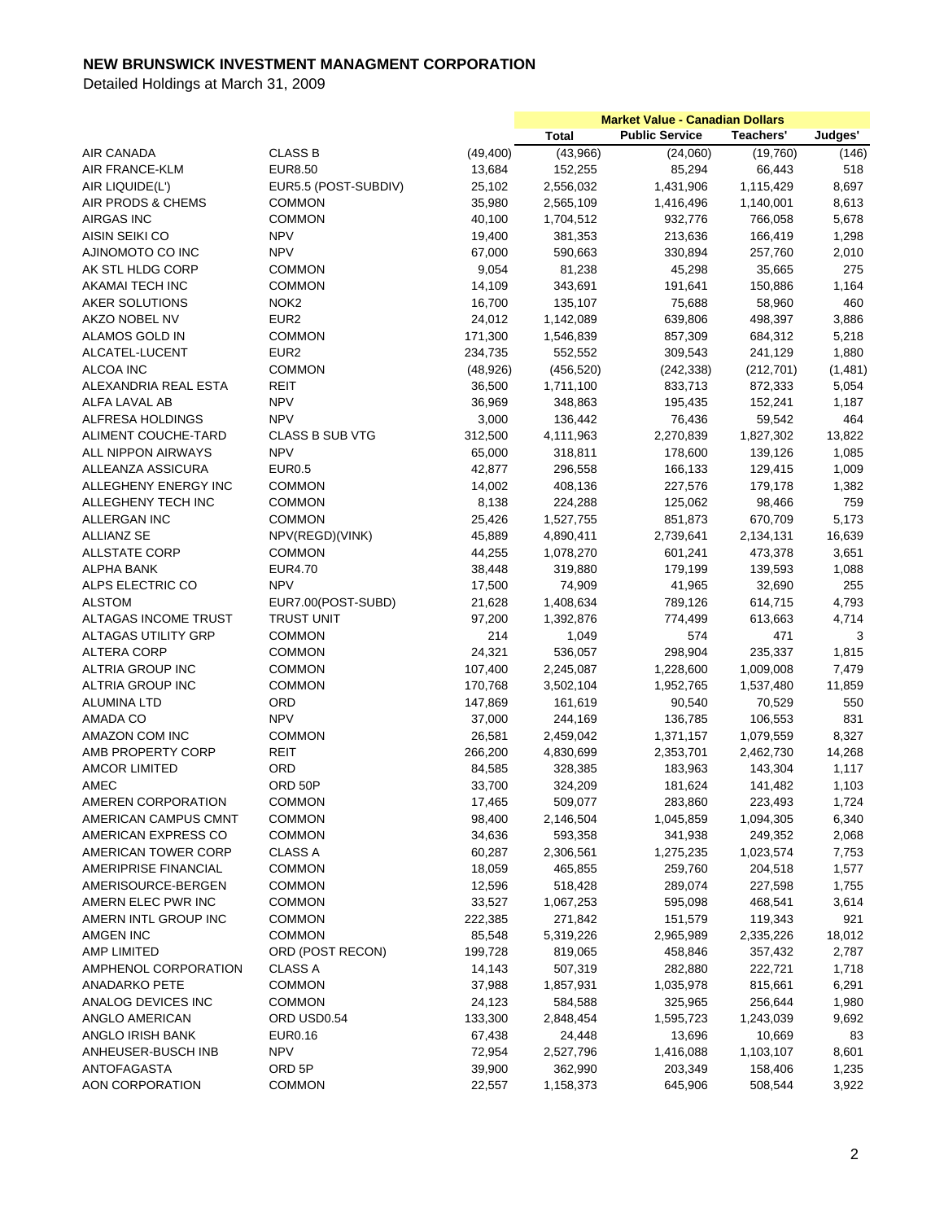# NEW BRUNSWICK INVESTMENT MANAGMENT CORPORATION

Detailed Holdings at March 31, 2009

| | | | Market Value - Canadian Dollars | | | |
|---|---|---|---|---|---|---|
| | | | Total | Public Service | Teachers' | Judges' |
| AIR CANADA | CLASS B | (49,400) | (43,966) | (24,060) | (19,760) | (146) |
| AIR FRANCE-KLM | EUR8.50 | 13,684 | 152,255 | 85,294 | 66,443 | 518 |
| AIR LIQUIDE(L') | EUR5.5 (POST-SUBDIV) | 25,102 | 2,556,032 | 1,431,906 | 1,115,429 | 8,697 |
| AIR PRODS & CHEMS | COMMON | 35,980 | 2,565,109 | 1,416,496 | 1,140,001 | 8,613 |
| AIRGAS INC | COMMON | 40,100 | 1,704,512 | 932,776 | 766,058 | 5,678 |
| AISIN SEIKI CO | NPV | 19,400 | 381,353 | 213,636 | 166,419 | 1,298 |
| AJINOMOTO CO INC | NPV | 67,000 | 590,663 | 330,894 | 257,760 | 2,010 |
| AK STL HLDG CORP | COMMON | 9,054 | 81,238 | 45,298 | 35,665 | 275 |
| AKAMAI TECH INC | COMMON | 14,109 | 343,691 | 191,641 | 150,886 | 1,164 |
| AKER SOLUTIONS | NOK2 | 16,700 | 135,107 | 75,688 | 58,960 | 460 |
| AKZO NOBEL NV | EUR2 | 24,012 | 1,142,089 | 639,806 | 498,397 | 3,886 |
| ALAMOS GOLD IN | COMMON | 171,300 | 1,546,839 | 857,309 | 684,312 | 5,218 |
| ALCATEL-LUCENT | EUR2 | 234,735 | 552,552 | 309,543 | 241,129 | 1,880 |
| ALCOA INC | COMMON | (48,926) | (456,520) | (242,338) | (212,701) | (1,481) |
| ALEXANDRIA REAL ESTA | REIT | 36,500 | 1,711,100 | 833,713 | 872,333 | 5,054 |
| ALFA LAVAL AB | NPV | 36,969 | 348,863 | 195,435 | 152,241 | 1,187 |
| ALFRESA HOLDINGS | NPV | 3,000 | 136,442 | 76,436 | 59,542 | 464 |
| ALIMENT COUCHE-TARD | CLASS B SUB VTG | 312,500 | 4,111,963 | 2,270,839 | 1,827,302 | 13,822 |
| ALL NIPPON AIRWAYS | NPV | 65,000 | 318,811 | 178,600 | 139,126 | 1,085 |
| ALLEANZA ASSICURA | EUR0.5 | 42,877 | 296,558 | 166,133 | 129,415 | 1,009 |
| ALLEGHENY ENERGY INC | COMMON | 14,002 | 408,136 | 227,576 | 179,178 | 1,382 |
| ALLEGHENY TECH INC | COMMON | 8,138 | 224,288 | 125,062 | 98,466 | 759 |
| ALLERGAN INC | COMMON | 25,426 | 1,527,755 | 851,873 | 670,709 | 5,173 |
| ALLIANZ SE | NPV(REGD)(VINK) | 45,889 | 4,890,411 | 2,739,641 | 2,134,131 | 16,639 |
| ALLSTATE CORP | COMMON | 44,255 | 1,078,270 | 601,241 | 473,378 | 3,651 |
| ALPHA BANK | EUR4.70 | 38,448 | 319,880 | 179,199 | 139,593 | 1,088 |
| ALPS ELECTRIC CO | NPV | 17,500 | 74,909 | 41,965 | 32,690 | 255 |
| ALSTOM | EUR7.00(POST-SUBD) | 21,628 | 1,408,634 | 789,126 | 614,715 | 4,793 |
| ALTAGAS INCOME TRUST | TRUST UNIT | 97,200 | 1,392,876 | 774,499 | 613,663 | 4,714 |
| ALTAGAS UTILITY GRP | COMMON | 214 | 1,049 | 574 | 471 | 3 |
| ALTERA CORP | COMMON | 24,321 | 536,057 | 298,904 | 235,337 | 1,815 |
| ALTRIA GROUP INC | COMMON | 107,400 | 2,245,087 | 1,228,600 | 1,009,008 | 7,479 |
| ALTRIA GROUP INC | COMMON | 170,768 | 3,502,104 | 1,952,765 | 1,537,480 | 11,859 |
| ALUMINA LTD | ORD | 147,869 | 161,619 | 90,540 | 70,529 | 550 |
| AMADA CO | NPV | 37,000 | 244,169 | 136,785 | 106,553 | 831 |
| AMAZON COM INC | COMMON | 26,581 | 2,459,042 | 1,371,157 | 1,079,559 | 8,327 |
| AMB PROPERTY CORP | REIT | 266,200 | 4,830,699 | 2,353,701 | 2,462,730 | 14,268 |
| AMCOR LIMITED | ORD | 84,585 | 328,385 | 183,963 | 143,304 | 1,117 |
| AMEC | ORD 50P | 33,700 | 324,209 | 181,624 | 141,482 | 1,103 |
| AMEREN CORPORATION | COMMON | 17,465 | 509,077 | 283,860 | 223,493 | 1,724 |
| AMERICAN CAMPUS CMNT | COMMON | 98,400 | 2,146,504 | 1,045,859 | 1,094,305 | 6,340 |
| AMERICAN EXPRESS CO | COMMON | 34,636 | 593,358 | 341,938 | 249,352 | 2,068 |
| AMERICAN TOWER CORP | CLASS A | 60,287 | 2,306,561 | 1,275,235 | 1,023,574 | 7,753 |
| AMERIPRISE FINANCIAL | COMMON | 18,059 | 465,855 | 259,760 | 204,518 | 1,577 |
| AMERISOURCE-BERGEN | COMMON | 12,596 | 518,428 | 289,074 | 227,598 | 1,755 |
| AMERN ELEC PWR INC | COMMON | 33,527 | 1,067,253 | 595,098 | 468,541 | 3,614 |
| AMERN INTL GROUP INC | COMMON | 222,385 | 271,842 | 151,579 | 119,343 | 921 |
| AMGEN INC | COMMON | 85,548 | 5,319,226 | 2,965,989 | 2,335,226 | 18,012 |
| AMP LIMITED | ORD (POST RECON) | 199,728 | 819,065 | 458,846 | 357,432 | 2,787 |
| AMPHENOL CORPORATION | CLASS A | 14,143 | 507,319 | 282,880 | 222,721 | 1,718 |
| ANADARKO PETE | COMMON | 37,988 | 1,857,931 | 1,035,978 | 815,661 | 6,291 |
| ANALOG DEVICES INC | COMMON | 24,123 | 584,588 | 325,965 | 256,644 | 1,980 |
| ANGLO AMERICAN | ORD USD0.54 | 133,300 | 2,848,454 | 1,595,723 | 1,243,039 | 9,692 |
| ANGLO IRISH BANK | EUR0.16 | 67,438 | 24,448 | 13,696 | 10,669 | 83 |
| ANHEUSER-BUSCH INB | NPV | 72,954 | 2,527,796 | 1,416,088 | 1,103,107 | 8,601 |
| ANTOFAGASTA | ORD 5P | 39,900 | 362,990 | 203,349 | 158,406 | 1,235 |
| AON CORPORATION | COMMON | 22,557 | 1,158,373 | 645,906 | 508,544 | 3,922 |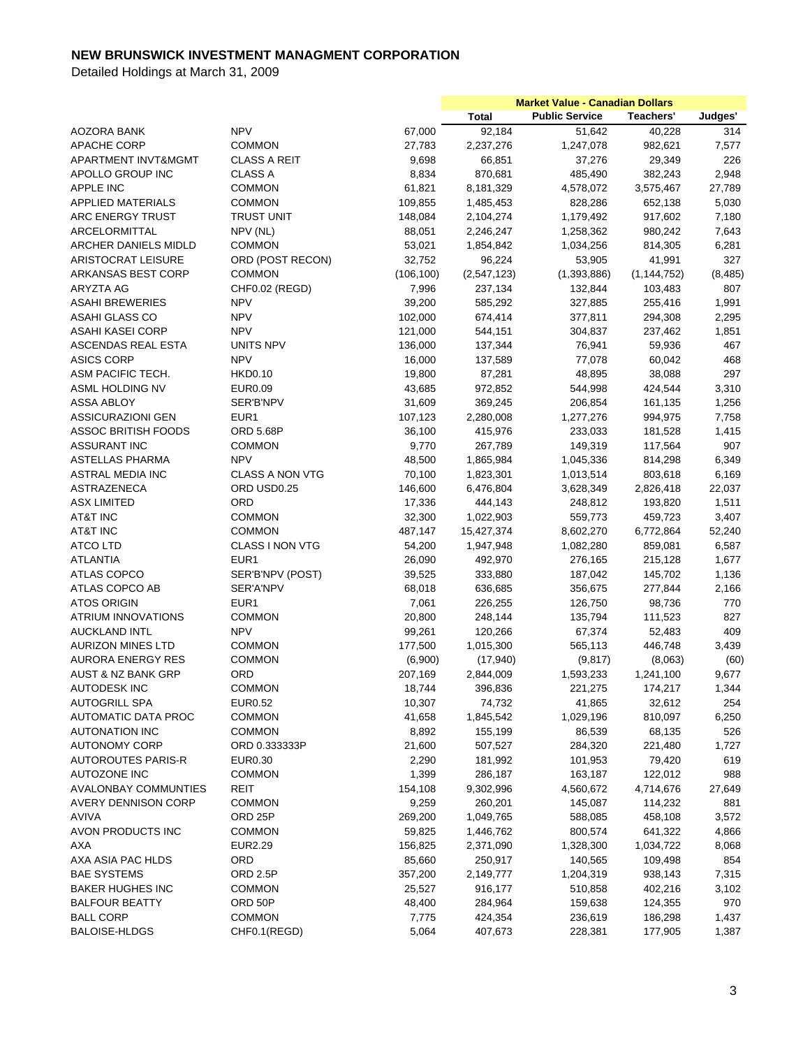# NEW BRUNSWICK INVESTMENT MANAGMENT CORPORATION

Detailed Holdings at March 31, 2009

| | | | Market Value - Canadian Dollars | | | |
|---|---|---|---|---|---|---|
| | | | Total | Public Service | Teachers' | Judges' |
| AOZORA BANK | NPV | 67,000 | 92,184 | 51,642 | 40,228 | 314 |
| APACHE CORP | COMMON | 27,783 | 2,237,276 | 1,247,078 | 982,621 | 7,577 |
| APARTMENT INVT&MGMT | CLASS A REIT | 9,698 | 66,851 | 37,276 | 29,349 | 226 |
| APOLLO GROUP INC | CLASS A | 8,834 | 870,681 | 485,490 | 382,243 | 2,948 |
| APPLE INC | COMMON | 61,821 | 8,181,329 | 4,578,072 | 3,575,467 | 27,789 |
| APPLIED MATERIALS | COMMON | 109,855 | 1,485,453 | 828,286 | 652,138 | 5,030 |
| ARC ENERGY TRUST | TRUST UNIT | 148,084 | 2,104,274 | 1,179,492 | 917,602 | 7,180 |
| ARCELORMITTAL | NPV (NL) | 88,051 | 2,246,247 | 1,258,362 | 980,242 | 7,643 |
| ARCHER DANIELS MIDLD | COMMON | 53,021 | 1,854,842 | 1,034,256 | 814,305 | 6,281 |
| ARISTOCRAT LEISURE | ORD (POST RECON) | 32,752 | 96,224 | 53,905 | 41,991 | 327 |
| ARKANSAS BEST CORP | COMMON | (106,100) | (2,547,123) | (1,393,886) | (1,144,752) | (8,485) |
| ARYZTA AG | CHF0.02 (REGD) | 7,996 | 237,134 | 132,844 | 103,483 | 807 |
| ASAHI BREWERIES | NPV | 39,200 | 585,292 | 327,885 | 255,416 | 1,991 |
| ASAHI GLASS CO | NPV | 102,000 | 674,414 | 377,811 | 294,308 | 2,295 |
| ASAHI KASEI CORP | NPV | 121,000 | 544,151 | 304,837 | 237,462 | 1,851 |
| ASCENDAS REAL ESTA | UNITS NPV | 136,000 | 137,344 | 76,941 | 59,936 | 467 |
| ASICS CORP | NPV | 16,000 | 137,589 | 77,078 | 60,042 | 468 |
| ASM PACIFIC TECH. | HKD0.10 | 19,800 | 87,281 | 48,895 | 38,088 | 297 |
| ASML HOLDING NV | EUR0.09 | 43,685 | 972,852 | 544,998 | 424,544 | 3,310 |
| ASSA ABLOY | SER'B'NPV | 31,609 | 369,245 | 206,854 | 161,135 | 1,256 |
| ASSICURAZIONI GEN | EUR1 | 107,123 | 2,280,008 | 1,277,276 | 994,975 | 7,758 |
| ASSOC BRITISH FOODS | ORD 5.68P | 36,100 | 415,976 | 233,033 | 181,528 | 1,415 |
| ASSURANT INC | COMMON | 9,770 | 267,789 | 149,319 | 117,564 | 907 |
| ASTELLAS PHARMA | NPV | 48,500 | 1,865,984 | 1,045,336 | 814,298 | 6,349 |
| ASTRAL MEDIA INC | CLASS A NON VTG | 70,100 | 1,823,301 | 1,013,514 | 803,618 | 6,169 |
| ASTRAZENECA | ORD USD0.25 | 146,600 | 6,476,804 | 3,628,349 | 2,826,418 | 22,037 |
| ASX LIMITED | ORD | 17,336 | 444,143 | 248,812 | 193,820 | 1,511 |
| AT&T INC | COMMON | 32,300 | 1,022,903 | 559,773 | 459,723 | 3,407 |
| AT&T INC | COMMON | 487,147 | 15,427,374 | 8,602,270 | 6,772,864 | 52,240 |
| ATCO LTD | CLASS I NON VTG | 54,200 | 1,947,948 | 1,082,280 | 859,081 | 6,587 |
| ATLANTIA | EUR1 | 26,090 | 492,970 | 276,165 | 215,128 | 1,677 |
| ATLAS COPCO | SER'B'NPV (POST) | 39,525 | 333,880 | 187,042 | 145,702 | 1,136 |
| ATLAS COPCO AB | SER'A'NPV | 68,018 | 636,685 | 356,675 | 277,844 | 2,166 |
| ATOS ORIGIN | EUR1 | 7,061 | 226,255 | 126,750 | 98,736 | 770 |
| ATRIUM INNOVATIONS | COMMON | 20,800 | 248,144 | 135,794 | 111,523 | 827 |
| AUCKLAND INTL | NPV | 99,261 | 120,266 | 67,374 | 52,483 | 409 |
| AURIZON MINES LTD | COMMON | 177,500 | 1,015,300 | 565,113 | 446,748 | 3,439 |
| AURORA ENERGY RES | COMMON | (6,900) | (17,940) | (9,817) | (8,063) | (60) |
| AUST & NZ BANK GRP | ORD | 207,169 | 2,844,009 | 1,593,233 | 1,241,100 | 9,677 |
| AUTODESK INC | COMMON | 18,744 | 396,836 | 221,275 | 174,217 | 1,344 |
| AUTOGRILL SPA | EUR0.52 | 10,307 | 74,732 | 41,865 | 32,612 | 254 |
| AUTOMATIC DATA PROC | COMMON | 41,658 | 1,845,542 | 1,029,196 | 810,097 | 6,250 |
| AUTONATION INC | COMMON | 8,892 | 155,199 | 86,539 | 68,135 | 526 |
| AUTONOMY CORP | ORD 0.333333P | 21,600 | 507,527 | 284,320 | 221,480 | 1,727 |
| AUTOROUTES PARIS-R | EUR0.30 | 2,290 | 181,992 | 101,953 | 79,420 | 619 |
| AUTOZONE INC | COMMON | 1,399 | 286,187 | 163,187 | 122,012 | 988 |
| AVALONBAY COMMUNTIES | REIT | 154,108 | 9,302,996 | 4,560,672 | 4,714,676 | 27,649 |
| AVERY DENNISON CORP | COMMON | 9,259 | 260,201 | 145,087 | 114,232 | 881 |
| AVIVA | ORD 25P | 269,200 | 1,049,765 | 588,085 | 458,108 | 3,572 |
| AVON PRODUCTS INC | COMMON | 59,825 | 1,446,762 | 800,574 | 641,322 | 4,866 |
| AXA | EUR2.29 | 156,825 | 2,371,090 | 1,328,300 | 1,034,722 | 8,068 |
| AXA ASIA PAC HLDS | ORD | 85,660 | 250,917 | 140,565 | 109,498 | 854 |
| BAE SYSTEMS | ORD 2.5P | 357,200 | 2,149,777 | 1,204,319 | 938,143 | 7,315 |
| BAKER HUGHES INC | COMMON | 25,527 | 916,177 | 510,858 | 402,216 | 3,102 |
| BALFOUR BEATTY | ORD 50P | 48,400 | 284,964 | 159,638 | 124,355 | 970 |
| BALL CORP | COMMON | 7,775 | 424,354 | 236,619 | 186,298 | 1,437 |
| BALOISE-HLDGS | CHF0.1(REGD) | 5,064 | 407,673 | 228,381 | 177,905 | 1,387 |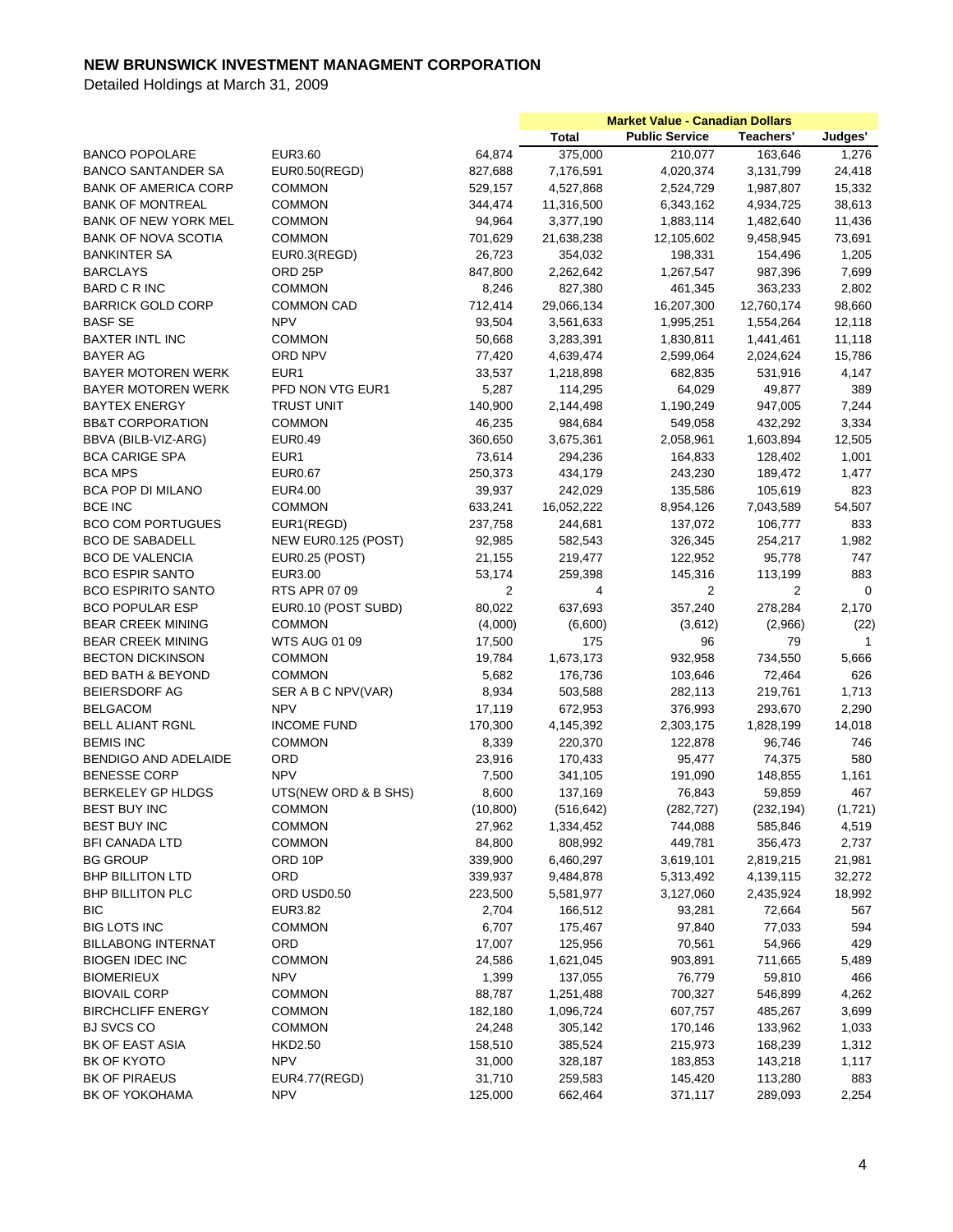# NEW BRUNSWICK INVESTMENT MANAGMENT CORPORATION

Detailed Holdings at March 31, 2009

| | | | Market Value - Canadian Dollars | | | |
|---|---|---|---|---|---|---|
| | | | Total | Public Service | Teachers' | Judges' |
| BANCO POPOLARE | EUR3.60 | 64,874 | 375,000 | 210,077 | 163,646 | 1,276 |
| BANCO SANTANDER SA | EUR0.50(REGD) | 827,688 | 7,176,591 | 4,020,374 | 3,131,799 | 24,418 |
| BANK OF AMERICA CORP | COMMON | 529,157 | 4,527,868 | 2,524,729 | 1,987,807 | 15,332 |
| BANK OF MONTREAL | COMMON | 344,474 | 11,316,500 | 6,343,162 | 4,934,725 | 38,613 |
| BANK OF NEW YORK MEL | COMMON | 94,964 | 3,377,190 | 1,883,114 | 1,482,640 | 11,436 |
| BANK OF NOVA SCOTIA | COMMON | 701,629 | 21,638,238 | 12,105,602 | 9,458,945 | 73,691 |
| BANKINTER SA | EUR0.3(REGD) | 26,723 | 354,032 | 198,331 | 154,496 | 1,205 |
| BARCLAYS | ORD 25P | 847,800 | 2,262,642 | 1,267,547 | 987,396 | 7,699 |
| BARD C R INC | COMMON | 8,246 | 827,380 | 461,345 | 363,233 | 2,802 |
| BARRICK GOLD CORP | COMMON CAD | 712,414 | 29,066,134 | 16,207,300 | 12,760,174 | 98,660 |
| BASF SE | NPV | 93,504 | 3,561,633 | 1,995,251 | 1,554,264 | 12,118 |
| BAXTER INTL INC | COMMON | 50,668 | 3,283,391 | 1,830,811 | 1,441,461 | 11,118 |
| BAYER AG | ORD NPV | 77,420 | 4,639,474 | 2,599,064 | 2,024,624 | 15,786 |
| BAYER MOTOREN WERK | EUR1 | 33,537 | 1,218,898 | 682,835 | 531,916 | 4,147 |
| BAYER MOTOREN WERK | PFD NON VTG EUR1 | 5,287 | 114,295 | 64,029 | 49,877 | 389 |
| BAYTEX ENERGY | TRUST UNIT | 140,900 | 2,144,498 | 1,190,249 | 947,005 | 7,244 |
| BB&T CORPORATION | COMMON | 46,235 | 984,684 | 549,058 | 432,292 | 3,334 |
| BBVA (BILB-VIZ-ARG) | EUR0.49 | 360,650 | 3,675,361 | 2,058,961 | 1,603,894 | 12,505 |
| BCA CARIGE SPA | EUR1 | 73,614 | 294,236 | 164,833 | 128,402 | 1,001 |
| BCA MPS | EUR0.67 | 250,373 | 434,179 | 243,230 | 189,472 | 1,477 |
| BCA POP DI MILANO | EUR4.00 | 39,937 | 242,029 | 135,586 | 105,619 | 823 |
| BCE INC | COMMON | 633,241 | 16,052,222 | 8,954,126 | 7,043,589 | 54,507 |
| BCO COM PORTUGUES | EUR1(REGD) | 237,758 | 244,681 | 137,072 | 106,777 | 833 |
| BCO DE SABADELL | NEW EUR0.125 (POST) | 92,985 | 582,543 | 326,345 | 254,217 | 1,982 |
| BCO DE VALENCIA | EUR0.25 (POST) | 21,155 | 219,477 | 122,952 | 95,778 | 747 |
| BCO ESPIR SANTO | EUR3.00 | 53,174 | 259,398 | 145,316 | 113,199 | 883 |
| BCO ESPIRITO SANTO | RTS APR 07 09 | 2 | 4 | 2 | 2 | 0 |
| BCO POPULAR ESP | EUR0.10 (POST SUBD) | 80,022 | 637,693 | 357,240 | 278,284 | 2,170 |
| BEAR CREEK MINING | COMMON | (4,000) | (6,600) | (3,612) | (2,966) | (22) |
| BEAR CREEK MINING | WTS AUG 01 09 | 17,500 | 175 | 96 | 79 | 1 |
| BECTON DICKINSON | COMMON | 19,784 | 1,673,173 | 932,958 | 734,550 | 5,666 |
| BED BATH & BEYOND | COMMON | 5,682 | 176,736 | 103,646 | 72,464 | 626 |
| BEIERSDORF AG | SER A B C NPV(VAR) | 8,934 | 503,588 | 282,113 | 219,761 | 1,713 |
| BELGACOM | NPV | 17,119 | 672,953 | 376,993 | 293,670 | 2,290 |
| BELL ALIANT RGNL | INCOME FUND | 170,300 | 4,145,392 | 2,303,175 | 1,828,199 | 14,018 |
| BEMIS INC | COMMON | 8,339 | 220,370 | 122,878 | 96,746 | 746 |
| BENDIGO AND ADELAIDE | ORD | 23,916 | 170,433 | 95,477 | 74,375 | 580 |
| BENESSE CORP | NPV | 7,500 | 341,105 | 191,090 | 148,855 | 1,161 |
| BERKELEY GP HLDGS | UTS(NEW ORD & B SHS) | 8,600 | 137,169 | 76,843 | 59,859 | 467 |
| BEST BUY INC | COMMON | (10,800) | (516,642) | (282,727) | (232,194) | (1,721) |
| BEST BUY INC | COMMON | 27,962 | 1,334,452 | 744,088 | 585,846 | 4,519 |
| BFI CANADA LTD | COMMON | 84,800 | 808,992 | 449,781 | 356,473 | 2,737 |
| BG GROUP | ORD 10P | 339,900 | 6,460,297 | 3,619,101 | 2,819,215 | 21,981 |
| BHP BILLITON LTD | ORD | 339,937 | 9,484,878 | 5,313,492 | 4,139,115 | 32,272 |
| BHP BILLITON PLC | ORD USD0.50 | 223,500 | 5,581,977 | 3,127,060 | 2,435,924 | 18,992 |
| BIC | EUR3.82 | 2,704 | 166,512 | 93,281 | 72,664 | 567 |
| BIG LOTS INC | COMMON | 6,707 | 175,467 | 97,840 | 77,033 | 594 |
| BILLABONG INTERNAT | ORD | 17,007 | 125,956 | 70,561 | 54,966 | 429 |
| BIOGEN IDEC INC | COMMON | 24,586 | 1,621,045 | 903,891 | 711,665 | 5,489 |
| BIOMERIEUX | NPV | 1,399 | 137,055 | 76,779 | 59,810 | 466 |
| BIOVAIL CORP | COMMON | 88,787 | 1,251,488 | 700,327 | 546,899 | 4,262 |
| BIRCHCLIFF ENERGY | COMMON | 182,180 | 1,096,724 | 607,757 | 485,267 | 3,699 |
| BJ SVCS CO | COMMON | 24,248 | 305,142 | 170,146 | 133,962 | 1,033 |
| BK OF EAST ASIA | HKD2.50 | 158,510 | 385,524 | 215,973 | 168,239 | 1,312 |
| BK OF KYOTO | NPV | 31,000 | 328,187 | 183,853 | 143,218 | 1,117 |
| BK OF PIRAEUS | EUR4.77(REGD) | 31,710 | 259,583 | 145,420 | 113,280 | 883 |
| BK OF YOKOHAMA | NPV | 125,000 | 662,464 | 371,117 | 289,093 | 2,254 |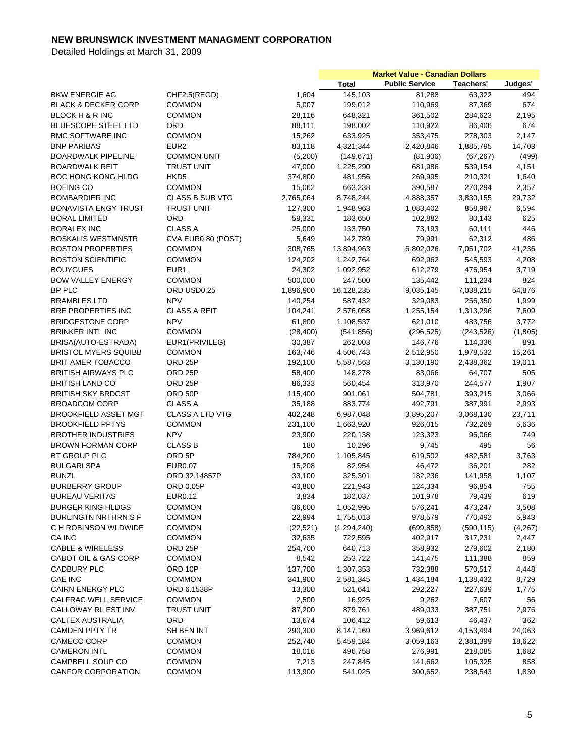# NEW BRUNSWICK INVESTMENT MANAGMENT CORPORATION

Detailed Holdings at March 31, 2009

| | | | Market Value - Canadian Dollars | | | |
|---|---|---|---|---|---|---|
| | | | Total | Public Service | Teachers' | Judges' |
| BKW ENERGIE AG | CHF2.5(REGD) | 1,604 | 145,103 | 81,288 | 63,322 | 494 |
| BLACK & DECKER CORP | COMMON | 5,007 | 199,012 | 110,969 | 87,369 | 674 |
| BLOCK H & R INC | COMMON | 28,116 | 648,321 | 361,502 | 284,623 | 2,195 |
| BLUESCOPE STEEL LTD | ORD | 88,111 | 198,002 | 110,922 | 86,406 | 674 |
| BMC SOFTWARE INC | COMMON | 15,262 | 633,925 | 353,475 | 278,303 | 2,147 |
| BNP PARIBAS | EUR2 | 83,118 | 4,321,344 | 2,420,846 | 1,885,795 | 14,703 |
| BOARDWALK PIPELINE | COMMON UNIT | (5,200) | (149,671) | (81,906) | (67,267) | (499) |
| BOARDWALK REIT | TRUST UNIT | 47,000 | 1,225,290 | 681,986 | 539,154 | 4,151 |
| BOC HONG KONG HLDG | HKD5 | 374,800 | 481,956 | 269,995 | 210,321 | 1,640 |
| BOEING CO | COMMON | 15,062 | 663,238 | 390,587 | 270,294 | 2,357 |
| BOMBARDIER INC | CLASS B SUB VTG | 2,765,064 | 8,748,244 | 4,888,357 | 3,830,155 | 29,732 |
| BONAVISTA ENGY TRUST | TRUST UNIT | 127,300 | 1,948,963 | 1,083,402 | 858,967 | 6,594 |
| BORAL LIMITED | ORD | 59,331 | 183,650 | 102,882 | 80,143 | 625 |
| BORALEX INC | CLASS A | 25,000 | 133,750 | 73,193 | 60,111 | 446 |
| BOSKALIS WESTMNSTR | CVA EUR0.80 (POST) | 5,649 | 142,789 | 79,991 | 62,312 | 486 |
| BOSTON PROPERTIES | COMMON | 308,765 | 13,894,963 | 6,802,026 | 7,051,702 | 41,236 |
| BOSTON SCIENTIFIC | COMMON | 124,202 | 1,242,764 | 692,962 | 545,593 | 4,208 |
| BOUYGUES | EUR1 | 24,302 | 1,092,952 | 612,279 | 476,954 | 3,719 |
| BOW VALLEY ENERGY | COMMON | 500,000 | 247,500 | 135,442 | 111,234 | 824 |
| BP PLC | ORD USD0.25 | 1,896,900 | 16,128,235 | 9,035,145 | 7,038,215 | 54,876 |
| BRAMBLES LTD | NPV | 140,254 | 587,432 | 329,083 | 256,350 | 1,999 |
| BRE PROPERTIES INC | CLASS A REIT | 104,241 | 2,576,058 | 1,255,154 | 1,313,296 | 7,609 |
| BRIDGESTONE CORP | NPV | 61,800 | 1,108,537 | 621,010 | 483,756 | 3,772 |
| BRINKER INTL INC | COMMON | (28,400) | (541,856) | (296,525) | (243,526) | (1,805) |
| BRISA(AUTO-ESTRADA) | EUR1(PRIVILEG) | 30,387 | 262,003 | 146,776 | 114,336 | 891 |
| BRISTOL MYERS SQUIBB | COMMON | 163,746 | 4,506,743 | 2,512,950 | 1,978,532 | 15,261 |
| BRIT AMER TOBACCO | ORD 25P | 192,100 | 5,587,563 | 3,130,190 | 2,438,362 | 19,011 |
| BRITISH AIRWAYS PLC | ORD 25P | 58,400 | 148,278 | 83,066 | 64,707 | 505 |
| BRITISH LAND CO | ORD 25P | 86,333 | 560,454 | 313,970 | 244,577 | 1,907 |
| BRITISH SKY BRDCST | ORD 50P | 115,400 | 901,061 | 504,781 | 393,215 | 3,066 |
| BROADCOM CORP | CLASS A | 35,188 | 883,774 | 492,791 | 387,991 | 2,993 |
| BROOKFIELD ASSET MGT | CLASS A LTD VTG | 402,248 | 6,987,048 | 3,895,207 | 3,068,130 | 23,711 |
| BROOKFIELD PPTYS | COMMON | 231,100 | 1,663,920 | 926,015 | 732,269 | 5,636 |
| BROTHER INDUSTRIES | NPV | 23,900 | 220,138 | 123,323 | 96,066 | 749 |
| BROWN FORMAN CORP | CLASS B | 180 | 10,296 | 9,745 | 495 | 56 |
| BT GROUP PLC | ORD 5P | 784,200 | 1,105,845 | 619,502 | 482,581 | 3,763 |
| BULGARI SPA | EUR0.07 | 15,208 | 82,954 | 46,472 | 36,201 | 282 |
| BUNZL | ORD 32.14857P | 33,100 | 325,301 | 182,236 | 141,958 | 1,107 |
| BURBERRY GROUP | ORD 0.05P | 43,800 | 221,943 | 124,334 | 96,854 | 755 |
| BUREAU VERITAS | EUR0.12 | 3,834 | 182,037 | 101,978 | 79,439 | 619 |
| BURGER KING HLDGS | COMMON | 36,600 | 1,052,995 | 576,241 | 473,247 | 3,508 |
| BURLINGTN NRTHRN S F | COMMON | 22,994 | 1,755,013 | 978,579 | 770,492 | 5,943 |
| C H ROBINSON WLDWIDE | COMMON | (22,521) | (1,294,240) | (699,858) | (590,115) | (4,267) |
| CA INC | COMMON | 32,635 | 722,595 | 402,917 | 317,231 | 2,447 |
| CABLE & WIRELESS | ORD 25P | 254,700 | 640,713 | 358,932 | 279,602 | 2,180 |
| CABOT OIL & GAS CORP | COMMON | 8,542 | 253,722 | 141,475 | 111,388 | 859 |
| CADBURY PLC | ORD 10P | 137,700 | 1,307,353 | 732,388 | 570,517 | 4,448 |
| CAE INC | COMMON | 341,900 | 2,581,345 | 1,434,184 | 1,138,432 | 8,729 |
| CAIRN ENERGY PLC | ORD 6.1538P | 13,300 | 521,641 | 292,227 | 227,639 | 1,775 |
| CALFRAC WELL SERVICE | COMMON | 2,500 | 16,925 | 9,262 | 7,607 | 56 |
| CALLOWAY RL EST INV | TRUST UNIT | 87,200 | 879,761 | 489,033 | 387,751 | 2,976 |
| CALTEX AUSTRALIA | ORD | 13,674 | 106,412 | 59,613 | 46,437 | 362 |
| CAMDEN PPTY TR | SH BEN INT | 290,300 | 8,147,169 | 3,969,612 | 4,153,494 | 24,063 |
| CAMECO CORP | COMMON | 252,740 | 5,459,184 | 3,059,163 | 2,381,399 | 18,622 |
| CAMERON INTL | COMMON | 18,016 | 496,758 | 276,991 | 218,085 | 1,682 |
| CAMPBELL SOUP CO | COMMON | 7,213 | 247,845 | 141,662 | 105,325 | 858 |
| CANFOR CORPORATION | COMMON | 113,900 | 541,025 | 300,652 | 238,543 | 1,830 |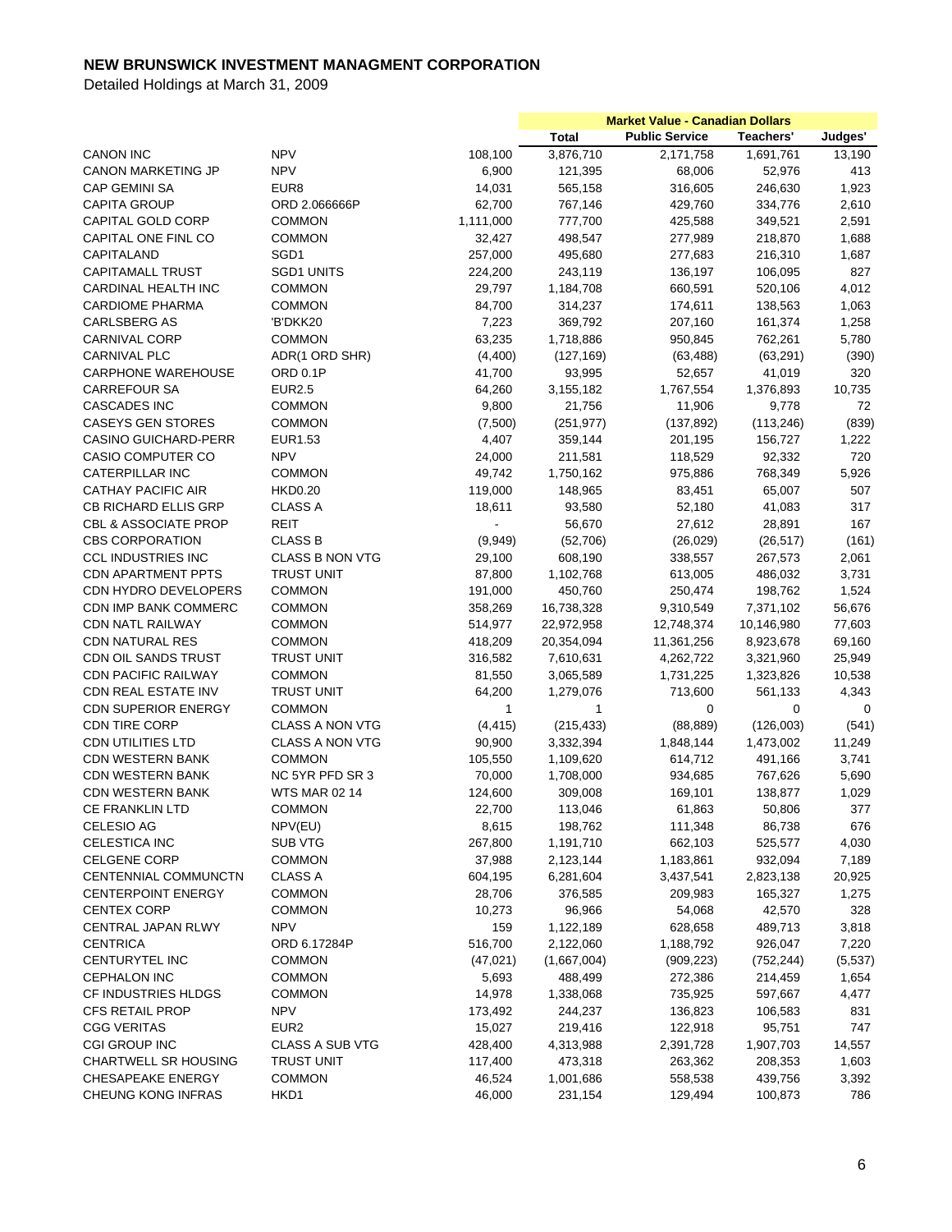# NEW BRUNSWICK INVESTMENT MANAGMENT CORPORATION

Detailed Holdings at March 31, 2009

| | | | Market Value - Canadian Dollars | | | |
|---|---|---|---|---|---|---|
| | | | Total | Public Service | Teachers' | Judges' |
| CANON INC | NPV | 108,100 | 3,876,710 | 2,171,758 | 1,691,761 | 13,190 |
| CANON MARKETING JP | NPV | 6,900 | 121,395 | 68,006 | 52,976 | 413 |
| CAP GEMINI SA | EUR8 | 14,031 | 565,158 | 316,605 | 246,630 | 1,923 |
| CAPITA GROUP | ORD 2.066666P | 62,700 | 767,146 | 429,760 | 334,776 | 2,610 |
| CAPITAL GOLD CORP | COMMON | 1,111,000 | 777,700 | 425,588 | 349,521 | 2,591 |
| CAPITAL ONE FINL CO | COMMON | 32,427 | 498,547 | 277,989 | 218,870 | 1,688 |
| CAPITALAND | SGD1 | 257,000 | 495,680 | 277,683 | 216,310 | 1,687 |
| CAPITAMALL TRUST | SGD1 UNITS | 224,200 | 243,119 | 136,197 | 106,095 | 827 |
| CARDINAL HEALTH INC | COMMON | 29,797 | 1,184,708 | 660,591 | 520,106 | 4,012 |
| CARDIOME PHARMA | COMMON | 84,700 | 314,237 | 174,611 | 138,563 | 1,063 |
| CARLSBERG AS | 'B'DKK20 | 7,223 | 369,792 | 207,160 | 161,374 | 1,258 |
| CARNIVAL CORP | COMMON | 63,235 | 1,718,886 | 950,845 | 762,261 | 5,780 |
| CARNIVAL PLC | ADR(1 ORD SHR) | (4,400) | (127,169) | (63,488) | (63,291) | (390) |
| CARPHONE WAREHOUSE | ORD 0.1P | 41,700 | 93,995 | 52,657 | 41,019 | 320 |
| CARREFOUR SA | EUR2.5 | 64,260 | 3,155,182 | 1,767,554 | 1,376,893 | 10,735 |
| CASCADES INC | COMMON | 9,800 | 21,756 | 11,906 | 9,778 | 72 |
| CASEYS GEN STORES | COMMON | (7,500) | (251,977) | (137,892) | (113,246) | (839) |
| CASINO GUICHARD-PERR | EUR1.53 | 4,407 | 359,144 | 201,195 | 156,727 | 1,222 |
| CASIO COMPUTER CO | NPV | 24,000 | 211,581 | 118,529 | 92,332 | 720 |
| CATERPILLAR INC | COMMON | 49,742 | 1,750,162 | 975,886 | 768,349 | 5,926 |
| CATHAY PACIFIC AIR | HKD0.20 | 119,000 | 148,965 | 83,451 | 65,007 | 507 |
| CB RICHARD ELLIS GRP | CLASS A | 18,611 | 93,580 | 52,180 | 41,083 | 317 |
| CBL & ASSOCIATE PROP | REIT | - | 56,670 | 27,612 | 28,891 | 167 |
| CBS CORPORATION | CLASS B | (9,949) | (52,706) | (26,029) | (26,517) | (161) |
| CCL INDUSTRIES INC | CLASS B NON VTG | 29,100 | 608,190 | 338,557 | 267,573 | 2,061 |
| CDN APARTMENT PPTS | TRUST UNIT | 87,800 | 1,102,768 | 613,005 | 486,032 | 3,731 |
| CDN HYDRO DEVELOPERS | COMMON | 191,000 | 450,760 | 250,474 | 198,762 | 1,524 |
| CDN IMP BANK COMMERC | COMMON | 358,269 | 16,738,328 | 9,310,549 | 7,371,102 | 56,676 |
| CDN NATL RAILWAY | COMMON | 514,977 | 22,972,958 | 12,748,374 | 10,146,980 | 77,603 |
| CDN NATURAL RES | COMMON | 418,209 | 20,354,094 | 11,361,256 | 8,923,678 | 69,160 |
| CDN OIL SANDS TRUST | TRUST UNIT | 316,582 | 7,610,631 | 4,262,722 | 3,321,960 | 25,949 |
| CDN PACIFIC RAILWAY | COMMON | 81,550 | 3,065,589 | 1,731,225 | 1,323,826 | 10,538 |
| CDN REAL ESTATE INV | TRUST UNIT | 64,200 | 1,279,076 | 713,600 | 561,133 | 4,343 |
| CDN SUPERIOR ENERGY | COMMON | 1 | 1 | 0 | 0 | 0 |
| CDN TIRE CORP | CLASS A NON VTG | (4,415) | (215,433) | (88,889) | (126,003) | (541) |
| CDN UTILITIES LTD | CLASS A NON VTG | 90,900 | 3,332,394 | 1,848,144 | 1,473,002 | 11,249 |
| CDN WESTERN BANK | COMMON | 105,550 | 1,109,620 | 614,712 | 491,166 | 3,741 |
| CDN WESTERN BANK | NC 5YR PFD SR 3 | 70,000 | 1,708,000 | 934,685 | 767,626 | 5,690 |
| CDN WESTERN BANK | WTS MAR 02 14 | 124,600 | 309,008 | 169,101 | 138,877 | 1,029 |
| CE FRANKLIN LTD | COMMON | 22,700 | 113,046 | 61,863 | 50,806 | 377 |
| CELESIO AG | NPV(EU) | 8,615 | 198,762 | 111,348 | 86,738 | 676 |
| CELESTICA INC | SUB VTG | 267,800 | 1,191,710 | 662,103 | 525,577 | 4,030 |
| CELGENE CORP | COMMON | 37,988 | 2,123,144 | 1,183,861 | 932,094 | 7,189 |
| CENTENNIAL COMMUNCTN | CLASS A | 604,195 | 6,281,604 | 3,437,541 | 2,823,138 | 20,925 |
| CENTERPOINT ENERGY | COMMON | 28,706 | 376,585 | 209,983 | 165,327 | 1,275 |
| CENTEX CORP | COMMON | 10,273 | 96,966 | 54,068 | 42,570 | 328 |
| CENTRAL JAPAN RLWY | NPV | 159 | 1,122,189 | 628,658 | 489,713 | 3,818 |
| CENTRICA | ORD 6.17284P | 516,700 | 2,122,060 | 1,188,792 | 926,047 | 7,220 |
| CENTURYTEL INC | COMMON | (47,021) | (1,667,004) | (909,223) | (752,244) | (5,537) |
| CEPHALON INC | COMMON | 5,693 | 488,499 | 272,386 | 214,459 | 1,654 |
| CF INDUSTRIES HLDGS | COMMON | 14,978 | 1,338,068 | 735,925 | 597,667 | 4,477 |
| CFS RETAIL PROP | NPV | 173,492 | 244,237 | 136,823 | 106,583 | 831 |
| CGG VERITAS | EUR2 | 15,027 | 219,416 | 122,918 | 95,751 | 747 |
| CGI GROUP INC | CLASS A SUB VTG | 428,400 | 4,313,988 | 2,391,728 | 1,907,703 | 14,557 |
| CHARTWELL SR HOUSING | TRUST UNIT | 117,400 | 473,318 | 263,362 | 208,353 | 1,603 |
| CHESAPEAKE ENERGY | COMMON | 46,524 | 1,001,686 | 558,538 | 439,756 | 3,392 |
| CHEUNG KONG INFRAS | HKD1 | 46,000 | 231,154 | 129,494 | 100,873 | 786 |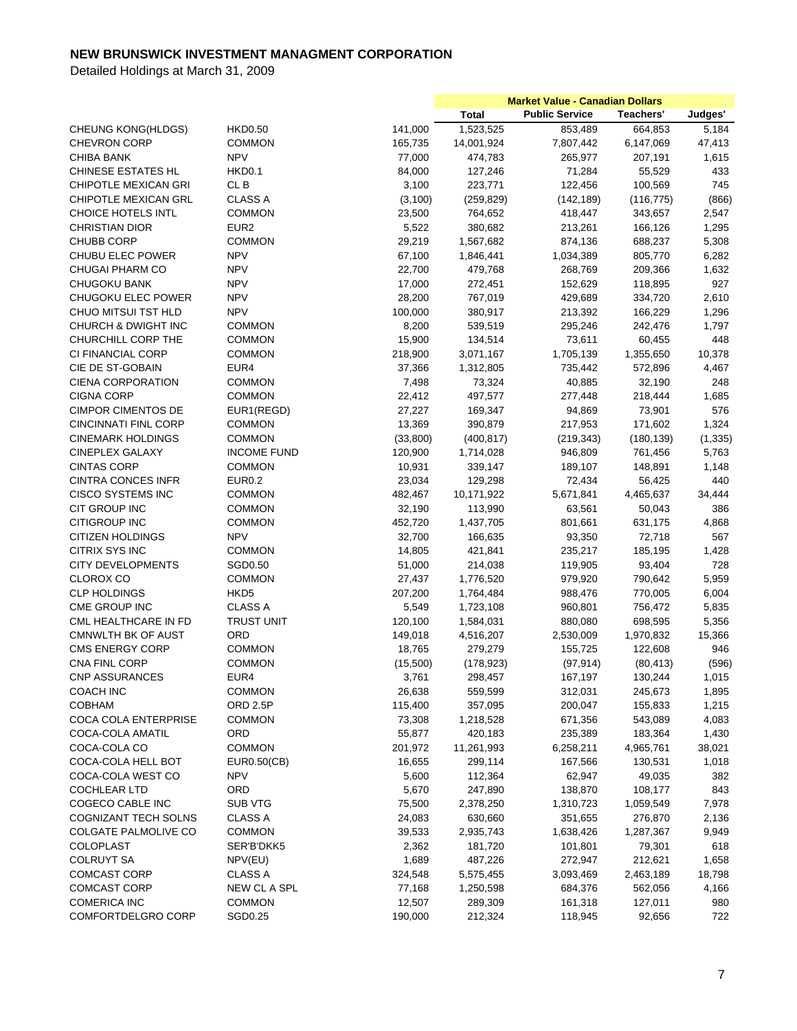# NEW BRUNSWICK INVESTMENT MANAGMENT CORPORATION

Detailed Holdings at March 31, 2009

| | | | Market Value - Canadian Dollars | | | |
|---|---|---|---|---|---|---|
| | | | Total | Public Service | Teachers' | Judges' |
| CHEUNG KONG(HLDGS) | HKD0.50 | 141,000 | 1,523,525 | 853,489 | 664,853 | 5,184 |
| CHEVRON CORP | COMMON | 165,735 | 14,001,924 | 7,807,442 | 6,147,069 | 47,413 |
| CHIBA BANK | NPV | 77,000 | 474,783 | 265,977 | 207,191 | 1,615 |
| CHINESE ESTATES HL | HKD0.1 | 84,000 | 127,246 | 71,284 | 55,529 | 433 |
| CHIPOTLE MEXICAN GRI | CL B | 3,100 | 223,771 | 122,456 | 100,569 | 745 |
| CHIPOTLE MEXICAN GRL | CLASS A | (3,100) | (259,829) | (142,189) | (116,775) | (866) |
| CHOICE HOTELS INTL | COMMON | 23,500 | 764,652 | 418,447 | 343,657 | 2,547 |
| CHRISTIAN DIOR | EUR2 | 5,522 | 380,682 | 213,261 | 166,126 | 1,295 |
| CHUBB CORP | COMMON | 29,219 | 1,567,682 | 874,136 | 688,237 | 5,308 |
| CHUBU ELEC POWER | NPV | 67,100 | 1,846,441 | 1,034,389 | 805,770 | 6,282 |
| CHUGAI PHARM CO | NPV | 22,700 | 479,768 | 268,769 | 209,366 | 1,632 |
| CHUGOKU BANK | NPV | 17,000 | 272,451 | 152,629 | 118,895 | 927 |
| CHUGOKU ELEC POWER | NPV | 28,200 | 767,019 | 429,689 | 334,720 | 2,610 |
| CHUO MITSUI TST HLD | NPV | 100,000 | 380,917 | 213,392 | 166,229 | 1,296 |
| CHURCH & DWIGHT INC | COMMON | 8,200 | 539,519 | 295,246 | 242,476 | 1,797 |
| CHURCHILL CORP THE | COMMON | 15,900 | 134,514 | 73,611 | 60,455 | 448 |
| CI FINANCIAL CORP | COMMON | 218,900 | 3,071,167 | 1,705,139 | 1,355,650 | 10,378 |
| CIE DE ST-GOBAIN | EUR4 | 37,366 | 1,312,805 | 735,442 | 572,896 | 4,467 |
| CIENA CORPORATION | COMMON | 7,498 | 73,324 | 40,885 | 32,190 | 248 |
| CIGNA CORP | COMMON | 22,412 | 497,577 | 277,448 | 218,444 | 1,685 |
| CIMPOR CIMENTOS DE | EUR1(REGD) | 27,227 | 169,347 | 94,869 | 73,901 | 576 |
| CINCINNATI FINL CORP | COMMON | 13,369 | 390,879 | 217,953 | 171,602 | 1,324 |
| CINEMARK HOLDINGS | COMMON | (33,800) | (400,817) | (219,343) | (180,139) | (1,335) |
| CINEPLEX GALAXY | INCOME FUND | 120,900 | 1,714,028 | 946,809 | 761,456 | 5,763 |
| CINTAS CORP | COMMON | 10,931 | 339,147 | 189,107 | 148,891 | 1,148 |
| CINTRA CONCES INFR | EUR0.2 | 23,034 | 129,298 | 72,434 | 56,425 | 440 |
| CISCO SYSTEMS INC | COMMON | 482,467 | 10,171,922 | 5,671,841 | 4,465,637 | 34,444 |
| CIT GROUP INC | COMMON | 32,190 | 113,990 | 63,561 | 50,043 | 386 |
| CITIGROUP INC | COMMON | 452,720 | 1,437,705 | 801,661 | 631,175 | 4,868 |
| CITIZEN HOLDINGS | NPV | 32,700 | 166,635 | 93,350 | 72,718 | 567 |
| CITRIX SYS INC | COMMON | 14,805 | 421,841 | 235,217 | 185,195 | 1,428 |
| CITY DEVELOPMENTS | SGD0.50 | 51,000 | 214,038 | 119,905 | 93,404 | 728 |
| CLOROX CO | COMMON | 27,437 | 1,776,520 | 979,920 | 790,642 | 5,959 |
| CLP HOLDINGS | HKD5 | 207,200 | 1,764,484 | 988,476 | 770,005 | 6,004 |
| CME GROUP INC | CLASS A | 5,549 | 1,723,108 | 960,801 | 756,472 | 5,835 |
| CML HEALTHCARE IN FD | TRUST UNIT | 120,100 | 1,584,031 | 880,080 | 698,595 | 5,356 |
| CMNWLTH BK OF AUST | ORD | 149,018 | 4,516,207 | 2,530,009 | 1,970,832 | 15,366 |
| CMS ENERGY CORP | COMMON | 18,765 | 279,279 | 155,725 | 122,608 | 946 |
| CNA FINL CORP | COMMON | (15,500) | (178,923) | (97,914) | (80,413) | (596) |
| CNP ASSURANCES | EUR4 | 3,761 | 298,457 | 167,197 | 130,244 | 1,015 |
| COACH INC | COMMON | 26,638 | 559,599 | 312,031 | 245,673 | 1,895 |
| COBHAM | ORD 2.5P | 115,400 | 357,095 | 200,047 | 155,833 | 1,215 |
| COCA COLA ENTERPRISE | COMMON | 73,308 | 1,218,528 | 671,356 | 543,089 | 4,083 |
| COCA-COLA AMATIL | ORD | 55,877 | 420,183 | 235,389 | 183,364 | 1,430 |
| COCA-COLA CO | COMMON | 201,972 | 11,261,993 | 6,258,211 | 4,965,761 | 38,021 |
| COCA-COLA HELL BOT | EUR0.50(CB) | 16,655 | 299,114 | 167,566 | 130,531 | 1,018 |
| COCA-COLA WEST CO | NPV | 5,600 | 112,364 | 62,947 | 49,035 | 382 |
| COCHLEAR LTD | ORD | 5,670 | 247,890 | 138,870 | 108,177 | 843 |
| COGECO CABLE INC | SUB VTG | 75,500 | 2,378,250 | 1,310,723 | 1,059,549 | 7,978 |
| COGNIZANT TECH SOLNS | CLASS A | 24,083 | 630,660 | 351,655 | 276,870 | 2,136 |
| COLGATE PALMOLIVE CO | COMMON | 39,533 | 2,935,743 | 1,638,426 | 1,287,367 | 9,949 |
| COLOPLAST | SER'B'DKK5 | 2,362 | 181,720 | 101,801 | 79,301 | 618 |
| COLRUYT SA | NPV(EU) | 1,689 | 487,226 | 272,947 | 212,621 | 1,658 |
| COMCAST CORP | CLASS A | 324,548 | 5,575,455 | 3,093,469 | 2,463,189 | 18,798 |
| COMCAST CORP | NEW CL A SPL | 77,168 | 1,250,598 | 684,376 | 562,056 | 4,166 |
| COMERICA INC | COMMON | 12,507 | 289,309 | 161,318 | 127,011 | 980 |
| COMFORTDELGRO CORP | SGD0.25 | 190,000 | 212,324 | 118,945 | 92,656 | 722 |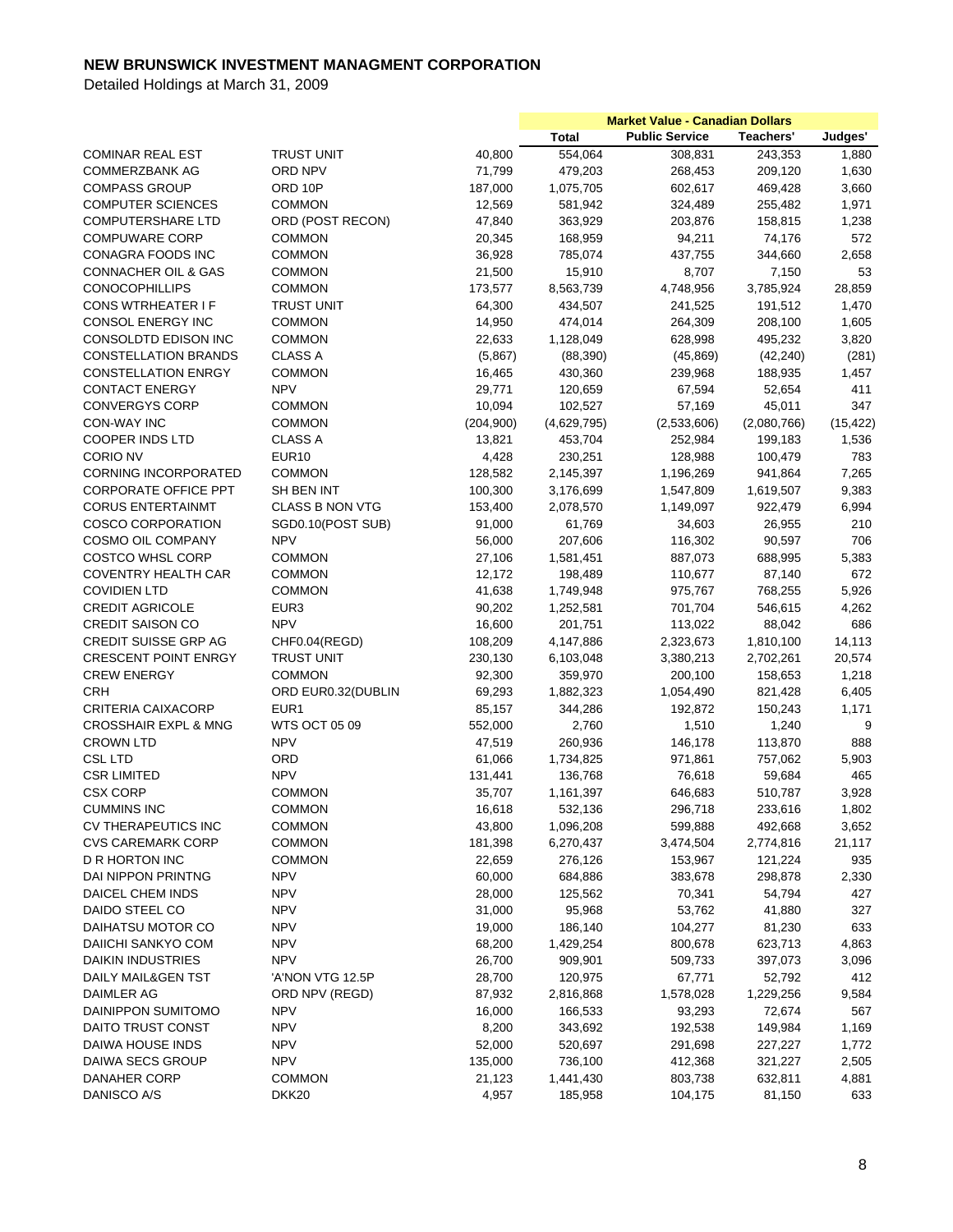# NEW BRUNSWICK INVESTMENT MANAGMENT CORPORATION

Detailed Holdings at March 31, 2009

| | | | Market Value - Canadian Dollars | | | |
|---|---|---|---|---|---|---|
| | | | Total | Public Service | Teachers' | Judges' |
| COMINAR REAL EST | TRUST UNIT | 40,800 | 554,064 | 308,831 | 243,353 | 1,880 |
| COMMERZBANK AG | ORD NPV | 71,799 | 479,203 | 268,453 | 209,120 | 1,630 |
| COMPASS GROUP | ORD 10P | 187,000 | 1,075,705 | 602,617 | 469,428 | 3,660 |
| COMPUTER SCIENCES | COMMON | 12,569 | 581,942 | 324,489 | 255,482 | 1,971 |
| COMPUTERSHARE LTD | ORD (POST RECON) | 47,840 | 363,929 | 203,876 | 158,815 | 1,238 |
| COMPUWARE CORP | COMMON | 20,345 | 168,959 | 94,211 | 74,176 | 572 |
| CONAGRA FOODS INC | COMMON | 36,928 | 785,074 | 437,755 | 344,660 | 2,658 |
| CONNACHER OIL & GAS | COMMON | 21,500 | 15,910 | 8,707 | 7,150 | 53 |
| CONOCOPHILLIPS | COMMON | 173,577 | 8,563,739 | 4,748,956 | 3,785,924 | 28,859 |
| CONS WTRHEATER I F | TRUST UNIT | 64,300 | 434,507 | 241,525 | 191,512 | 1,470 |
| CONSOL ENERGY INC | COMMON | 14,950 | 474,014 | 264,309 | 208,100 | 1,605 |
| CONSOLDTD EDISON INC | COMMON | 22,633 | 1,128,049 | 628,998 | 495,232 | 3,820 |
| CONSTELLATION BRANDS | CLASS A | (5,867) | (88,390) | (45,869) | (42,240) | (281) |
| CONSTELLATION ENRGY | COMMON | 16,465 | 430,360 | 239,968 | 188,935 | 1,457 |
| CONTACT ENERGY | NPV | 29,771 | 120,659 | 67,594 | 52,654 | 411 |
| CONVERGYS CORP | COMMON | 10,094 | 102,527 | 57,169 | 45,011 | 347 |
| CON-WAY INC | COMMON | (204,900) | (4,629,795) | (2,533,606) | (2,080,766) | (15,422) |
| COOPER INDS LTD | CLASS A | 13,821 | 453,704 | 252,984 | 199,183 | 1,536 |
| CORIO NV | EUR10 | 4,428 | 230,251 | 128,988 | 100,479 | 783 |
| CORNING INCORPORATED | COMMON | 128,582 | 2,145,397 | 1,196,269 | 941,864 | 7,265 |
| CORPORATE OFFICE PPT | SH BEN INT | 100,300 | 3,176,699 | 1,547,809 | 1,619,507 | 9,383 |
| CORUS ENTERTAINMT | CLASS B NON VTG | 153,400 | 2,078,570 | 1,149,097 | 922,479 | 6,994 |
| COSCO CORPORATION | SGD0.10(POST SUB) | 91,000 | 61,769 | 34,603 | 26,955 | 210 |
| COSMO OIL COMPANY | NPV | 56,000 | 207,606 | 116,302 | 90,597 | 706 |
| COSTCO WHSL CORP | COMMON | 27,106 | 1,581,451 | 887,073 | 688,995 | 5,383 |
| COVENTRY HEALTH CAR | COMMON | 12,172 | 198,489 | 110,677 | 87,140 | 672 |
| COVIDIEN LTD | COMMON | 41,638 | 1,749,948 | 975,767 | 768,255 | 5,926 |
| CREDIT AGRICOLE | EUR3 | 90,202 | 1,252,581 | 701,704 | 546,615 | 4,262 |
| CREDIT SAISON CO | NPV | 16,600 | 201,751 | 113,022 | 88,042 | 686 |
| CREDIT SUISSE GRP AG | CHF0.04(REGD) | 108,209 | 4,147,886 | 2,323,673 | 1,810,100 | 14,113 |
| CRESCENT POINT ENRGY | TRUST UNIT | 230,130 | 6,103,048 | 3,380,213 | 2,702,261 | 20,574 |
| CREW ENERGY | COMMON | 92,300 | 359,970 | 200,100 | 158,653 | 1,218 |
| CRH | ORD EUR0.32(DUBLIN | 69,293 | 1,882,323 | 1,054,490 | 821,428 | 6,405 |
| CRITERIA CAIXACORP | EUR1 | 85,157 | 344,286 | 192,872 | 150,243 | 1,171 |
| CROSSHAIR EXPL & MNG | WTS OCT 05 09 | 552,000 | 2,760 | 1,510 | 1,240 | 9 |
| CROWN LTD | NPV | 47,519 | 260,936 | 146,178 | 113,870 | 888 |
| CSL LTD | ORD | 61,066 | 1,734,825 | 971,861 | 757,062 | 5,903 |
| CSR LIMITED | NPV | 131,441 | 136,768 | 76,618 | 59,684 | 465 |
| CSX CORP | COMMON | 35,707 | 1,161,397 | 646,683 | 510,787 | 3,928 |
| CUMMINS INC | COMMON | 16,618 | 532,136 | 296,718 | 233,616 | 1,802 |
| CV THERAPEUTICS INC | COMMON | 43,800 | 1,096,208 | 599,888 | 492,668 | 3,652 |
| CVS CAREMARK CORP | COMMON | 181,398 | 6,270,437 | 3,474,504 | 2,774,816 | 21,117 |
| D R HORTON INC | COMMON | 22,659 | 276,126 | 153,967 | 121,224 | 935 |
| DAI NIPPON PRINTNG | NPV | 60,000 | 684,886 | 383,678 | 298,878 | 2,330 |
| DAICEL CHEM INDS | NPV | 28,000 | 125,562 | 70,341 | 54,794 | 427 |
| DAIDO STEEL CO | NPV | 31,000 | 95,968 | 53,762 | 41,880 | 327 |
| DAIHATSU MOTOR CO | NPV | 19,000 | 186,140 | 104,277 | 81,230 | 633 |
| DAIICHI SANKYO COM | NPV | 68,200 | 1,429,254 | 800,678 | 623,713 | 4,863 |
| DAIKIN INDUSTRIES | NPV | 26,700 | 909,901 | 509,733 | 397,073 | 3,096 |
| DAILY MAIL&GEN TST | 'A'NON VTG 12.5P | 28,700 | 120,975 | 67,771 | 52,792 | 412 |
| DAIMLER AG | ORD NPV (REGD) | 87,932 | 2,816,868 | 1,578,028 | 1,229,256 | 9,584 |
| DAINIPPON SUMITOMO | NPV | 16,000 | 166,533 | 93,293 | 72,674 | 567 |
| DAITO TRUST CONST | NPV | 8,200 | 343,692 | 192,538 | 149,984 | 1,169 |
| DAIWA HOUSE INDS | NPV | 52,000 | 520,697 | 291,698 | 227,227 | 1,772 |
| DAIWA SECS GROUP | NPV | 135,000 | 736,100 | 412,368 | 321,227 | 2,505 |
| DANAHER CORP | COMMON | 21,123 | 1,441,430 | 803,738 | 632,811 | 4,881 |
| DANISCO A/S | DKK20 | 4,957 | 185,958 | 104,175 | 81,150 | 633 |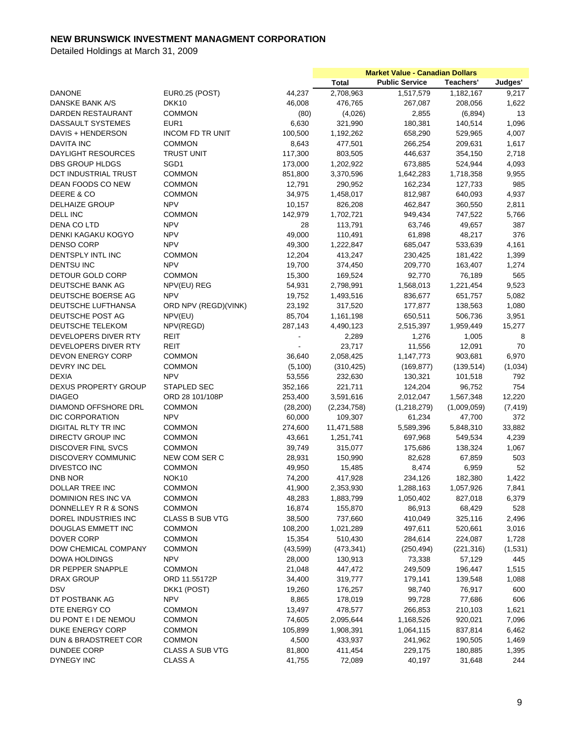# NEW BRUNSWICK INVESTMENT MANAGMENT CORPORATION

Detailed Holdings at March 31, 2009

| | | | Market Value - Canadian Dollars | | | |
|---|---|---|---|---|---|---|
| | | | Total | Public Service | Teachers' | Judges' |
| DANONE | EUR0.25 (POST) | 44,237 | 2,708,963 | 1,517,579 | 1,182,167 | 9,217 |
| DANSKE BANK A/S | DKK10 | 46,008 | 476,765 | 267,087 | 208,056 | 1,622 |
| DARDEN RESTAURANT | COMMON | (80) | (4,026) | 2,855 | (6,894) | 13 |
| DASSAULT SYSTEMES | EUR1 | 6,630 | 321,990 | 180,381 | 140,514 | 1,096 |
| DAVIS + HENDERSON | INCOM FD TR UNIT | 100,500 | 1,192,262 | 658,290 | 529,965 | 4,007 |
| DAVITA INC | COMMON | 8,643 | 477,501 | 266,254 | 209,631 | 1,617 |
| DAYLIGHT RESOURCES | TRUST UNIT | 117,300 | 803,505 | 446,637 | 354,150 | 2,718 |
| DBS GROUP HLDGS | SGD1 | 173,000 | 1,202,922 | 673,885 | 524,944 | 4,093 |
| DCT INDUSTRIAL TRUST | COMMON | 851,800 | 3,370,596 | 1,642,283 | 1,718,358 | 9,955 |
| DEAN FOODS CO NEW | COMMON | 12,791 | 290,952 | 162,234 | 127,733 | 985 |
| DEERE & CO | COMMON | 34,975 | 1,458,017 | 812,987 | 640,093 | 4,937 |
| DELHAIZE GROUP | NPV | 10,157 | 826,208 | 462,847 | 360,550 | 2,811 |
| DELL INC | COMMON | 142,979 | 1,702,721 | 949,434 | 747,522 | 5,766 |
| DENA CO LTD | NPV | 28 | 113,791 | 63,746 | 49,657 | 387 |
| DENKI KAGAKU KOGYO | NPV | 49,000 | 110,491 | 61,898 | 48,217 | 376 |
| DENSO CORP | NPV | 49,300 | 1,222,847 | 685,047 | 533,639 | 4,161 |
| DENTSPLY INTL INC | COMMON | 12,204 | 413,247 | 230,425 | 181,422 | 1,399 |
| DENTSU INC | NPV | 19,700 | 374,450 | 209,770 | 163,407 | 1,274 |
| DETOUR GOLD CORP | COMMON | 15,300 | 169,524 | 92,770 | 76,189 | 565 |
| DEUTSCHE BANK AG | NPV(EU) REG | 54,931 | 2,798,991 | 1,568,013 | 1,221,454 | 9,523 |
| DEUTSCHE BOERSE AG | NPV | 19,752 | 1,493,516 | 836,677 | 651,757 | 5,082 |
| DEUTSCHE LUFTHANSA | ORD NPV (REGD)(VINK) | 23,192 | 317,520 | 177,877 | 138,563 | 1,080 |
| DEUTSCHE POST AG | NPV(EU) | 85,704 | 1,161,198 | 650,511 | 506,736 | 3,951 |
| DEUTSCHE TELEKOM | NPV(REGD) | 287,143 | 4,490,123 | 2,515,397 | 1,959,449 | 15,277 |
| DEVELOPERS DIVER RTY | REIT | - | 2,289 | 1,276 | 1,005 | 8 |
| DEVELOPERS DIVER RTY | REIT | - | 23,717 | 11,556 | 12,091 | 70 |
| DEVON ENERGY CORP | COMMON | 36,640 | 2,058,425 | 1,147,773 | 903,681 | 6,970 |
| DEVRY INC DEL | COMMON | (5,100) | (310,425) | (169,877) | (139,514) | (1,034) |
| DEXIA | NPV | 53,556 | 232,630 | 130,321 | 101,518 | 792 |
| DEXUS PROPERTY GROUP | STAPLED SEC | 352,166 | 221,711 | 124,204 | 96,752 | 754 |
| DIAGEO | ORD 28 101/108P | 253,400 | 3,591,616 | 2,012,047 | 1,567,348 | 12,220 |
| DIAMOND OFFSHORE DRL | COMMON | (28,200) | (2,234,758) | (1,218,279) | (1,009,059) | (7,419) |
| DIC CORPORATION | NPV | 60,000 | 109,307 | 61,234 | 47,700 | 372 |
| DIGITAL RLTY TR INC | COMMON | 274,600 | 11,471,588 | 5,589,396 | 5,848,310 | 33,882 |
| DIRECTV GROUP INC | COMMON | 43,661 | 1,251,741 | 697,968 | 549,534 | 4,239 |
| DISCOVER FINL SVCS | COMMON | 39,749 | 315,077 | 175,686 | 138,324 | 1,067 |
| DISCOVERY COMMUNIC | NEW COM SER C | 28,931 | 150,990 | 82,628 | 67,859 | 503 |
| DIVESTCO INC | COMMON | 49,950 | 15,485 | 8,474 | 6,959 | 52 |
| DNB NOR | NOK10 | 74,200 | 417,928 | 234,126 | 182,380 | 1,422 |
| DOLLAR TREE INC | COMMON | 41,900 | 2,353,930 | 1,288,163 | 1,057,926 | 7,841 |
| DOMINION RES INC VA | COMMON | 48,283 | 1,883,799 | 1,050,402 | 827,018 | 6,379 |
| DONNELLEY R R & SONS | COMMON | 16,874 | 155,870 | 86,913 | 68,429 | 528 |
| DOREL INDUSTRIES INC | CLASS B SUB VTG | 38,500 | 737,660 | 410,049 | 325,116 | 2,496 |
| DOUGLAS EMMETT INC | COMMON | 108,200 | 1,021,289 | 497,611 | 520,661 | 3,016 |
| DOVER CORP | COMMON | 15,354 | 510,430 | 284,614 | 224,087 | 1,728 |
| DOW CHEMICAL COMPANY | COMMON | (43,599) | (473,341) | (250,494) | (221,316) | (1,531) |
| DOWA HOLDINGS | NPV | 28,000 | 130,913 | 73,338 | 57,129 | 445 |
| DR PEPPER SNAPPLE | COMMON | 21,048 | 447,472 | 249,509 | 196,447 | 1,515 |
| DRAX GROUP | ORD 11.55172P | 34,400 | 319,777 | 179,141 | 139,548 | 1,088 |
| DSV | DKK1 (POST) | 19,260 | 176,257 | 98,740 | 76,917 | 600 |
| DT POSTBANK AG | NPV | 8,865 | 178,019 | 99,728 | 77,686 | 606 |
| DTE ENERGY CO | COMMON | 13,497 | 478,577 | 266,853 | 210,103 | 1,621 |
| DU PONT E I DE NEMOU | COMMON | 74,605 | 2,095,644 | 1,168,526 | 920,021 | 7,096 |
| DUKE ENERGY CORP | COMMON | 105,899 | 1,908,391 | 1,064,115 | 837,814 | 6,462 |
| DUN & BRADSTREET COR | COMMON | 4,500 | 433,937 | 241,962 | 190,505 | 1,469 |
| DUNDEE CORP | CLASS A SUB VTG | 81,800 | 411,454 | 229,175 | 180,885 | 1,395 |
| DYNEGY INC | CLASS A | 41,755 | 72,089 | 40,197 | 31,648 | 244 |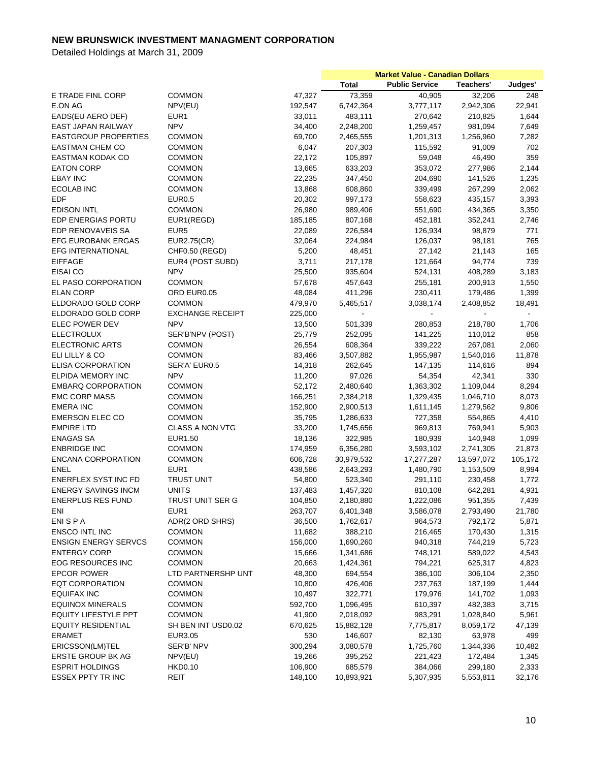# NEW BRUNSWICK INVESTMENT MANAGMENT CORPORATION

Detailed Holdings at March 31, 2009

| | | | Market Value - Canadian Dollars | | | |
|---|---|---|---|---|---|---|
| | | | Total | Public Service | Teachers' | Judges' |
| E TRADE FINL CORP | COMMON | 47,327 | 73,359 | 40,905 | 32,206 | 248 |
| E.ON AG | NPV(EU) | 192,547 | 6,742,364 | 3,777,117 | 2,942,306 | 22,941 |
| EADS(EU AERO DEF) | EUR1 | 33,011 | 483,111 | 270,642 | 210,825 | 1,644 |
| EAST JAPAN RAILWAY | NPV | 34,400 | 2,248,200 | 1,259,457 | 981,094 | 7,649 |
| EASTGROUP PROPERTIES | COMMON | 69,700 | 2,465,555 | 1,201,313 | 1,256,960 | 7,282 |
| EASTMAN CHEM CO | COMMON | 6,047 | 207,303 | 115,592 | 91,009 | 702 |
| EASTMAN KODAK CO | COMMON | 22,172 | 105,897 | 59,048 | 46,490 | 359 |
| EATON CORP | COMMON | 13,665 | 633,203 | 353,072 | 277,986 | 2,144 |
| EBAY INC | COMMON | 22,235 | 347,450 | 204,690 | 141,526 | 1,235 |
| ECOLAB INC | COMMON | 13,868 | 608,860 | 339,499 | 267,299 | 2,062 |
| EDF | EUR0.5 | 20,302 | 997,173 | 558,623 | 435,157 | 3,393 |
| EDISON INTL | COMMON | 26,980 | 989,406 | 551,690 | 434,365 | 3,350 |
| EDP ENERGIAS PORTU | EUR1(REGD) | 185,185 | 807,168 | 452,181 | 352,241 | 2,746 |
| EDP RENOVAVEIS SA | EUR5 | 22,089 | 226,584 | 126,934 | 98,879 | 771 |
| EFG EUROBANK ERGAS | EUR2.75(CR) | 32,064 | 224,984 | 126,037 | 98,181 | 765 |
| EFG INTERNATIONAL | CHF0.50 (REGD) | 5,200 | 48,451 | 27,142 | 21,143 | 165 |
| EIFFAGE | EUR4 (POST SUBD) | 3,711 | 217,178 | 121,664 | 94,774 | 739 |
| EISAI CO | NPV | 25,500 | 935,604 | 524,131 | 408,289 | 3,183 |
| EL PASO CORPORATION | COMMON | 57,678 | 457,643 | 255,181 | 200,913 | 1,550 |
| ELAN CORP | ORD EUR0.05 | 48,084 | 411,296 | 230,411 | 179,486 | 1,399 |
| ELDORADO GOLD CORP | COMMON | 479,970 | 5,465,517 | 3,038,174 | 2,408,852 | 18,491 |
| ELDORADO GOLD CORP | EXCHANGE RECEIPT | 225,000 | - | - | - | - |
| ELEC POWER DEV | NPV | 13,500 | 501,339 | 280,853 | 218,780 | 1,706 |
| ELECTROLUX | SER'B'NPV (POST) | 25,779 | 252,095 | 141,225 | 110,012 | 858 |
| ELECTRONIC ARTS | COMMON | 26,554 | 608,364 | 339,222 | 267,081 | 2,060 |
| ELI LILLY & CO | COMMON | 83,466 | 3,507,882 | 1,955,987 | 1,540,016 | 11,878 |
| ELISA CORPORATION | SER'A' EUR0.5 | 14,318 | 262,645 | 147,135 | 114,616 | 894 |
| ELPIDA MEMORY INC | NPV | 11,200 | 97,026 | 54,354 | 42,341 | 330 |
| EMBARQ CORPORATION | COMMON | 52,172 | 2,480,640 | 1,363,302 | 1,109,044 | 8,294 |
| EMC CORP MASS | COMMON | 166,251 | 2,384,218 | 1,329,435 | 1,046,710 | 8,073 |
| EMERA INC | COMMON | 152,900 | 2,900,513 | 1,611,145 | 1,279,562 | 9,806 |
| EMERSON ELEC CO | COMMON | 35,795 | 1,286,633 | 727,358 | 554,865 | 4,410 |
| EMPIRE LTD | CLASS A NON VTG | 33,200 | 1,745,656 | 969,813 | 769,941 | 5,903 |
| ENAGAS SA | EUR1.50 | 18,136 | 322,985 | 180,939 | 140,948 | 1,099 |
| ENBRIDGE INC | COMMON | 174,959 | 6,356,280 | 3,593,102 | 2,741,305 | 21,873 |
| ENCANA CORPORATION | COMMON | 606,728 | 30,979,532 | 17,277,287 | 13,597,072 | 105,172 |
| ENEL | EUR1 | 438,586 | 2,643,293 | 1,480,790 | 1,153,509 | 8,994 |
| ENERFLEX SYST INC FD | TRUST UNIT | 54,800 | 523,340 | 291,110 | 230,458 | 1,772 |
| ENERGY SAVINGS INCM | UNITS | 137,483 | 1,457,320 | 810,108 | 642,281 | 4,931 |
| ENERPLUS RES FUND | TRUST UNIT SER G | 104,850 | 2,180,880 | 1,222,086 | 951,355 | 7,439 |
| ENI | EUR1 | 263,707 | 6,401,348 | 3,586,078 | 2,793,490 | 21,780 |
| ENI S P A | ADR(2 ORD SHRS) | 36,500 | 1,762,617 | 964,573 | 792,172 | 5,871 |
| ENSCO INTL INC | COMMON | 11,682 | 388,210 | 216,465 | 170,430 | 1,315 |
| ENSIGN ENERGY SERVCS | COMMON | 156,000 | 1,690,260 | 940,318 | 744,219 | 5,723 |
| ENTERGY CORP | COMMON | 15,666 | 1,341,686 | 748,121 | 589,022 | 4,543 |
| EOG RESOURCES INC | COMMON | 20,663 | 1,424,361 | 794,221 | 625,317 | 4,823 |
| EPCOR POWER | LTD PARTNERSHP UNT | 48,300 | 694,554 | 386,100 | 306,104 | 2,350 |
| EQT CORPORATION | COMMON | 10,800 | 426,406 | 237,763 | 187,199 | 1,444 |
| EQUIFAX INC | COMMON | 10,497 | 322,771 | 179,976 | 141,702 | 1,093 |
| EQUINOX MINERALS | COMMON | 592,700 | 1,096,495 | 610,397 | 482,383 | 3,715 |
| EQUITY LIFESTYLE PPT | COMMON | 41,900 | 2,018,092 | 983,291 | 1,028,840 | 5,961 |
| EQUITY RESIDENTIAL | SH BEN INT USD0.02 | 670,625 | 15,882,128 | 7,775,817 | 8,059,172 | 47,139 |
| ERAMET | EUR3.05 | 530 | 146,607 | 82,130 | 63,978 | 499 |
| ERICSSON(LM)TEL | SER'B' NPV | 300,294 | 3,080,578 | 1,725,760 | 1,344,336 | 10,482 |
| ERSTE GROUP BK AG | NPV(EU) | 19,266 | 395,252 | 221,423 | 172,484 | 1,345 |
| ESPRIT HOLDINGS | HKD0.10 | 106,900 | 685,579 | 384,066 | 299,180 | 2,333 |
| ESSEX PPTY TR INC | REIT | 148,100 | 10,893,921 | 5,307,935 | 5,553,811 | 32,176 |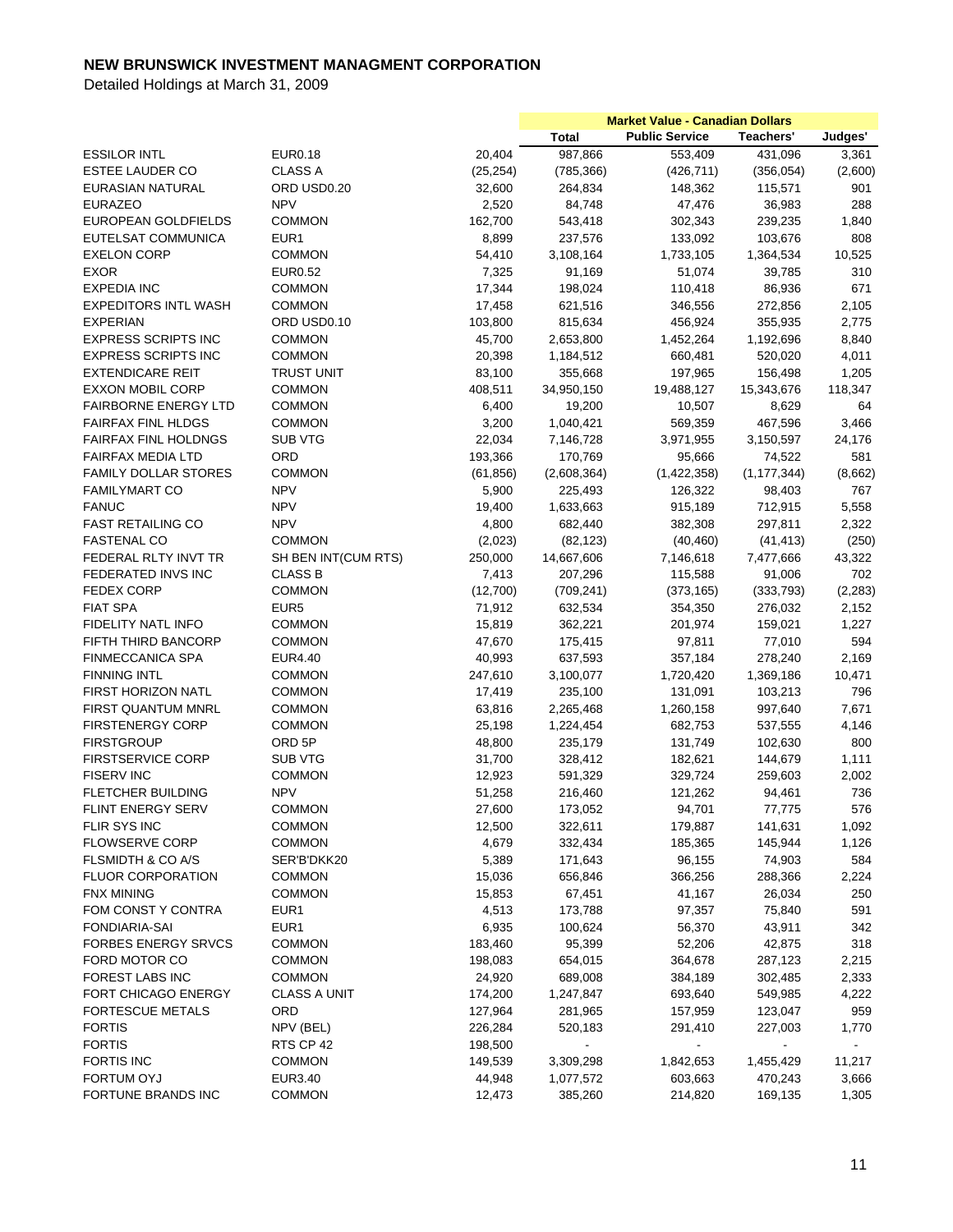# NEW BRUNSWICK INVESTMENT MANAGMENT CORPORATION

Detailed Holdings at March 31, 2009

| | | | Market Value - Canadian Dollars | | | |
|---|---|---|---|---|---|---|
| | | | Total | Public Service | Teachers' | Judges' |
| ESSILOR INTL | EUR0.18 | 20,404 | 987,866 | 553,409 | 431,096 | 3,361 |
| ESTEE LAUDER CO | CLASS A | (25,254) | (785,366) | (426,711) | (356,054) | (2,600) |
| EURASIAN NATURAL | ORD USD0.20 | 32,600 | 264,834 | 148,362 | 115,571 | 901 |
| EURAZEO | NPV | 2,520 | 84,748 | 47,476 | 36,983 | 288 |
| EUROPEAN GOLDFIELDS | COMMON | 162,700 | 543,418 | 302,343 | 239,235 | 1,840 |
| EUTELSAT COMMUNICA | EUR1 | 8,899 | 237,576 | 133,092 | 103,676 | 808 |
| EXELON CORP | COMMON | 54,410 | 3,108,164 | 1,733,105 | 1,364,534 | 10,525 |
| EXOR | EUR0.52 | 7,325 | 91,169 | 51,074 | 39,785 | 310 |
| EXPEDIA INC | COMMON | 17,344 | 198,024 | 110,418 | 86,936 | 671 |
| EXPEDITORS INTL WASH | COMMON | 17,458 | 621,516 | 346,556 | 272,856 | 2,105 |
| EXPERIAN | ORD USD0.10 | 103,800 | 815,634 | 456,924 | 355,935 | 2,775 |
| EXPRESS SCRIPTS INC | COMMON | 45,700 | 2,653,800 | 1,452,264 | 1,192,696 | 8,840 |
| EXPRESS SCRIPTS INC | COMMON | 20,398 | 1,184,512 | 660,481 | 520,020 | 4,011 |
| EXTENDICARE REIT | TRUST UNIT | 83,100 | 355,668 | 197,965 | 156,498 | 1,205 |
| EXXON MOBIL CORP | COMMON | 408,511 | 34,950,150 | 19,488,127 | 15,343,676 | 118,347 |
| FAIRBORNE ENERGY LTD | COMMON | 6,400 | 19,200 | 10,507 | 8,629 | 64 |
| FAIRFAX FINL HLDGS | COMMON | 3,200 | 1,040,421 | 569,359 | 467,596 | 3,466 |
| FAIRFAX FINL HOLDNGS | SUB VTG | 22,034 | 7,146,728 | 3,971,955 | 3,150,597 | 24,176 |
| FAIRFAX MEDIA LTD | ORD | 193,366 | 170,769 | 95,666 | 74,522 | 581 |
| FAMILY DOLLAR STORES | COMMON | (61,856) | (2,608,364) | (1,422,358) | (1,177,344) | (8,662) |
| FAMILYMART CO | NPV | 5,900 | 225,493 | 126,322 | 98,403 | 767 |
| FANUC | NPV | 19,400 | 1,633,663 | 915,189 | 712,915 | 5,558 |
| FAST RETAILING CO | NPV | 4,800 | 682,440 | 382,308 | 297,811 | 2,322 |
| FASTENAL CO | COMMON | (2,023) | (82,123) | (40,460) | (41,413) | (250) |
| FEDERAL RLTY INVT TR | SH BEN INT(CUM RTS) | 250,000 | 14,667,606 | 7,146,618 | 7,477,666 | 43,322 |
| FEDERATED INVS INC | CLASS B | 7,413 | 207,296 | 115,588 | 91,006 | 702 |
| FEDEX CORP | COMMON | (12,700) | (709,241) | (373,165) | (333,793) | (2,283) |
| FIAT SPA | EUR5 | 71,912 | 632,534 | 354,350 | 276,032 | 2,152 |
| FIDELITY NATL INFO | COMMON | 15,819 | 362,221 | 201,974 | 159,021 | 1,227 |
| FIFTH THIRD BANCORP | COMMON | 47,670 | 175,415 | 97,811 | 77,010 | 594 |
| FINMECCANICA SPA | EUR4.40 | 40,993 | 637,593 | 357,184 | 278,240 | 2,169 |
| FINNING INTL | COMMON | 247,610 | 3,100,077 | 1,720,420 | 1,369,186 | 10,471 |
| FIRST HORIZON NATL | COMMON | 17,419 | 235,100 | 131,091 | 103,213 | 796 |
| FIRST QUANTUM MNRL | COMMON | 63,816 | 2,265,468 | 1,260,158 | 997,640 | 7,671 |
| FIRSTENERGY CORP | COMMON | 25,198 | 1,224,454 | 682,753 | 537,555 | 4,146 |
| FIRSTGROUP | ORD 5P | 48,800 | 235,179 | 131,749 | 102,630 | 800 |
| FIRSTSERVICE CORP | SUB VTG | 31,700 | 328,412 | 182,621 | 144,679 | 1,111 |
| FISERV INC | COMMON | 12,923 | 591,329 | 329,724 | 259,603 | 2,002 |
| FLETCHER BUILDING | NPV | 51,258 | 216,460 | 121,262 | 94,461 | 736 |
| FLINT ENERGY SERV | COMMON | 27,600 | 173,052 | 94,701 | 77,775 | 576 |
| FLIR SYS INC | COMMON | 12,500 | 322,611 | 179,887 | 141,631 | 1,092 |
| FLOWSERVE CORP | COMMON | 4,679 | 332,434 | 185,365 | 145,944 | 1,126 |
| FLSMIDTH & CO A/S | SER'B'DKK20 | 5,389 | 171,643 | 96,155 | 74,903 | 584 |
| FLUOR CORPORATION | COMMON | 15,036 | 656,846 | 366,256 | 288,366 | 2,224 |
| FNX MINING | COMMON | 15,853 | 67,451 | 41,167 | 26,034 | 250 |
| FOM CONST Y CONTRA | EUR1 | 4,513 | 173,788 | 97,357 | 75,840 | 591 |
| FONDIARIA-SAI | EUR1 | 6,935 | 100,624 | 56,370 | 43,911 | 342 |
| FORBES ENERGY SRVCS | COMMON | 183,460 | 95,399 | 52,206 | 42,875 | 318 |
| FORD MOTOR CO | COMMON | 198,083 | 654,015 | 364,678 | 287,123 | 2,215 |
| FOREST LABS INC | COMMON | 24,920 | 689,008 | 384,189 | 302,485 | 2,333 |
| FORT CHICAGO ENERGY | CLASS A UNIT | 174,200 | 1,247,847 | 693,640 | 549,985 | 4,222 |
| FORTESCUE METALS | ORD | 127,964 | 281,965 | 157,959 | 123,047 | 959 |
| FORTIS | NPV (BEL) | 226,284 | 520,183 | 291,410 | 227,003 | 1,770 |
| FORTIS | RTS CP 42 | 198,500 | - | - | - | - |
| FORTIS INC | COMMON | 149,539 | 3,309,298 | 1,842,653 | 1,455,429 | 11,217 |
| FORTUM OYJ | EUR3.40 | 44,948 | 1,077,572 | 603,663 | 470,243 | 3,666 |
| FORTUNE BRANDS INC | COMMON | 12,473 | 385,260 | 214,820 | 169,135 | 1,305 |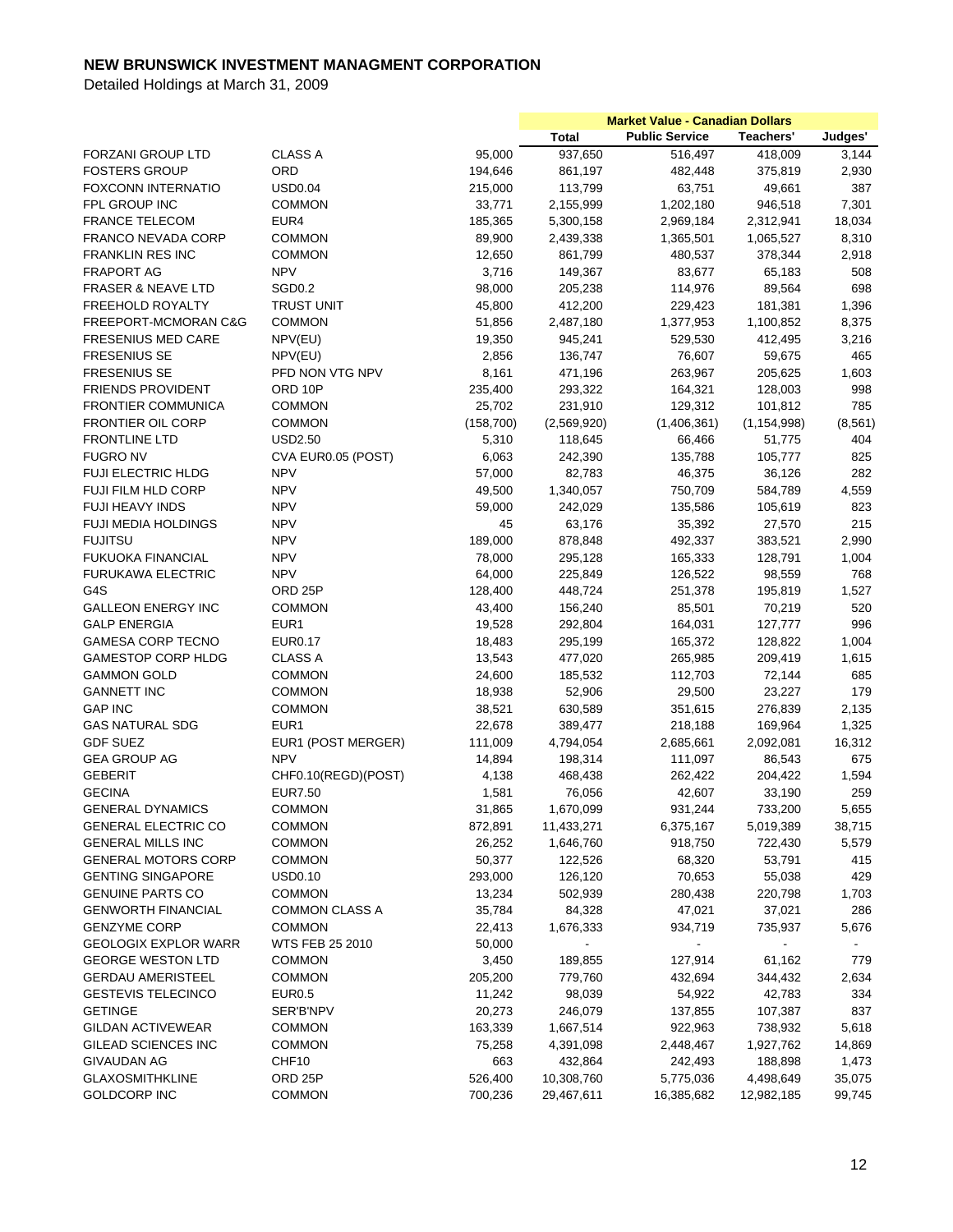# NEW BRUNSWICK INVESTMENT MANAGMENT CORPORATION

Detailed Holdings at March 31, 2009

| | | | Market Value - Canadian Dollars | | | |
|---|---|---|---|---|---|---|
| | | | Total | Public Service | Teachers' | Judges' |
| FORZANI GROUP LTD | CLASS A | 95,000 | 937,650 | 516,497 | 418,009 | 3,144 |
| FOSTERS GROUP | ORD | 194,646 | 861,197 | 482,448 | 375,819 | 2,930 |
| FOXCONN INTERNATIO | USD0.04 | 215,000 | 113,799 | 63,751 | 49,661 | 387 |
| FPL GROUP INC | COMMON | 33,771 | 2,155,999 | 1,202,180 | 946,518 | 7,301 |
| FRANCE TELECOM | EUR4 | 185,365 | 5,300,158 | 2,969,184 | 2,312,941 | 18,034 |
| FRANCO NEVADA CORP | COMMON | 89,900 | 2,439,338 | 1,365,501 | 1,065,527 | 8,310 |
| FRANKLIN RES INC | COMMON | 12,650 | 861,799 | 480,537 | 378,344 | 2,918 |
| FRAPORT AG | NPV | 3,716 | 149,367 | 83,677 | 65,183 | 508 |
| FRASER & NEAVE LTD | SGD0.2 | 98,000 | 205,238 | 114,976 | 89,564 | 698 |
| FREEHOLD ROYALTY | TRUST UNIT | 45,800 | 412,200 | 229,423 | 181,381 | 1,396 |
| FREEPORT-MCMORAN C&G | COMMON | 51,856 | 2,487,180 | 1,377,953 | 1,100,852 | 8,375 |
| FRESENIUS MED CARE | NPV(EU) | 19,350 | 945,241 | 529,530 | 412,495 | 3,216 |
| FRESENIUS SE | NPV(EU) | 2,856 | 136,747 | 76,607 | 59,675 | 465 |
| FRESENIUS SE | PFD NON VTG NPV | 8,161 | 471,196 | 263,967 | 205,625 | 1,603 |
| FRIENDS PROVIDENT | ORD 10P | 235,400 | 293,322 | 164,321 | 128,003 | 998 |
| FRONTIER COMMUNICA | COMMON | 25,702 | 231,910 | 129,312 | 101,812 | 785 |
| FRONTIER OIL CORP | COMMON | (158,700) | (2,569,920) | (1,406,361) | (1,154,998) | (8,561) |
| FRONTLINE LTD | USD2.50 | 5,310 | 118,645 | 66,466 | 51,775 | 404 |
| FUGRO NV | CVA EUR0.05 (POST) | 6,063 | 242,390 | 135,788 | 105,777 | 825 |
| FUJI ELECTRIC HLDG | NPV | 57,000 | 82,783 | 46,375 | 36,126 | 282 |
| FUJI FILM HLD CORP | NPV | 49,500 | 1,340,057 | 750,709 | 584,789 | 4,559 |
| FUJI HEAVY INDS | NPV | 59,000 | 242,029 | 135,586 | 105,619 | 823 |
| FUJI MEDIA HOLDINGS | NPV | 45 | 63,176 | 35,392 | 27,570 | 215 |
| FUJITSU | NPV | 189,000 | 878,848 | 492,337 | 383,521 | 2,990 |
| FUKUOKA FINANCIAL | NPV | 78,000 | 295,128 | 165,333 | 128,791 | 1,004 |
| FURUKAWA ELECTRIC | NPV | 64,000 | 225,849 | 126,522 | 98,559 | 768 |
| G4S | ORD 25P | 128,400 | 448,724 | 251,378 | 195,819 | 1,527 |
| GALLEON ENERGY INC | COMMON | 43,400 | 156,240 | 85,501 | 70,219 | 520 |
| GALP ENERGIA | EUR1 | 19,528 | 292,804 | 164,031 | 127,777 | 996 |
| GAMESA CORP TECNO | EUR0.17 | 18,483 | 295,199 | 165,372 | 128,822 | 1,004 |
| GAMESTOP CORP HLDG | CLASS A | 13,543 | 477,020 | 265,985 | 209,419 | 1,615 |
| GAMMON GOLD | COMMON | 24,600 | 185,532 | 112,703 | 72,144 | 685 |
| GANNETT INC | COMMON | 18,938 | 52,906 | 29,500 | 23,227 | 179 |
| GAP INC | COMMON | 38,521 | 630,589 | 351,615 | 276,839 | 2,135 |
| GAS NATURAL SDG | EUR1 | 22,678 | 389,477 | 218,188 | 169,964 | 1,325 |
| GDF SUEZ | EUR1 (POST MERGER) | 111,009 | 4,794,054 | 2,685,661 | 2,092,081 | 16,312 |
| GEA GROUP AG | NPV | 14,894 | 198,314 | 111,097 | 86,543 | 675 |
| GEBERIT | CHF0.10(REGD)(POST) | 4,138 | 468,438 | 262,422 | 204,422 | 1,594 |
| GECINA | EUR7.50 | 1,581 | 76,056 | 42,607 | 33,190 | 259 |
| GENERAL DYNAMICS | COMMON | 31,865 | 1,670,099 | 931,244 | 733,200 | 5,655 |
| GENERAL ELECTRIC CO | COMMON | 872,891 | 11,433,271 | 6,375,167 | 5,019,389 | 38,715 |
| GENERAL MILLS INC | COMMON | 26,252 | 1,646,760 | 918,750 | 722,430 | 5,579 |
| GENERAL MOTORS CORP | COMMON | 50,377 | 122,526 | 68,320 | 53,791 | 415 |
| GENTING SINGAPORE | USD0.10 | 293,000 | 126,120 | 70,653 | 55,038 | 429 |
| GENUINE PARTS CO | COMMON | 13,234 | 502,939 | 280,438 | 220,798 | 1,703 |
| GENWORTH FINANCIAL | COMMON CLASS A | 35,784 | 84,328 | 47,021 | 37,021 | 286 |
| GENZYME CORP | COMMON | 22,413 | 1,676,333 | 934,719 | 735,937 | 5,676 |
| GEOLOGIX EXPLOR WARR | WTS FEB 25 2010 | 50,000 | - | - | - | - |
| GEORGE WESTON LTD | COMMON | 3,450 | 189,855 | 127,914 | 61,162 | 779 |
| GERDAU AMERISTEEL | COMMON | 205,200 | 779,760 | 432,694 | 344,432 | 2,634 |
| GESTEVIS TELECINCO | EUR0.5 | 11,242 | 98,039 | 54,922 | 42,783 | 334 |
| GETINGE | SER'B'NPV | 20,273 | 246,079 | 137,855 | 107,387 | 837 |
| GILDAN ACTIVEWEAR | COMMON | 163,339 | 1,667,514 | 922,963 | 738,932 | 5,618 |
| GILEAD SCIENCES INC | COMMON | 75,258 | 4,391,098 | 2,448,467 | 1,927,762 | 14,869 |
| GIVAUDAN AG | CHF10 | 663 | 432,864 | 242,493 | 188,898 | 1,473 |
| GLAXOSMITHKLINE | ORD 25P | 526,400 | 10,308,760 | 5,775,036 | 4,498,649 | 35,075 |
| GOLDCORP INC | COMMON | 700,236 | 29,467,611 | 16,385,682 | 12,982,185 | 99,745 |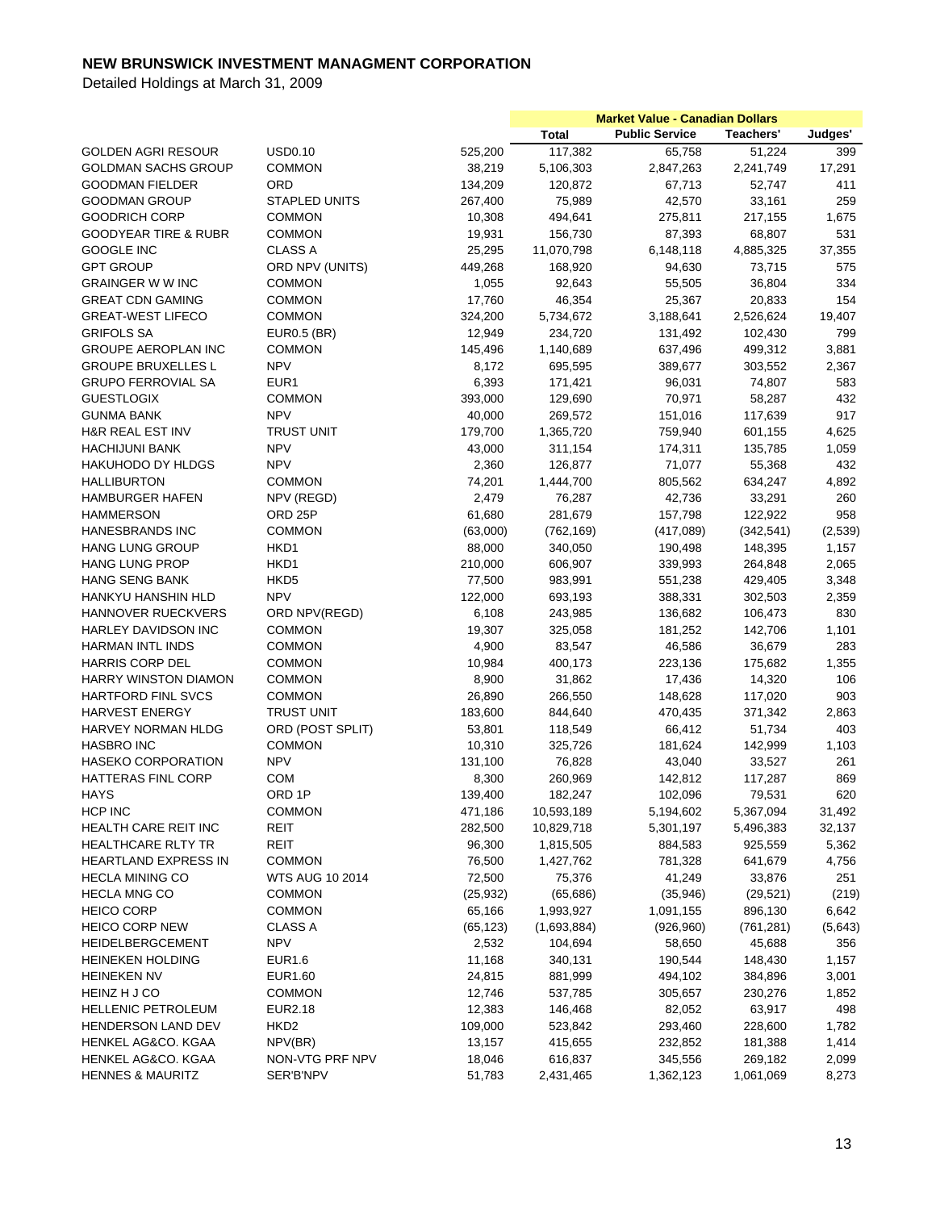# NEW BRUNSWICK INVESTMENT MANAGMENT CORPORATION

Detailed Holdings at March 31, 2009

| | | | Market Value - Canadian Dollars | | | |
|---|---|---|---|---|---|---|
| | | | Total | Public Service | Teachers' | Judges' |
| GOLDEN AGRI RESOUR | USD0.10 | 525,200 | 117,382 | 65,758 | 51,224 | 399 |
| GOLDMAN SACHS GROUP | COMMON | 38,219 | 5,106,303 | 2,847,263 | 2,241,749 | 17,291 |
| GOODMAN FIELDER | ORD | 134,209 | 120,872 | 67,713 | 52,747 | 411 |
| GOODMAN GROUP | STAPLED UNITS | 267,400 | 75,989 | 42,570 | 33,161 | 259 |
| GOODRICH CORP | COMMON | 10,308 | 494,641 | 275,811 | 217,155 | 1,675 |
| GOODYEAR TIRE & RUBR | COMMON | 19,931 | 156,730 | 87,393 | 68,807 | 531 |
| GOOGLE INC | CLASS A | 25,295 | 11,070,798 | 6,148,118 | 4,885,325 | 37,355 |
| GPT GROUP | ORD NPV (UNITS) | 449,268 | 168,920 | 94,630 | 73,715 | 575 |
| GRAINGER W W INC | COMMON | 1,055 | 92,643 | 55,505 | 36,804 | 334 |
| GREAT CDN GAMING | COMMON | 17,760 | 46,354 | 25,367 | 20,833 | 154 |
| GREAT-WEST LIFECO | COMMON | 324,200 | 5,734,672 | 3,188,641 | 2,526,624 | 19,407 |
| GRIFOLS SA | EUR0.5 (BR) | 12,949 | 234,720 | 131,492 | 102,430 | 799 |
| GROUPE AEROPLAN INC | COMMON | 145,496 | 1,140,689 | 637,496 | 499,312 | 3,881 |
| GROUPE BRUXELLES L | NPV | 8,172 | 695,595 | 389,677 | 303,552 | 2,367 |
| GRUPO FERROVIAL SA | EUR1 | 6,393 | 171,421 | 96,031 | 74,807 | 583 |
| GUESTLOGIX | COMMON | 393,000 | 129,690 | 70,971 | 58,287 | 432 |
| GUNMA BANK | NPV | 40,000 | 269,572 | 151,016 | 117,639 | 917 |
| H&R REAL EST INV | TRUST UNIT | 179,700 | 1,365,720 | 759,940 | 601,155 | 4,625 |
| HACHIJUNI BANK | NPV | 43,000 | 311,154 | 174,311 | 135,785 | 1,059 |
| HAKUHODO DY HLDGS | NPV | 2,360 | 126,877 | 71,077 | 55,368 | 432 |
| HALLIBURTON | COMMON | 74,201 | 1,444,700 | 805,562 | 634,247 | 4,892 |
| HAMBURGER HAFEN | NPV (REGD) | 2,479 | 76,287 | 42,736 | 33,291 | 260 |
| HAMMERSON | ORD 25P | 61,680 | 281,679 | 157,798 | 122,922 | 958 |
| HANESBRANDS INC | COMMON | (63,000) | (762,169) | (417,089) | (342,541) | (2,539) |
| HANG LUNG GROUP | HKD1 | 88,000 | 340,050 | 190,498 | 148,395 | 1,157 |
| HANG LUNG PROP | HKD1 | 210,000 | 606,907 | 339,993 | 264,848 | 2,065 |
| HANG SENG BANK | HKD5 | 77,500 | 983,991 | 551,238 | 429,405 | 3,348 |
| HANKYU HANSHIN HLD | NPV | 122,000 | 693,193 | 388,331 | 302,503 | 2,359 |
| HANNOVER RUECKVERS | ORD NPV(REGD) | 6,108 | 243,985 | 136,682 | 106,473 | 830 |
| HARLEY DAVIDSON INC | COMMON | 19,307 | 325,058 | 181,252 | 142,706 | 1,101 |
| HARMAN INTL INDS | COMMON | 4,900 | 83,547 | 46,586 | 36,679 | 283 |
| HARRIS CORP DEL | COMMON | 10,984 | 400,173 | 223,136 | 175,682 | 1,355 |
| HARRY WINSTON DIAMON | COMMON | 8,900 | 31,862 | 17,436 | 14,320 | 106 |
| HARTFORD FINL SVCS | COMMON | 26,890 | 266,550 | 148,628 | 117,020 | 903 |
| HARVEST ENERGY | TRUST UNIT | 183,600 | 844,640 | 470,435 | 371,342 | 2,863 |
| HARVEY NORMAN HLDG | ORD (POST SPLIT) | 53,801 | 118,549 | 66,412 | 51,734 | 403 |
| HASBRO INC | COMMON | 10,310 | 325,726 | 181,624 | 142,999 | 1,103 |
| HASEKO CORPORATION | NPV | 131,100 | 76,828 | 43,040 | 33,527 | 261 |
| HATTERAS FINL CORP | COM | 8,300 | 260,969 | 142,812 | 117,287 | 869 |
| HAYS | ORD 1P | 139,400 | 182,247 | 102,096 | 79,531 | 620 |
| HCP INC | COMMON | 471,186 | 10,593,189 | 5,194,602 | 5,367,094 | 31,492 |
| HEALTH CARE REIT INC | REIT | 282,500 | 10,829,718 | 5,301,197 | 5,496,383 | 32,137 |
| HEALTHCARE RLTY TR | REIT | 96,300 | 1,815,505 | 884,583 | 925,559 | 5,362 |
| HEARTLAND EXPRESS IN | COMMON | 76,500 | 1,427,762 | 781,328 | 641,679 | 4,756 |
| HECLA MINING CO | WTS AUG 10 2014 | 72,500 | 75,376 | 41,249 | 33,876 | 251 |
| HECLA MNG CO | COMMON | (25,932) | (65,686) | (35,946) | (29,521) | (219) |
| HEICO CORP | COMMON | 65,166 | 1,993,927 | 1,091,155 | 896,130 | 6,642 |
| HEICO CORP NEW | CLASS A | (65,123) | (1,693,884) | (926,960) | (761,281) | (5,643) |
| HEIDELBERGCEMENT | NPV | 2,532 | 104,694 | 58,650 | 45,688 | 356 |
| HEINEKEN HOLDING | EUR1.6 | 11,168 | 340,131 | 190,544 | 148,430 | 1,157 |
| HEINEKEN NV | EUR1.60 | 24,815 | 881,999 | 494,102 | 384,896 | 3,001 |
| HEINZ H J CO | COMMON | 12,746 | 537,785 | 305,657 | 230,276 | 1,852 |
| HELLENIC PETROLEUM | EUR2.18 | 12,383 | 146,468 | 82,052 | 63,917 | 498 |
| HENDERSON LAND DEV | HKD2 | 109,000 | 523,842 | 293,460 | 228,600 | 1,782 |
| HENKEL AG&CO. KGAA | NPV(BR) | 13,157 | 415,655 | 232,852 | 181,388 | 1,414 |
| HENKEL AG&CO. KGAA | NON-VTG PRF NPV | 18,046 | 616,837 | 345,556 | 269,182 | 2,099 |
| HENNES & MAURITZ | SER'B'NPV | 51,783 | 2,431,465 | 1,362,123 | 1,061,069 | 8,273 |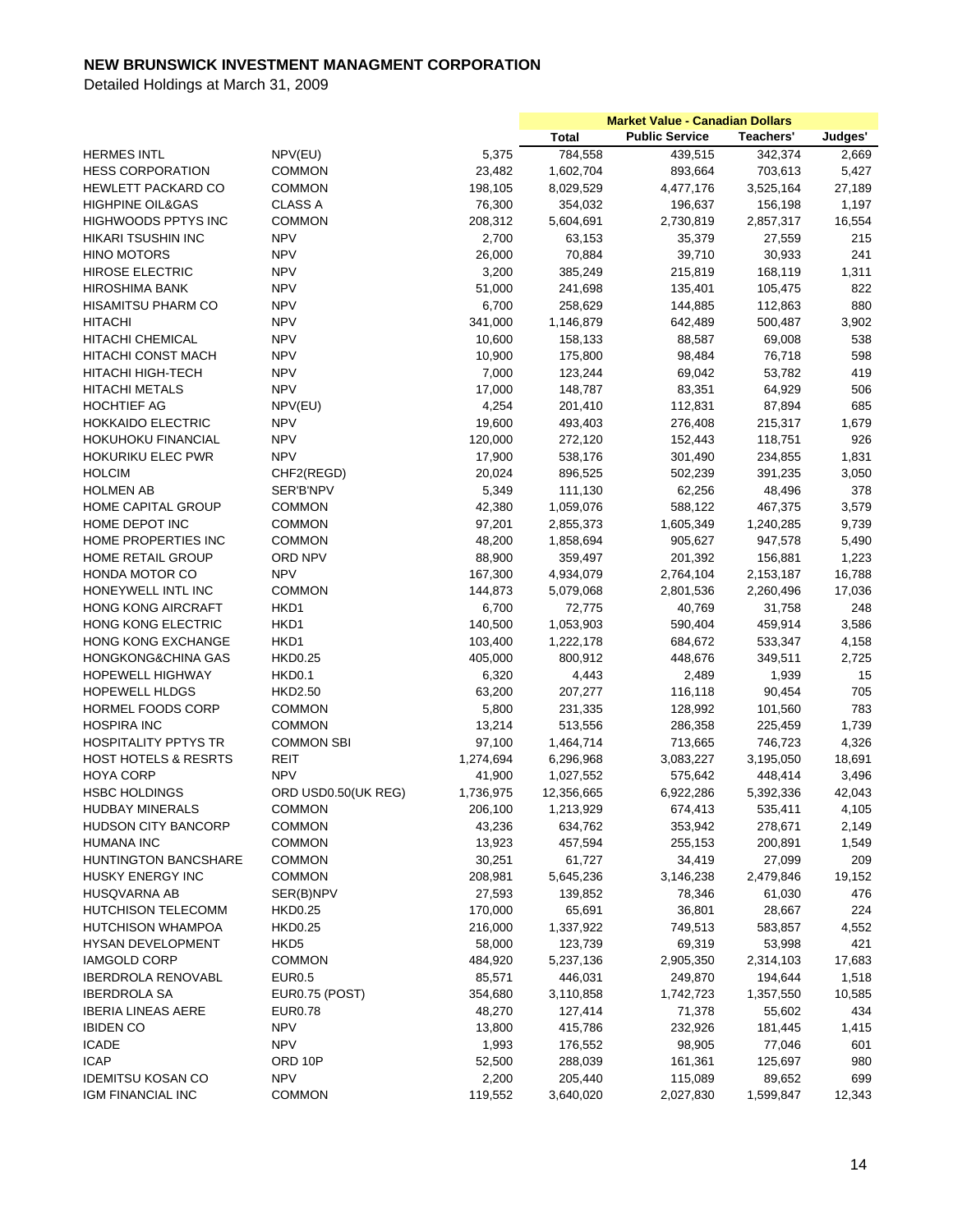# NEW BRUNSWICK INVESTMENT MANAGMENT CORPORATION

Detailed Holdings at March 31, 2009

| | | | Market Value - Canadian Dollars | | | |
|---|---|---|---|---|---|---|
| | | | Total | Public Service | Teachers' | Judges' |
| HERMES INTL | NPV(EU) | 5,375 | 784,558 | 439,515 | 342,374 | 2,669 |
| HESS CORPORATION | COMMON | 23,482 | 1,602,704 | 893,664 | 703,613 | 5,427 |
| HEWLETT PACKARD CO | COMMON | 198,105 | 8,029,529 | 4,477,176 | 3,525,164 | 27,189 |
| HIGHPINE OIL&GAS | CLASS A | 76,300 | 354,032 | 196,637 | 156,198 | 1,197 |
| HIGHWOODS PPTYS INC | COMMON | 208,312 | 5,604,691 | 2,730,819 | 2,857,317 | 16,554 |
| HIKARI TSUSHIN INC | NPV | 2,700 | 63,153 | 35,379 | 27,559 | 215 |
| HINO MOTORS | NPV | 26,000 | 70,884 | 39,710 | 30,933 | 241 |
| HIROSE ELECTRIC | NPV | 3,200 | 385,249 | 215,819 | 168,119 | 1,311 |
| HIROSHIMA BANK | NPV | 51,000 | 241,698 | 135,401 | 105,475 | 822 |
| HISAMITSU PHARM CO | NPV | 6,700 | 258,629 | 144,885 | 112,863 | 880 |
| HITACHI | NPV | 341,000 | 1,146,879 | 642,489 | 500,487 | 3,902 |
| HITACHI CHEMICAL | NPV | 10,600 | 158,133 | 88,587 | 69,008 | 538 |
| HITACHI CONST MACH | NPV | 10,900 | 175,800 | 98,484 | 76,718 | 598 |
| HITACHI HIGH-TECH | NPV | 7,000 | 123,244 | 69,042 | 53,782 | 419 |
| HITACHI METALS | NPV | 17,000 | 148,787 | 83,351 | 64,929 | 506 |
| HOCHTIEF AG | NPV(EU) | 4,254 | 201,410 | 112,831 | 87,894 | 685 |
| HOKKAIDO ELECTRIC | NPV | 19,600 | 493,403 | 276,408 | 215,317 | 1,679 |
| HOKUHOKU FINANCIAL | NPV | 120,000 | 272,120 | 152,443 | 118,751 | 926 |
| HOKURIKU ELEC PWR | NPV | 17,900 | 538,176 | 301,490 | 234,855 | 1,831 |
| HOLCIM | CHF2(REGD) | 20,024 | 896,525 | 502,239 | 391,235 | 3,050 |
| HOLMEN AB | SER'B'NPV | 5,349 | 111,130 | 62,256 | 48,496 | 378 |
| HOME CAPITAL GROUP | COMMON | 42,380 | 1,059,076 | 588,122 | 467,375 | 3,579 |
| HOME DEPOT INC | COMMON | 97,201 | 2,855,373 | 1,605,349 | 1,240,285 | 9,739 |
| HOME PROPERTIES INC | COMMON | 48,200 | 1,858,694 | 905,627 | 947,578 | 5,490 |
| HOME RETAIL GROUP | ORD NPV | 88,900 | 359,497 | 201,392 | 156,881 | 1,223 |
| HONDA MOTOR CO | NPV | 167,300 | 4,934,079 | 2,764,104 | 2,153,187 | 16,788 |
| HONEYWELL INTL INC | COMMON | 144,873 | 5,079,068 | 2,801,536 | 2,260,496 | 17,036 |
| HONG KONG AIRCRAFT | HKD1 | 6,700 | 72,775 | 40,769 | 31,758 | 248 |
| HONG KONG ELECTRIC | HKD1 | 140,500 | 1,053,903 | 590,404 | 459,914 | 3,586 |
| HONG KONG EXCHANGE | HKD1 | 103,400 | 1,222,178 | 684,672 | 533,347 | 4,158 |
| HONGKONG&CHINA GAS | HKD0.25 | 405,000 | 800,912 | 448,676 | 349,511 | 2,725 |
| HOPEWELL HIGHWAY | HKD0.1 | 6,320 | 4,443 | 2,489 | 1,939 | 15 |
| HOPEWELL HLDGS | HKD2.50 | 63,200 | 207,277 | 116,118 | 90,454 | 705 |
| HORMEL FOODS CORP | COMMON | 5,800 | 231,335 | 128,992 | 101,560 | 783 |
| HOSPIRA INC | COMMON | 13,214 | 513,556 | 286,358 | 225,459 | 1,739 |
| HOSPITALITY PPTYS TR | COMMON SBI | 97,100 | 1,464,714 | 713,665 | 746,723 | 4,326 |
| HOST HOTELS & RESRTS | REIT | 1,274,694 | 6,296,968 | 3,083,227 | 3,195,050 | 18,691 |
| HOYA CORP | NPV | 41,900 | 1,027,552 | 575,642 | 448,414 | 3,496 |
| HSBC HOLDINGS | ORD USD0.50(UK REG) | 1,736,975 | 12,356,665 | 6,922,286 | 5,392,336 | 42,043 |
| HUDBAY MINERALS | COMMON | 206,100 | 1,213,929 | 674,413 | 535,411 | 4,105 |
| HUDSON CITY BANCORP | COMMON | 43,236 | 634,762 | 353,942 | 278,671 | 2,149 |
| HUMANA INC | COMMON | 13,923 | 457,594 | 255,153 | 200,891 | 1,549 |
| HUNTINGTON BANCSHARE | COMMON | 30,251 | 61,727 | 34,419 | 27,099 | 209 |
| HUSKY ENERGY INC | COMMON | 208,981 | 5,645,236 | 3,146,238 | 2,479,846 | 19,152 |
| HUSQVARNA AB | SER(B)NPV | 27,593 | 139,852 | 78,346 | 61,030 | 476 |
| HUTCHISON TELECOMM | HKD0.25 | 170,000 | 65,691 | 36,801 | 28,667 | 224 |
| HUTCHISON WHAMPOA | HKD0.25 | 216,000 | 1,337,922 | 749,513 | 583,857 | 4,552 |
| HYSAN DEVELOPMENT | HKD5 | 58,000 | 123,739 | 69,319 | 53,998 | 421 |
| IAMGOLD CORP | COMMON | 484,920 | 5,237,136 | 2,905,350 | 2,314,103 | 17,683 |
| IBERDROLA RENOVABL | EUR0.5 | 85,571 | 446,031 | 249,870 | 194,644 | 1,518 |
| IBERDROLA SA | EUR0.75 (POST) | 354,680 | 3,110,858 | 1,742,723 | 1,357,550 | 10,585 |
| IBERIA LINEAS AERE | EUR0.78 | 48,270 | 127,414 | 71,378 | 55,602 | 434 |
| IBIDEN CO | NPV | 13,800 | 415,786 | 232,926 | 181,445 | 1,415 |
| ICADE | NPV | 1,993 | 176,552 | 98,905 | 77,046 | 601 |
| ICAP | ORD 10P | 52,500 | 288,039 | 161,361 | 125,697 | 980 |
| IDEMITSU KOSAN CO | NPV | 2,200 | 205,440 | 115,089 | 89,652 | 699 |
| IGM FINANCIAL INC | COMMON | 119,552 | 3,640,020 | 2,027,830 | 1,599,847 | 12,343 |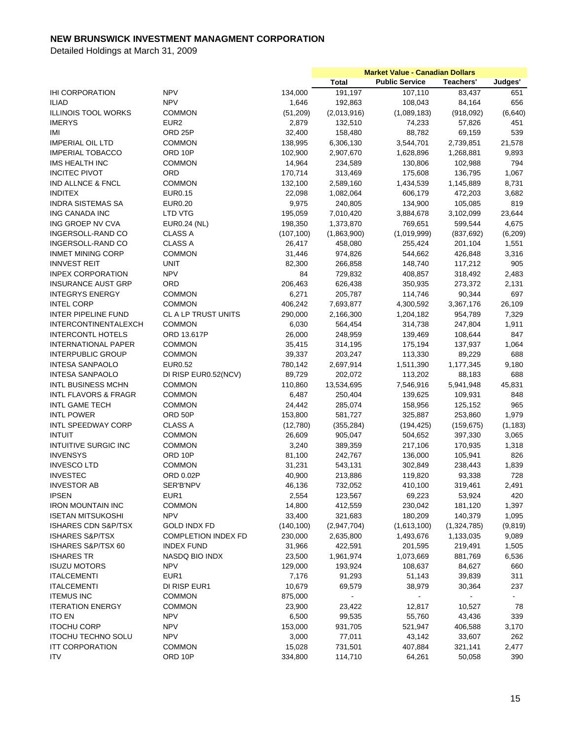# NEW BRUNSWICK INVESTMENT MANAGMENT CORPORATION

Detailed Holdings at March 31, 2009

| | | | Market Value - Canadian Dollars | | | |
|---|---|---|---|---|---|---|
| | | | Total | Public Service | Teachers' | Judges' |
| IHI CORPORATION | NPV | 134,000 | 191,197 | 107,110 | 83,437 | 651 |
| ILIAD | NPV | 1,646 | 192,863 | 108,043 | 84,164 | 656 |
| ILLINOIS TOOL WORKS | COMMON | (51,209) | (2,013,916) | (1,089,183) | (918,092) | (6,640) |
| IMERYS | EUR2 | 2,879 | 132,510 | 74,233 | 57,826 | 451 |
| IMI | ORD 25P | 32,400 | 158,480 | 88,782 | 69,159 | 539 |
| IMPERIAL OIL LTD | COMMON | 138,995 | 6,306,130 | 3,544,701 | 2,739,851 | 21,578 |
| IMPERIAL TOBACCO | ORD 10P | 102,900 | 2,907,670 | 1,628,896 | 1,268,881 | 9,893 |
| IMS HEALTH INC | COMMON | 14,964 | 234,589 | 130,806 | 102,988 | 794 |
| INCITEC PIVOT | ORD | 170,714 | 313,469 | 175,608 | 136,795 | 1,067 |
| IND ALLNCE & FNCL | COMMON | 132,100 | 2,589,160 | 1,434,539 | 1,145,889 | 8,731 |
| INDITEX | EUR0.15 | 22,098 | 1,082,064 | 606,179 | 472,203 | 3,682 |
| INDRA SISTEMAS SA | EUR0.20 | 9,975 | 240,805 | 134,900 | 105,085 | 819 |
| ING CANADA INC | LTD VTG | 195,059 | 7,010,420 | 3,884,678 | 3,102,099 | 23,644 |
| ING GROEP NV CVA | EUR0.24 (NL) | 198,350 | 1,373,870 | 769,651 | 599,544 | 4,675 |
| INGERSOLL-RAND CO | CLASS A | (107,100) | (1,863,900) | (1,019,999) | (837,692) | (6,209) |
| INGERSOLL-RAND CO | CLASS A | 26,417 | 458,080 | 255,424 | 201,104 | 1,551 |
| INMET MINING CORP | COMMON | 31,446 | 974,826 | 544,662 | 426,848 | 3,316 |
| INNVEST REIT | UNIT | 82,300 | 266,858 | 148,740 | 117,212 | 905 |
| INPEX CORPORATION | NPV | 84 | 729,832 | 408,857 | 318,492 | 2,483 |
| INSURANCE AUST GRP | ORD | 206,463 | 626,438 | 350,935 | 273,372 | 2,131 |
| INTEGRYS ENERGY | COMMON | 6,271 | 205,787 | 114,746 | 90,344 | 697 |
| INTEL CORP | COMMON | 406,242 | 7,693,877 | 4,300,592 | 3,367,176 | 26,109 |
| INTER PIPELINE FUND | CL A LP TRUST UNITS | 290,000 | 2,166,300 | 1,204,182 | 954,789 | 7,329 |
| INTERCONTINENTALEXCH | COMMON | 6,030 | 564,454 | 314,738 | 247,804 | 1,911 |
| INTERCONTL HOTELS | ORD 13.617P | 26,000 | 248,959 | 139,469 | 108,644 | 847 |
| INTERNATIONAL PAPER | COMMON | 35,415 | 314,195 | 175,194 | 137,937 | 1,064 |
| INTERPUBLIC GROUP | COMMON | 39,337 | 203,247 | 113,330 | 89,229 | 688 |
| INTESA SANPAOLO | EUR0.52 | 780,142 | 2,697,914 | 1,511,390 | 1,177,345 | 9,180 |
| INTESA SANPAOLO | DI RISP EUR0.52(NCV) | 89,729 | 202,072 | 113,202 | 88,183 | 688 |
| INTL BUSINESS MCHN | COMMON | 110,860 | 13,534,695 | 7,546,916 | 5,941,948 | 45,831 |
| INTL FLAVORS & FRAGR | COMMON | 6,487 | 250,404 | 139,625 | 109,931 | 848 |
| INTL GAME TECH | COMMON | 24,442 | 285,074 | 158,956 | 125,152 | 965 |
| INTL POWER | ORD 50P | 153,800 | 581,727 | 325,887 | 253,860 | 1,979 |
| INTL SPEEDWAY CORP | CLASS A | (12,780) | (355,284) | (194,425) | (159,675) | (1,183) |
| INTUIT | COMMON | 26,609 | 905,047 | 504,652 | 397,330 | 3,065 |
| INTUITIVE SURGIC INC | COMMON | 3,240 | 389,359 | 217,106 | 170,935 | 1,318 |
| INVENSYS | ORD 10P | 81,100 | 242,767 | 136,000 | 105,941 | 826 |
| INVESCO LTD | COMMON | 31,231 | 543,131 | 302,849 | 238,443 | 1,839 |
| INVESTEC | ORD 0.02P | 40,900 | 213,886 | 119,820 | 93,338 | 728 |
| INVESTOR AB | SER'B'NPV | 46,136 | 732,052 | 410,100 | 319,461 | 2,491 |
| IPSEN | EUR1 | 2,554 | 123,567 | 69,223 | 53,924 | 420 |
| IRON MOUNTAIN INC | COMMON | 14,800 | 412,559 | 230,042 | 181,120 | 1,397 |
| ISETAN MITSUKOSHI | NPV | 33,400 | 321,683 | 180,209 | 140,379 | 1,095 |
| ISHARES CDN S&P/TSX | GOLD INDX FD | (140,100) | (2,947,704) | (1,613,100) | (1,324,785) | (9,819) |
| ISHARES S&P/TSX | COMPLETION INDEX FD | 230,000 | 2,635,800 | 1,493,676 | 1,133,035 | 9,089 |
| ISHARES S&P/TSX 60 | INDEX FUND | 31,966 | 422,591 | 201,595 | 219,491 | 1,505 |
| ISHARES TR | NASDQ BIO INDX | 23,500 | 1,961,974 | 1,073,669 | 881,769 | 6,536 |
| ISUZU MOTORS | NPV | 129,000 | 193,924 | 108,637 | 84,627 | 660 |
| ITALCEMENTI | EUR1 | 7,176 | 91,293 | 51,143 | 39,839 | 311 |
| ITALCEMENTI | DI RISP EUR1 | 10,679 | 69,579 | 38,979 | 30,364 | 237 |
| ITEMUS INC | COMMON | 875,000 | - | - | - | - |
| ITERATION ENERGY | COMMON | 23,900 | 23,422 | 12,817 | 10,527 | 78 |
| ITO EN | NPV | 6,500 | 99,535 | 55,760 | 43,436 | 339 |
| ITOCHU CORP | NPV | 153,000 | 931,705 | 521,947 | 406,588 | 3,170 |
| ITOCHU TECHNO SOLU | NPV | 3,000 | 77,011 | 43,142 | 33,607 | 262 |
| ITT CORPORATION | COMMON | 15,028 | 731,501 | 407,884 | 321,141 | 2,477 |
| ITV | ORD 10P | 334,800 | 114,710 | 64,261 | 50,058 | 390 |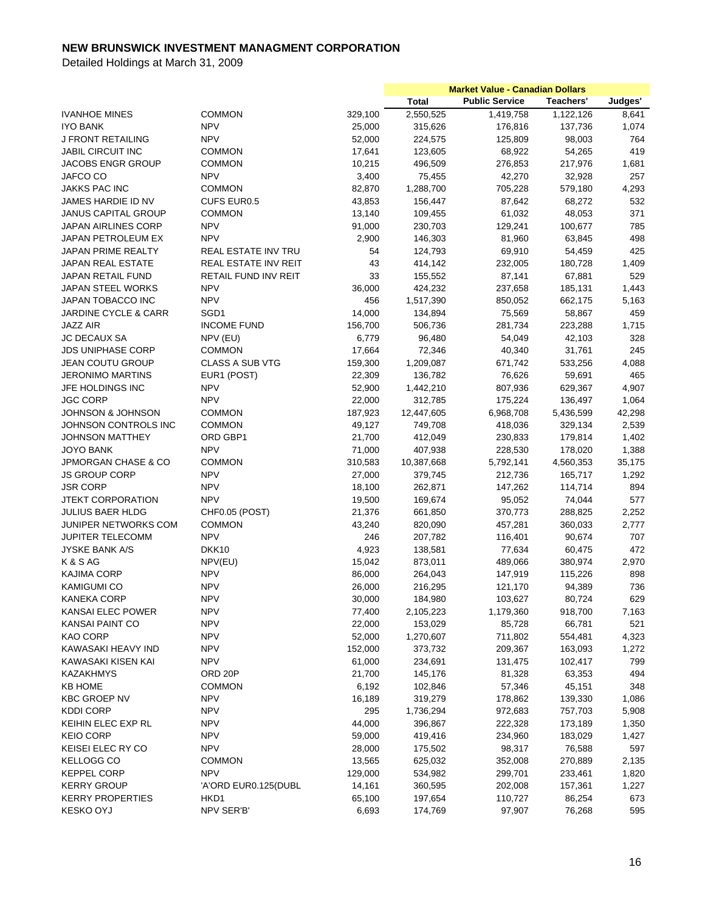## NEW BRUNSWICK INVESTMENT MANAGMENT CORPORATION

Detailed Holdings at March 31, 2009

| | | | Market Value - Canadian Dollars | | | |
|---|---|---|---|---|---|---|
| | | | **Total** | **Public Service** | **Teachers'** | **Judges'** |
| IVANHOE MINES | COMMON | 329,100 | 2,550,525 | 1,419,758 | 1,122,126 | 8,641 |
| IYO BANK | NPV | 25,000 | 315,626 | 176,816 | 137,736 | 1,074 |
| J FRONT RETAILING | NPV | 52,000 | 224,575 | 125,809 | 98,003 | 764 |
| JABIL CIRCUIT INC | COMMON | 17,641 | 123,605 | 68,922 | 54,265 | 419 |
| JACOBS ENGR GROUP | COMMON | 10,215 | 496,509 | 276,853 | 217,976 | 1,681 |
| JAFCO CO | NPV | 3,400 | 75,455 | 42,270 | 32,928 | 257 |
| JAKKS PAC INC | COMMON | 82,870 | 1,288,700 | 705,228 | 579,180 | 4,293 |
| JAMES HARDIE ID NV | CUFS EUR0.5 | 43,853 | 156,447 | 87,642 | 68,272 | 532 |
| JANUS CAPITAL GROUP | COMMON | 13,140 | 109,455 | 61,032 | 48,053 | 371 |
| JAPAN AIRLINES CORP | NPV | 91,000 | 230,703 | 129,241 | 100,677 | 785 |
| JAPAN PETROLEUM EX | NPV | 2,900 | 146,303 | 81,960 | 63,845 | 498 |
| JAPAN PRIME REALTY | REAL ESTATE INV TRU | 54 | 124,793 | 69,910 | 54,459 | 425 |
| JAPAN REAL ESTATE | REAL ESTATE INV REIT | 43 | 414,142 | 232,005 | 180,728 | 1,409 |
| JAPAN RETAIL FUND | RETAIL FUND INV REIT | 33 | 155,552 | 87,141 | 67,881 | 529 |
| JAPAN STEEL WORKS | NPV | 36,000 | 424,232 | 237,658 | 185,131 | 1,443 |
| JAPAN TOBACCO INC | NPV | 456 | 1,517,390 | 850,052 | 662,175 | 5,163 |
| JARDINE CYCLE & CARR | SGD1 | 14,000 | 134,894 | 75,569 | 58,867 | 459 |
| JAZZ AIR | INCOME FUND | 156,700 | 506,736 | 281,734 | 223,288 | 1,715 |
| JC DECAUX SA | NPV (EU) | 6,779 | 96,480 | 54,049 | 42,103 | 328 |
| JDS UNIPHASE CORP | COMMON | 17,664 | 72,346 | 40,340 | 31,761 | 245 |
| JEAN COUTU GROUP | CLASS A SUB VTG | 159,300 | 1,209,087 | 671,742 | 533,256 | 4,088 |
| JERONIMO MARTINS | EUR1 (POST) | 22,309 | 136,782 | 76,626 | 59,691 | 465 |
| JFE HOLDINGS INC | NPV | 52,900 | 1,442,210 | 807,936 | 629,367 | 4,907 |
| JGC CORP | NPV | 22,000 | 312,785 | 175,224 | 136,497 | 1,064 |
| JOHNSON & JOHNSON | COMMON | 187,923 | 12,447,605 | 6,968,708 | 5,436,599 | 42,298 |
| JOHNSON CONTROLS INC | COMMON | 49,127 | 749,708 | 418,036 | 329,134 | 2,539 |
| JOHNSON MATTHEY | ORD GBP1 | 21,700 | 412,049 | 230,833 | 179,814 | 1,402 |
| JOYO BANK | NPV | 71,000 | 407,938 | 228,530 | 178,020 | 1,388 |
| JPMORGAN CHASE & CO | COMMON | 310,583 | 10,387,668 | 5,792,141 | 4,560,353 | 35,175 |
| JS GROUP CORP | NPV | 27,000 | 379,745 | 212,736 | 165,717 | 1,292 |
| JSR CORP | NPV | 18,100 | 262,871 | 147,262 | 114,714 | 894 |
| JTEKT CORPORATION | NPV | 19,500 | 169,674 | 95,052 | 74,044 | 577 |
| JULIUS BAER HLDG | CHF0.05 (POST) | 21,376 | 661,850 | 370,773 | 288,825 | 2,252 |
| JUNIPER NETWORKS COM | COMMON | 43,240 | 820,090 | 457,281 | 360,033 | 2,777 |
| JUPITER TELECOMM | NPV | 246 | 207,782 | 116,401 | 90,674 | 707 |
| JYSKE BANK A/S | DKK10 | 4,923 | 138,581 | 77,634 | 60,475 | 472 |
| K & S AG | NPV(EU) | 15,042 | 873,011 | 489,066 | 380,974 | 2,970 |
| KAJIMA CORP | NPV | 86,000 | 264,043 | 147,919 | 115,226 | 898 |
| KAMIGUMI CO | NPV | 26,000 | 216,295 | 121,170 | 94,389 | 736 |
| KANEKA CORP | NPV | 30,000 | 184,980 | 103,627 | 80,724 | 629 |
| KANSAI ELEC POWER | NPV | 77,400 | 2,105,223 | 1,179,360 | 918,700 | 7,163 |
| KANSAI PAINT CO | NPV | 22,000 | 153,029 | 85,728 | 66,781 | 521 |
| KAO CORP | NPV | 52,000 | 1,270,607 | 711,802 | 554,481 | 4,323 |
| KAWASAKI HEAVY IND | NPV | 152,000 | 373,732 | 209,367 | 163,093 | 1,272 |
| KAWASAKI KISEN KAI | NPV | 61,000 | 234,691 | 131,475 | 102,417 | 799 |
| KAZAKHMYS | ORD 20P | 21,700 | 145,176 | 81,328 | 63,353 | 494 |
| KB HOME | COMMON | 6,192 | 102,846 | 57,346 | 45,151 | 348 |
| KBC GROEP NV | NPV | 16,189 | 319,279 | 178,862 | 139,330 | 1,086 |
| KDDI CORP | NPV | 295 | 1,736,294 | 972,683 | 757,703 | 5,908 |
| KEIHIN ELEC EXP RL | NPV | 44,000 | 396,867 | 222,328 | 173,189 | 1,350 |
| KEIO CORP | NPV | 59,000 | 419,416 | 234,960 | 183,029 | 1,427 |
| KEISEI ELEC RY CO | NPV | 28,000 | 175,502 | 98,317 | 76,588 | 597 |
| KELLOGG CO | COMMON | 13,565 | 625,032 | 352,008 | 270,889 | 2,135 |
| KEPPEL CORP | NPV | 129,000 | 534,982 | 299,701 | 233,461 | 1,820 |
| KERRY GROUP | 'A'ORD EUR0.125(DUBL | 14,161 | 360,595 | 202,008 | 157,361 | 1,227 |
| KERRY PROPERTIES | HKD1 | 65,100 | 197,654 | 110,727 | 86,254 | 673 |
| KESKO OYJ | NPV SER'B' | 6,693 | 174,769 | 97,907 | 76,268 | 595 |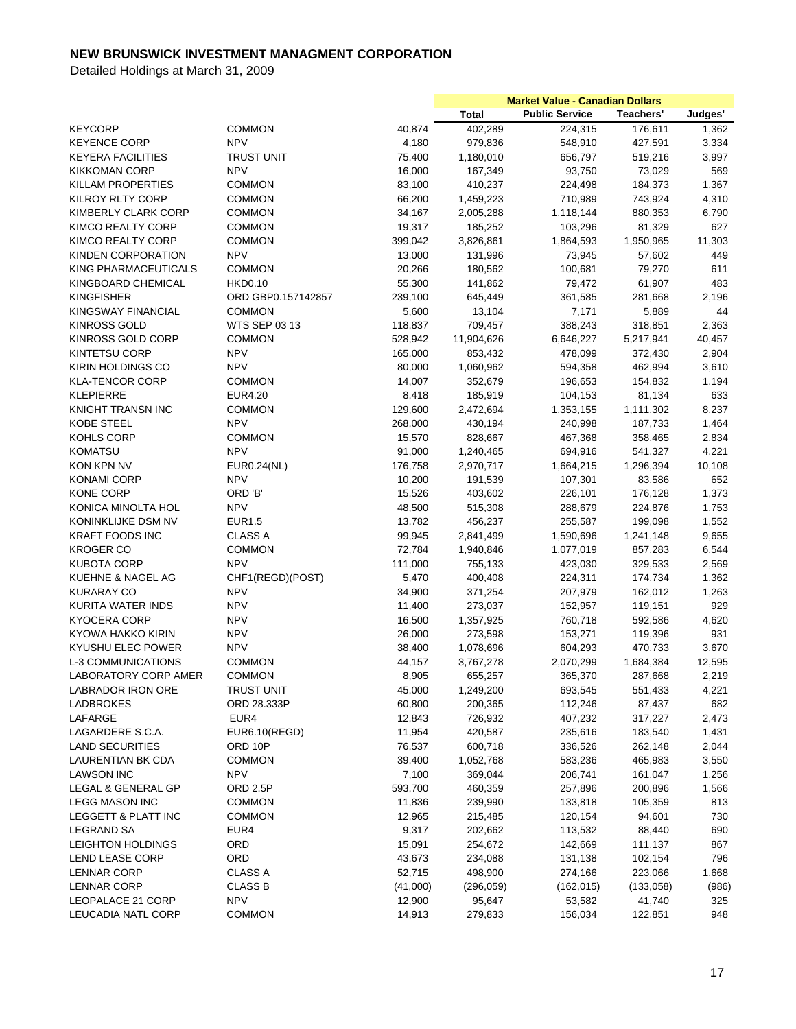# NEW BRUNSWICK INVESTMENT MANAGMENT CORPORATION

Detailed Holdings at March 31, 2009

| | | | Market Value - Canadian Dollars | | | |
|---|---|---|---|---|---|---|
| | | | Total | Public Service | Teachers' | Judges' |
| KEYCORP | COMMON | 40,874 | 402,289 | 224,315 | 176,611 | 1,362 |
| KEYENCE CORP | NPV | 4,180 | 979,836 | 548,910 | 427,591 | 3,334 |
| KEYERA FACILITIES | TRUST UNIT | 75,400 | 1,180,010 | 656,797 | 519,216 | 3,997 |
| KIKKOMAN CORP | NPV | 16,000 | 167,349 | 93,750 | 73,029 | 569 |
| KILLAM PROPERTIES | COMMON | 83,100 | 410,237 | 224,498 | 184,373 | 1,367 |
| KILROY RLTY CORP | COMMON | 66,200 | 1,459,223 | 710,989 | 743,924 | 4,310 |
| KIMBERLY CLARK CORP | COMMON | 34,167 | 2,005,288 | 1,118,144 | 880,353 | 6,790 |
| KIMCO REALTY CORP | COMMON | 19,317 | 185,252 | 103,296 | 81,329 | 627 |
| KIMCO REALTY CORP | COMMON | 399,042 | 3,826,861 | 1,864,593 | 1,950,965 | 11,303 |
| KINDEN CORPORATION | NPV | 13,000 | 131,996 | 73,945 | 57,602 | 449 |
| KING PHARMACEUTICALS | COMMON | 20,266 | 180,562 | 100,681 | 79,270 | 611 |
| KINGBOARD CHEMICAL | HKD0.10 | 55,300 | 141,862 | 79,472 | 61,907 | 483 |
| KINGFISHER | ORD GBP0.157142857 | 239,100 | 645,449 | 361,585 | 281,668 | 2,196 |
| KINGSWAY FINANCIAL | COMMON | 5,600 | 13,104 | 7,171 | 5,889 | 44 |
| KINROSS GOLD | WTS SEP 03 13 | 118,837 | 709,457 | 388,243 | 318,851 | 2,363 |
| KINROSS GOLD CORP | COMMON | 528,942 | 11,904,626 | 6,646,227 | 5,217,941 | 40,457 |
| KINTETSU CORP | NPV | 165,000 | 853,432 | 478,099 | 372,430 | 2,904 |
| KIRIN HOLDINGS CO | NPV | 80,000 | 1,060,962 | 594,358 | 462,994 | 3,610 |
| KLA-TENCOR CORP | COMMON | 14,007 | 352,679 | 196,653 | 154,832 | 1,194 |
| KLEPIERRE | EUR4.20 | 8,418 | 185,919 | 104,153 | 81,134 | 633 |
| KNIGHT TRANSN INC | COMMON | 129,600 | 2,472,694 | 1,353,155 | 1,111,302 | 8,237 |
| KOBE STEEL | NPV | 268,000 | 430,194 | 240,998 | 187,733 | 1,464 |
| KOHLS CORP | COMMON | 15,570 | 828,667 | 467,368 | 358,465 | 2,834 |
| KOMATSU | NPV | 91,000 | 1,240,465 | 694,916 | 541,327 | 4,221 |
| KON KPN NV | EUR0.24(NL) | 176,758 | 2,970,717 | 1,664,215 | 1,296,394 | 10,108 |
| KONAMI CORP | NPV | 10,200 | 191,539 | 107,301 | 83,586 | 652 |
| KONE CORP | ORD 'B' | 15,526 | 403,602 | 226,101 | 176,128 | 1,373 |
| KONICA MINOLTA HOL | NPV | 48,500 | 515,308 | 288,679 | 224,876 | 1,753 |
| KONINKLIJKE DSM NV | EUR1.5 | 13,782 | 456,237 | 255,587 | 199,098 | 1,552 |
| KRAFT FOODS INC | CLASS A | 99,945 | 2,841,499 | 1,590,696 | 1,241,148 | 9,655 |
| KROGER CO | COMMON | 72,784 | 1,940,846 | 1,077,019 | 857,283 | 6,544 |
| KUBOTA CORP | NPV | 111,000 | 755,133 | 423,030 | 329,533 | 2,569 |
| KUEHNE & NAGEL AG | CHF1(REGD)(POST) | 5,470 | 400,408 | 224,311 | 174,734 | 1,362 |
| KURARAY CO | NPV | 34,900 | 371,254 | 207,979 | 162,012 | 1,263 |
| KURITA WATER INDS | NPV | 11,400 | 273,037 | 152,957 | 119,151 | 929 |
| KYOCERA CORP | NPV | 16,500 | 1,357,925 | 760,718 | 592,586 | 4,620 |
| KYOWA HAKKO KIRIN | NPV | 26,000 | 273,598 | 153,271 | 119,396 | 931 |
| KYUSHU ELEC POWER | NPV | 38,400 | 1,078,696 | 604,293 | 470,733 | 3,670 |
| L-3 COMMUNICATIONS | COMMON | 44,157 | 3,767,278 | 2,070,299 | 1,684,384 | 12,595 |
| LABORATORY CORP AMER | COMMON | 8,905 | 655,257 | 365,370 | 287,668 | 2,219 |
| LABRADOR IRON ORE | TRUST UNIT | 45,000 | 1,249,200 | 693,545 | 551,433 | 4,221 |
| LADBROKES | ORD 28.333P | 60,800 | 200,365 | 112,246 | 87,437 | 682 |
| LAFARGE | EUR4 | 12,843 | 726,932 | 407,232 | 317,227 | 2,473 |
| LAGARDERE S.C.A. | EUR6.10(REGD) | 11,954 | 420,587 | 235,616 | 183,540 | 1,431 |
| LAND SECURITIES | ORD 10P | 76,537 | 600,718 | 336,526 | 262,148 | 2,044 |
| LAURENTIAN BK CDA | COMMON | 39,400 | 1,052,768 | 583,236 | 465,983 | 3,550 |
| LAWSON INC | NPV | 7,100 | 369,044 | 206,741 | 161,047 | 1,256 |
| LEGAL & GENERAL GP | ORD 2.5P | 593,700 | 460,359 | 257,896 | 200,896 | 1,566 |
| LEGG MASON INC | COMMON | 11,836 | 239,990 | 133,818 | 105,359 | 813 |
| LEGGETT & PLATT INC | COMMON | 12,965 | 215,485 | 120,154 | 94,601 | 730 |
| LEGRAND SA | EUR4 | 9,317 | 202,662 | 113,532 | 88,440 | 690 |
| LEIGHTON HOLDINGS | ORD | 15,091 | 254,672 | 142,669 | 111,137 | 867 |
| LEND LEASE CORP | ORD | 43,673 | 234,088 | 131,138 | 102,154 | 796 |
| LENNAR CORP | CLASS A | 52,715 | 498,900 | 274,166 | 223,066 | 1,668 |
| LENNAR CORP | CLASS B | (41,000) | (296,059) | (162,015) | (133,058) | (986) |
| LEOPALACE 21 CORP | NPV | 12,900 | 95,647 | 53,582 | 41,740 | 325 |
| LEUCADIA NATL CORP | COMMON | 14,913 | 279,833 | 156,034 | 122,851 | 948 |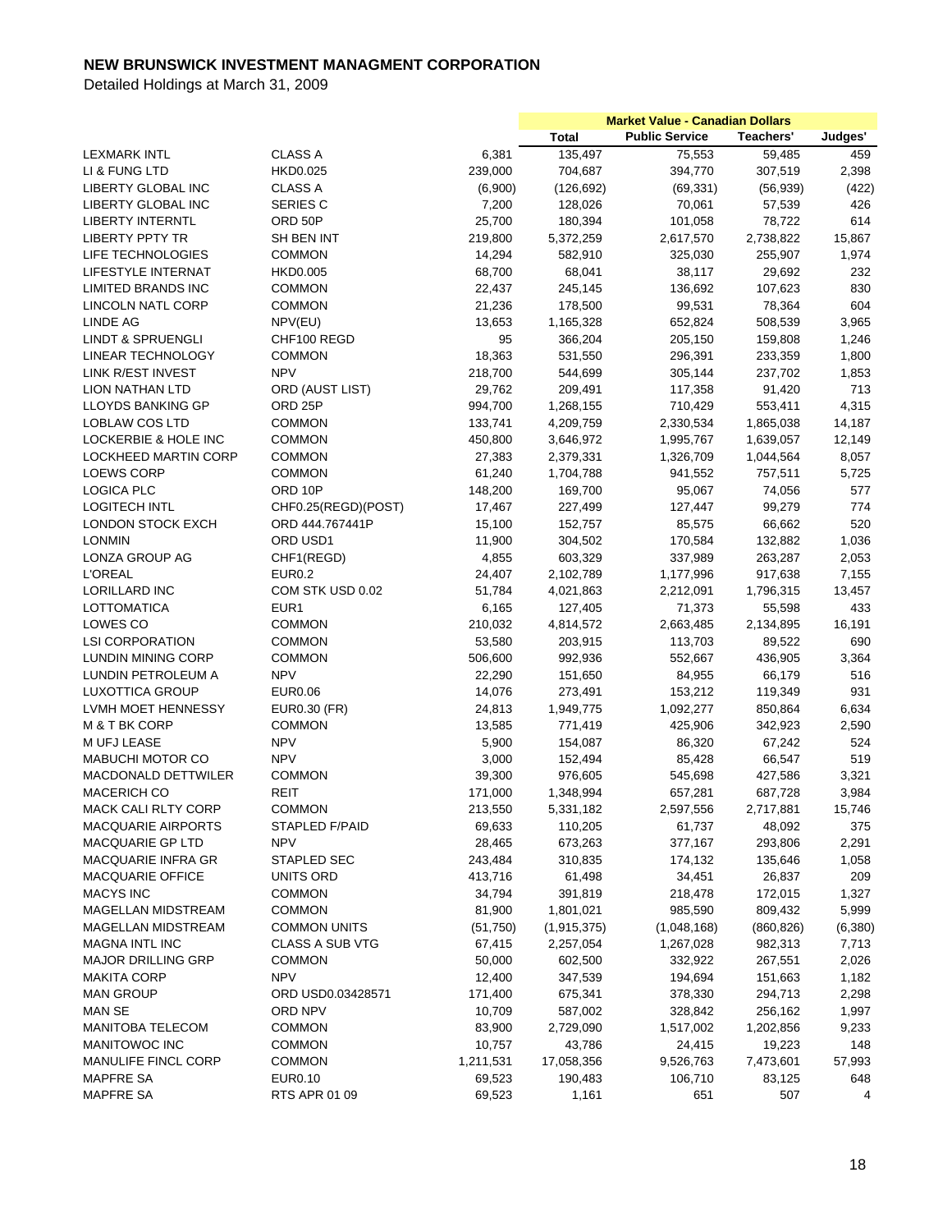# NEW BRUNSWICK INVESTMENT MANAGMENT CORPORATION

Detailed Holdings at March 31, 2009

| | | | Market Value - Canadian Dollars | | | |
|---|---|---|---|---|---|---|
| | | | Total | Public Service | Teachers' | Judges' |
| LEXMARK INTL | CLASS A | 6,381 | 135,497 | 75,553 | 59,485 | 459 |
| LI & FUNG LTD | HKD0.025 | 239,000 | 704,687 | 394,770 | 307,519 | 2,398 |
| LIBERTY GLOBAL INC | CLASS A | (6,900) | (126,692) | (69,331) | (56,939) | (422) |
| LIBERTY GLOBAL INC | SERIES C | 7,200 | 128,026 | 70,061 | 57,539 | 426 |
| LIBERTY INTERNTL | ORD 50P | 25,700 | 180,394 | 101,058 | 78,722 | 614 |
| LIBERTY PPTY TR | SH BEN INT | 219,800 | 5,372,259 | 2,617,570 | 2,738,822 | 15,867 |
| LIFE TECHNOLOGIES | COMMON | 14,294 | 582,910 | 325,030 | 255,907 | 1,974 |
| LIFESTYLE INTERNAT | HKD0.005 | 68,700 | 68,041 | 38,117 | 29,692 | 232 |
| LIMITED BRANDS INC | COMMON | 22,437 | 245,145 | 136,692 | 107,623 | 830 |
| LINCOLN NATL CORP | COMMON | 21,236 | 178,500 | 99,531 | 78,364 | 604 |
| LINDE AG | NPV(EU) | 13,653 | 1,165,328 | 652,824 | 508,539 | 3,965 |
| LINDT & SPRUENGLI | CHF100 REGD | 95 | 366,204 | 205,150 | 159,808 | 1,246 |
| LINEAR TECHNOLOGY | COMMON | 18,363 | 531,550 | 296,391 | 233,359 | 1,800 |
| LINK R/EST INVEST | NPV | 218,700 | 544,699 | 305,144 | 237,702 | 1,853 |
| LION NATHAN LTD | ORD (AUST LIST) | 29,762 | 209,491 | 117,358 | 91,420 | 713 |
| LLOYDS BANKING GP | ORD 25P | 994,700 | 1,268,155 | 710,429 | 553,411 | 4,315 |
| LOBLAW COS LTD | COMMON | 133,741 | 4,209,759 | 2,330,534 | 1,865,038 | 14,187 |
| LOCKERBIE & HOLE INC | COMMON | 450,800 | 3,646,972 | 1,995,767 | 1,639,057 | 12,149 |
| LOCKHEED MARTIN CORP | COMMON | 27,383 | 2,379,331 | 1,326,709 | 1,044,564 | 8,057 |
| LOEWS CORP | COMMON | 61,240 | 1,704,788 | 941,552 | 757,511 | 5,725 |
| LOGICA PLC | ORD 10P | 148,200 | 169,700 | 95,067 | 74,056 | 577 |
| LOGITECH INTL | CHF0.25(REGD)(POST) | 17,467 | 227,499 | 127,447 | 99,279 | 774 |
| LONDON STOCK EXCH | ORD 444.767441P | 15,100 | 152,757 | 85,575 | 66,662 | 520 |
| LONMIN | ORD USD1 | 11,900 | 304,502 | 170,584 | 132,882 | 1,036 |
| LONZA GROUP AG | CHF1(REGD) | 4,855 | 603,329 | 337,989 | 263,287 | 2,053 |
| L'OREAL | EUR0.2 | 24,407 | 2,102,789 | 1,177,996 | 917,638 | 7,155 |
| LORILLARD INC | COM STK USD 0.02 | 51,784 | 4,021,863 | 2,212,091 | 1,796,315 | 13,457 |
| LOTTOMATICA | EUR1 | 6,165 | 127,405 | 71,373 | 55,598 | 433 |
| LOWES CO | COMMON | 210,032 | 4,814,572 | 2,663,485 | 2,134,895 | 16,191 |
| LSI CORPORATION | COMMON | 53,580 | 203,915 | 113,703 | 89,522 | 690 |
| LUNDIN MINING CORP | COMMON | 506,600 | 992,936 | 552,667 | 436,905 | 3,364 |
| LUNDIN PETROLEUM A | NPV | 22,290 | 151,650 | 84,955 | 66,179 | 516 |
| LUXOTTICA GROUP | EUR0.06 | 14,076 | 273,491 | 153,212 | 119,349 | 931 |
| LVMH MOET HENNESSY | EUR0.30 (FR) | 24,813 | 1,949,775 | 1,092,277 | 850,864 | 6,634 |
| M & T BK CORP | COMMON | 13,585 | 771,419 | 425,906 | 342,923 | 2,590 |
| M UFJ LEASE | NPV | 5,900 | 154,087 | 86,320 | 67,242 | 524 |
| MABUCHI MOTOR CO | NPV | 3,000 | 152,494 | 85,428 | 66,547 | 519 |
| MACDONALD DETTWILER | COMMON | 39,300 | 976,605 | 545,698 | 427,586 | 3,321 |
| MACERICH CO | REIT | 171,000 | 1,348,994 | 657,281 | 687,728 | 3,984 |
| MACK CALI RLTY CORP | COMMON | 213,550 | 5,331,182 | 2,597,556 | 2,717,881 | 15,746 |
| MACQUARIE AIRPORTS | STAPLED F/PAID | 69,633 | 110,205 | 61,737 | 48,092 | 375 |
| MACQUARIE GP LTD | NPV | 28,465 | 673,263 | 377,167 | 293,806 | 2,291 |
| MACQUARIE INFRA GR | STAPLED SEC | 243,484 | 310,835 | 174,132 | 135,646 | 1,058 |
| MACQUARIE OFFICE | UNITS ORD | 413,716 | 61,498 | 34,451 | 26,837 | 209 |
| MACYS INC | COMMON | 34,794 | 391,819 | 218,478 | 172,015 | 1,327 |
| MAGELLAN MIDSTREAM | COMMON | 81,900 | 1,801,021 | 985,590 | 809,432 | 5,999 |
| MAGELLAN MIDSTREAM | COMMON UNITS | (51,750) | (1,915,375) | (1,048,168) | (860,826) | (6,380) |
| MAGNA INTL INC | CLASS A SUB VTG | 67,415 | 2,257,054 | 1,267,028 | 982,313 | 7,713 |
| MAJOR DRILLING GRP | COMMON | 50,000 | 602,500 | 332,922 | 267,551 | 2,026 |
| MAKITA CORP | NPV | 12,400 | 347,539 | 194,694 | 151,663 | 1,182 |
| MAN GROUP | ORD USD0.03428571 | 171,400 | 675,341 | 378,330 | 294,713 | 2,298 |
| MAN SE | ORD NPV | 10,709 | 587,002 | 328,842 | 256,162 | 1,997 |
| MANITOBA TELECOM | COMMON | 83,900 | 2,729,090 | 1,517,002 | 1,202,856 | 9,233 |
| MANITOWOC INC | COMMON | 10,757 | 43,786 | 24,415 | 19,223 | 148 |
| MANULIFE FINCL CORP | COMMON | 1,211,531 | 17,058,356 | 9,526,763 | 7,473,601 | 57,993 |
| MAPFRE SA | EUR0.10 | 69,523 | 190,483 | 106,710 | 83,125 | 648 |
| MAPFRE SA | RTS APR 01 09 | 69,523 | 1,161 | 651 | 507 | 4 |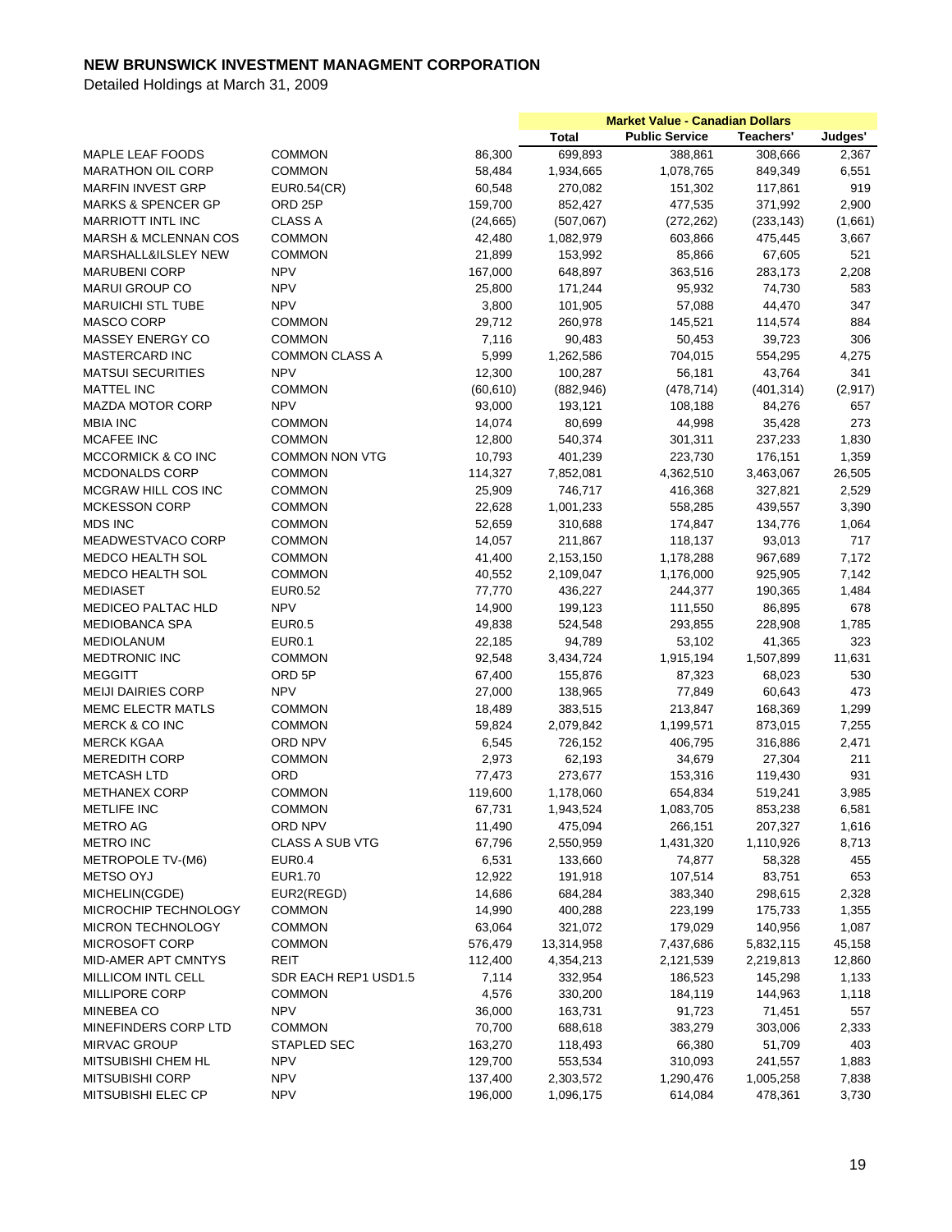# NEW BRUNSWICK INVESTMENT MANAGMENT CORPORATION

Detailed Holdings at March 31, 2009

| | | | Market Value - Canadian Dollars | | | |
|---|---|---|---|---|---|---|
| | | | Total | Public Service | Teachers' | Judges' |
| MAPLE LEAF FOODS | COMMON | 86,300 | 699,893 | 388,861 | 308,666 | 2,367 |
| MARATHON OIL CORP | COMMON | 58,484 | 1,934,665 | 1,078,765 | 849,349 | 6,551 |
| MARFIN INVEST GRP | EUR0.54(CR) | 60,548 | 270,082 | 151,302 | 117,861 | 919 |
| MARKS & SPENCER GP | ORD 25P | 159,700 | 852,427 | 477,535 | 371,992 | 2,900 |
| MARRIOTT INTL INC | CLASS A | (24,665) | (507,067) | (272,262) | (233,143) | (1,661) |
| MARSH & MCLENNAN COS | COMMON | 42,480 | 1,082,979 | 603,866 | 475,445 | 3,667 |
| MARSHALL&ILSLEY NEW | COMMON | 21,899 | 153,992 | 85,866 | 67,605 | 521 |
| MARUBENI CORP | NPV | 167,000 | 648,897 | 363,516 | 283,173 | 2,208 |
| MARUI GROUP CO | NPV | 25,800 | 171,244 | 95,932 | 74,730 | 583 |
| MARUICHI STL TUBE | NPV | 3,800 | 101,905 | 57,088 | 44,470 | 347 |
| MASCO CORP | COMMON | 29,712 | 260,978 | 145,521 | 114,574 | 884 |
| MASSEY ENERGY CO | COMMON | 7,116 | 90,483 | 50,453 | 39,723 | 306 |
| MASTERCARD INC | COMMON CLASS A | 5,999 | 1,262,586 | 704,015 | 554,295 | 4,275 |
| MATSUI SECURITIES | NPV | 12,300 | 100,287 | 56,181 | 43,764 | 341 |
| MATTEL INC | COMMON | (60,610) | (882,946) | (478,714) | (401,314) | (2,917) |
| MAZDA MOTOR CORP | NPV | 93,000 | 193,121 | 108,188 | 84,276 | 657 |
| MBIA INC | COMMON | 14,074 | 80,699 | 44,998 | 35,428 | 273 |
| MCAFEE INC | COMMON | 12,800 | 540,374 | 301,311 | 237,233 | 1,830 |
| MCCORMICK & CO INC | COMMON NON VTG | 10,793 | 401,239 | 223,730 | 176,151 | 1,359 |
| MCDONALDS CORP | COMMON | 114,327 | 7,852,081 | 4,362,510 | 3,463,067 | 26,505 |
| MCGRAW HILL COS INC | COMMON | 25,909 | 746,717 | 416,368 | 327,821 | 2,529 |
| MCKESSON CORP | COMMON | 22,628 | 1,001,233 | 558,285 | 439,557 | 3,390 |
| MDS INC | COMMON | 52,659 | 310,688 | 174,847 | 134,776 | 1,064 |
| MEADWESTVACO CORP | COMMON | 14,057 | 211,867 | 118,137 | 93,013 | 717 |
| MEDCO HEALTH SOL | COMMON | 41,400 | 2,153,150 | 1,178,288 | 967,689 | 7,172 |
| MEDCO HEALTH SOL | COMMON | 40,552 | 2,109,047 | 1,176,000 | 925,905 | 7,142 |
| MEDIASET | EUR0.52 | 77,770 | 436,227 | 244,377 | 190,365 | 1,484 |
| MEDICEO PALTAC HLD | NPV | 14,900 | 199,123 | 111,550 | 86,895 | 678 |
| MEDIOBANCA SPA | EUR0.5 | 49,838 | 524,548 | 293,855 | 228,908 | 1,785 |
| MEDIOLANUM | EUR0.1 | 22,185 | 94,789 | 53,102 | 41,365 | 323 |
| MEDTRONIC INC | COMMON | 92,548 | 3,434,724 | 1,915,194 | 1,507,899 | 11,631 |
| MEGGITT | ORD 5P | 67,400 | 155,876 | 87,323 | 68,023 | 530 |
| MEIJI DAIRIES CORP | NPV | 27,000 | 138,965 | 77,849 | 60,643 | 473 |
| MEMC ELECTR MATLS | COMMON | 18,489 | 383,515 | 213,847 | 168,369 | 1,299 |
| MERCK & CO INC | COMMON | 59,824 | 2,079,842 | 1,199,571 | 873,015 | 7,255 |
| MERCK KGAA | ORD NPV | 6,545 | 726,152 | 406,795 | 316,886 | 2,471 |
| MEREDITH CORP | COMMON | 2,973 | 62,193 | 34,679 | 27,304 | 211 |
| METCASH LTD | ORD | 77,473 | 273,677 | 153,316 | 119,430 | 931 |
| METHANEX CORP | COMMON | 119,600 | 1,178,060 | 654,834 | 519,241 | 3,985 |
| METLIFE INC | COMMON | 67,731 | 1,943,524 | 1,083,705 | 853,238 | 6,581 |
| METRO AG | ORD NPV | 11,490 | 475,094 | 266,151 | 207,327 | 1,616 |
| METRO INC | CLASS A SUB VTG | 67,796 | 2,550,959 | 1,431,320 | 1,110,926 | 8,713 |
| METROPOLE TV-(M6) | EUR0.4 | 6,531 | 133,660 | 74,877 | 58,328 | 455 |
| METSO OYJ | EUR1.70 | 12,922 | 191,918 | 107,514 | 83,751 | 653 |
| MICHELIN(CGDE) | EUR2(REGD) | 14,686 | 684,284 | 383,340 | 298,615 | 2,328 |
| MICROCHIP TECHNOLOGY | COMMON | 14,990 | 400,288 | 223,199 | 175,733 | 1,355 |
| MICRON TECHNOLOGY | COMMON | 63,064 | 321,072 | 179,029 | 140,956 | 1,087 |
| MICROSOFT CORP | COMMON | 576,479 | 13,314,958 | 7,437,686 | 5,832,115 | 45,158 |
| MID-AMER APT CMNTYS | REIT | 112,400 | 4,354,213 | 2,121,539 | 2,219,813 | 12,860 |
| MILLICOM INTL CELL | SDR EACH REP1 USD1.5 | 7,114 | 332,954 | 186,523 | 145,298 | 1,133 |
| MILLIPORE CORP | COMMON | 4,576 | 330,200 | 184,119 | 144,963 | 1,118 |
| MINEBEA CO | NPV | 36,000 | 163,731 | 91,723 | 71,451 | 557 |
| MINEFINDERS CORP LTD | COMMON | 70,700 | 688,618 | 383,279 | 303,006 | 2,333 |
| MIRVAC GROUP | STAPLED SEC | 163,270 | 118,493 | 66,380 | 51,709 | 403 |
| MITSUBISHI CHEM HL | NPV | 129,700 | 553,534 | 310,093 | 241,557 | 1,883 |
| MITSUBISHI CORP | NPV | 137,400 | 2,303,572 | 1,290,476 | 1,005,258 | 7,838 |
| MITSUBISHI ELEC CP | NPV | 196,000 | 1,096,175 | 614,084 | 478,361 | 3,730 |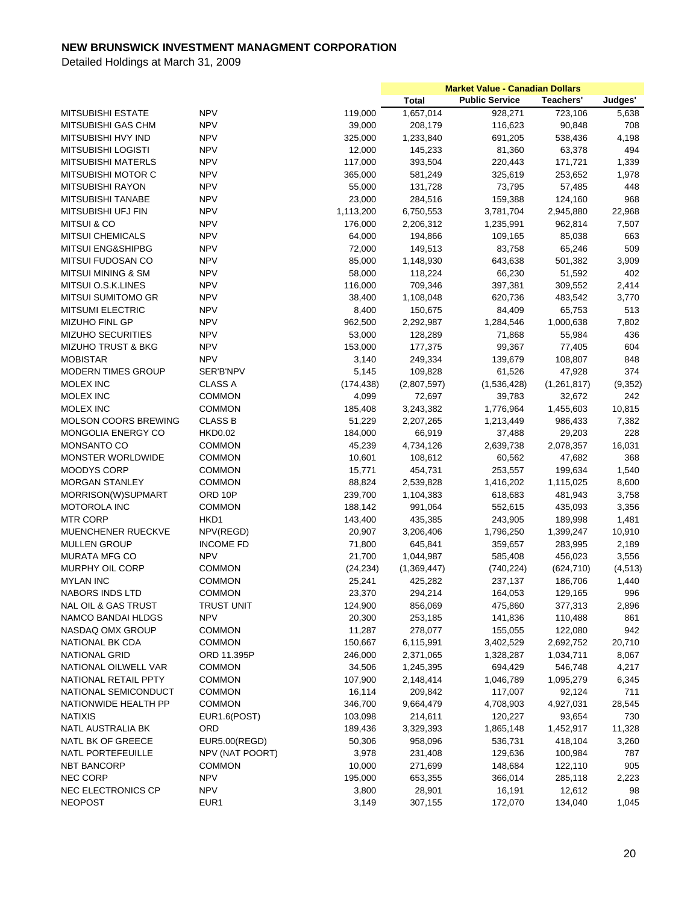# NEW BRUNSWICK INVESTMENT MANAGMENT CORPORATION

Detailed Holdings at March 31, 2009

| | | | Market Value - Canadian Dollars | | | |
|---|---|---|---|---|---|---|
| | | | Total | Public Service | Teachers' | Judges' |
| MITSUBISHI ESTATE | NPV | 119,000 | 1,657,014 | 928,271 | 723,106 | 5,638 |
| MITSUBISHI GAS CHM | NPV | 39,000 | 208,179 | 116,623 | 90,848 | 708 |
| MITSUBISHI HVY IND | NPV | 325,000 | 1,233,840 | 691,205 | 538,436 | 4,198 |
| MITSUBISHI LOGISTI | NPV | 12,000 | 145,233 | 81,360 | 63,378 | 494 |
| MITSUBISHI MATERLS | NPV | 117,000 | 393,504 | 220,443 | 171,721 | 1,339 |
| MITSUBISHI MOTOR C | NPV | 365,000 | 581,249 | 325,619 | 253,652 | 1,978 |
| MITSUBISHI RAYON | NPV | 55,000 | 131,728 | 73,795 | 57,485 | 448 |
| MITSUBISHI TANABE | NPV | 23,000 | 284,516 | 159,388 | 124,160 | 968 |
| MITSUBISHI UFJ FIN | NPV | 1,113,200 | 6,750,553 | 3,781,704 | 2,945,880 | 22,968 |
| MITSUI & CO | NPV | 176,000 | 2,206,312 | 1,235,991 | 962,814 | 7,507 |
| MITSUI CHEMICALS | NPV | 64,000 | 194,866 | 109,165 | 85,038 | 663 |
| MITSUI ENG&SHIPBG | NPV | 72,000 | 149,513 | 83,758 | 65,246 | 509 |
| MITSUI FUDOSAN CO | NPV | 85,000 | 1,148,930 | 643,638 | 501,382 | 3,909 |
| MITSUI MINING & SM | NPV | 58,000 | 118,224 | 66,230 | 51,592 | 402 |
| MITSUI O.S.K.LINES | NPV | 116,000 | 709,346 | 397,381 | 309,552 | 2,414 |
| MITSUI SUMITOMO GR | NPV | 38,400 | 1,108,048 | 620,736 | 483,542 | 3,770 |
| MITSUMI ELECTRIC | NPV | 8,400 | 150,675 | 84,409 | 65,753 | 513 |
| MIZUHO FINL GP | NPV | 962,500 | 2,292,987 | 1,284,546 | 1,000,638 | 7,802 |
| MIZUHO SECURITIES | NPV | 53,000 | 128,289 | 71,868 | 55,984 | 436 |
| MIZUHO TRUST & BKG | NPV | 153,000 | 177,375 | 99,367 | 77,405 | 604 |
| MOBISTAR | NPV | 3,140 | 249,334 | 139,679 | 108,807 | 848 |
| MODERN TIMES GROUP | SER'B'NPV | 5,145 | 109,828 | 61,526 | 47,928 | 374 |
| MOLEX INC | CLASS A | (174,438) | (2,807,597) | (1,536,428) | (1,261,817) | (9,352) |
| MOLEX INC | COMMON | 4,099 | 72,697 | 39,783 | 32,672 | 242 |
| MOLEX INC | COMMON | 185,408 | 3,243,382 | 1,776,964 | 1,455,603 | 10,815 |
| MOLSON COORS BREWING | CLASS B | 51,229 | 2,207,265 | 1,213,449 | 986,433 | 7,382 |
| MONGOLIA ENERGY CO | HKD0.02 | 184,000 | 66,919 | 37,488 | 29,203 | 228 |
| MONSANTO CO | COMMON | 45,239 | 4,734,126 | 2,639,738 | 2,078,357 | 16,031 |
| MONSTER WORLDWIDE | COMMON | 10,601 | 108,612 | 60,562 | 47,682 | 368 |
| MOODYS CORP | COMMON | 15,771 | 454,731 | 253,557 | 199,634 | 1,540 |
| MORGAN STANLEY | COMMON | 88,824 | 2,539,828 | 1,416,202 | 1,115,025 | 8,600 |
| MORRISON(W)SUPMART | ORD 10P | 239,700 | 1,104,383 | 618,683 | 481,943 | 3,758 |
| MOTOROLA INC | COMMON | 188,142 | 991,064 | 552,615 | 435,093 | 3,356 |
| MTR CORP | HKD1 | 143,400 | 435,385 | 243,905 | 189,998 | 1,481 |
| MUENCHENER RUECKVE | NPV(REGD) | 20,907 | 3,206,406 | 1,796,250 | 1,399,247 | 10,910 |
| MULLEN GROUP | INCOME FD | 71,800 | 645,841 | 359,657 | 283,995 | 2,189 |
| MURATA MFG CO | NPV | 21,700 | 1,044,987 | 585,408 | 456,023 | 3,556 |
| MURPHY OIL CORP | COMMON | (24,234) | (1,369,447) | (740,224) | (624,710) | (4,513) |
| MYLAN INC | COMMON | 25,241 | 425,282 | 237,137 | 186,706 | 1,440 |
| NABORS INDS LTD | COMMON | 23,370 | 294,214 | 164,053 | 129,165 | 996 |
| NAL OIL & GAS TRUST | TRUST UNIT | 124,900 | 856,069 | 475,860 | 377,313 | 2,896 |
| NAMCO BANDAI HLDGS | NPV | 20,300 | 253,185 | 141,836 | 110,488 | 861 |
| NASDAQ OMX GROUP | COMMON | 11,287 | 278,077 | 155,055 | 122,080 | 942 |
| NATIONAL BK CDA | COMMON | 150,667 | 6,115,991 | 3,402,529 | 2,692,752 | 20,710 |
| NATIONAL GRID | ORD 11.395P | 246,000 | 2,371,065 | 1,328,287 | 1,034,711 | 8,067 |
| NATIONAL OILWELL VAR | COMMON | 34,506 | 1,245,395 | 694,429 | 546,748 | 4,217 |
| NATIONAL RETAIL PPTY | COMMON | 107,900 | 2,148,414 | 1,046,789 | 1,095,279 | 6,345 |
| NATIONAL SEMICONDUCT | COMMON | 16,114 | 209,842 | 117,007 | 92,124 | 711 |
| NATIONWIDE HEALTH PP | COMMON | 346,700 | 9,664,479 | 4,708,903 | 4,927,031 | 28,545 |
| NATIXIS | EUR1.6(POST) | 103,098 | 214,611 | 120,227 | 93,654 | 730 |
| NATL AUSTRALIA BK | ORD | 189,436 | 3,329,393 | 1,865,148 | 1,452,917 | 11,328 |
| NATL BK OF GREECE | EUR5.00(REGD) | 50,306 | 958,096 | 536,731 | 418,104 | 3,260 |
| NATL PORTEFEUILLE | NPV (NAT POORT) | 3,978 | 231,408 | 129,636 | 100,984 | 787 |
| NBT BANCORP | COMMON | 10,000 | 271,699 | 148,684 | 122,110 | 905 |
| NEC CORP | NPV | 195,000 | 653,355 | 366,014 | 285,118 | 2,223 |
| NEC ELECTRONICS CP | NPV | 3,800 | 28,901 | 16,191 | 12,612 | 98 |
| NEOPOST | EUR1 | 3,149 | 307,155 | 172,070 | 134,040 | 1,045 |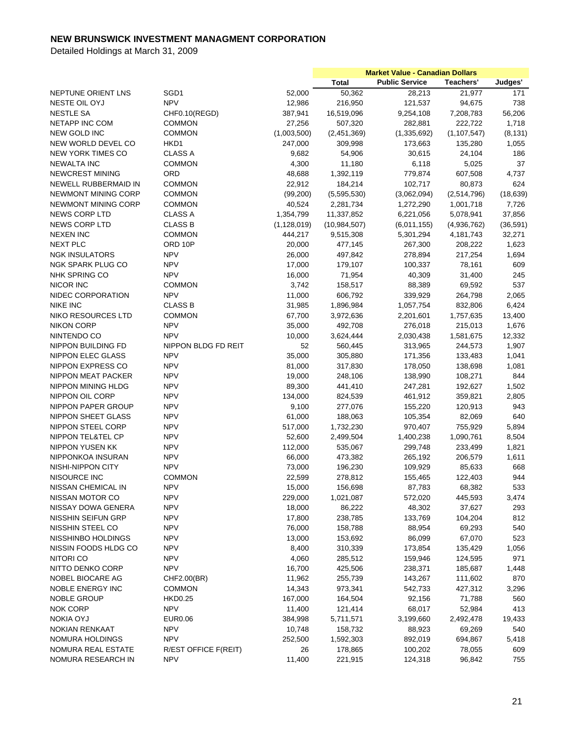# NEW BRUNSWICK INVESTMENT MANAGMENT CORPORATION

Detailed Holdings at March 31, 2009

| | | | Market Value - Canadian Dollars | | | |
|---|---|---|---|---|---|---|
| | | | Total | Public Service | Teachers' | Judges' |
| NEPTUNE ORIENT LNS | SGD1 | 52,000 | 50,362 | 28,213 | 21,977 | 171 |
| NESTE OIL OYJ | NPV | 12,986 | 216,950 | 121,537 | 94,675 | 738 |
| NESTLE SA | CHF0.10(REGD) | 387,941 | 16,519,096 | 9,254,108 | 7,208,783 | 56,206 |
| NETAPP INC COM | COMMON | 27,256 | 507,320 | 282,881 | 222,722 | 1,718 |
| NEW GOLD INC | COMMON | (1,003,500) | (2,451,369) | (1,335,692) | (1,107,547) | (8,131) |
| NEW WORLD DEVEL CO | HKD1 | 247,000 | 309,998 | 173,663 | 135,280 | 1,055 |
| NEW YORK TIMES CO | CLASS A | 9,682 | 54,906 | 30,615 | 24,104 | 186 |
| NEWALTA INC | COMMON | 4,300 | 11,180 | 6,118 | 5,025 | 37 |
| NEWCREST MINING | ORD | 48,688 | 1,392,119 | 779,874 | 607,508 | 4,737 |
| NEWELL RUBBERMAID IN | COMMON | 22,912 | 184,214 | 102,717 | 80,873 | 624 |
| NEWMONT MINING CORP | COMMON | (99,200) | (5,595,530) | (3,062,094) | (2,514,796) | (18,639) |
| NEWMONT MINING CORP | COMMON | 40,524 | 2,281,734 | 1,272,290 | 1,001,718 | 7,726 |
| NEWS CORP LTD | CLASS A | 1,354,799 | 11,337,852 | 6,221,056 | 5,078,941 | 37,856 |
| NEWS CORP LTD | CLASS B | (1,128,019) | (10,984,507) | (6,011,155) | (4,936,762) | (36,591) |
| NEXEN INC | COMMON | 444,217 | 9,515,308 | 5,301,294 | 4,181,743 | 32,271 |
| NEXT PLC | ORD 10P | 20,000 | 477,145 | 267,300 | 208,222 | 1,623 |
| NGK INSULATORS | NPV | 26,000 | 497,842 | 278,894 | 217,254 | 1,694 |
| NGK SPARK PLUG CO | NPV | 17,000 | 179,107 | 100,337 | 78,161 | 609 |
| NHK SPRING CO | NPV | 16,000 | 71,954 | 40,309 | 31,400 | 245 |
| NICOR INC | COMMON | 3,742 | 158,517 | 88,389 | 69,592 | 537 |
| NIDEC CORPORATION | NPV | 11,000 | 606,792 | 339,929 | 264,798 | 2,065 |
| NIKE INC | CLASS B | 31,985 | 1,896,984 | 1,057,754 | 832,806 | 6,424 |
| NIKO RESOURCES LTD | COMMON | 67,700 | 3,972,636 | 2,201,601 | 1,757,635 | 13,400 |
| NIKON CORP | NPV | 35,000 | 492,708 | 276,018 | 215,013 | 1,676 |
| NINTENDO CO | NPV | 10,000 | 3,624,444 | 2,030,438 | 1,581,675 | 12,332 |
| NIPPON BUILDING FD | NIPPON BLDG FD REIT | 52 | 560,445 | 313,965 | 244,573 | 1,907 |
| NIPPON ELEC GLASS | NPV | 35,000 | 305,880 | 171,356 | 133,483 | 1,041 |
| NIPPON EXPRESS CO | NPV | 81,000 | 317,830 | 178,050 | 138,698 | 1,081 |
| NIPPON MEAT PACKER | NPV | 19,000 | 248,106 | 138,990 | 108,271 | 844 |
| NIPPON MINING HLDG | NPV | 89,300 | 441,410 | 247,281 | 192,627 | 1,502 |
| NIPPON OIL CORP | NPV | 134,000 | 824,539 | 461,912 | 359,821 | 2,805 |
| NIPPON PAPER GROUP | NPV | 9,100 | 277,076 | 155,220 | 120,913 | 943 |
| NIPPON SHEET GLASS | NPV | 61,000 | 188,063 | 105,354 | 82,069 | 640 |
| NIPPON STEEL CORP | NPV | 517,000 | 1,732,230 | 970,407 | 755,929 | 5,894 |
| NIPPON TEL&TEL CP | NPV | 52,600 | 2,499,504 | 1,400,238 | 1,090,761 | 8,504 |
| NIPPON YUSEN KK | NPV | 112,000 | 535,067 | 299,748 | 233,499 | 1,821 |
| NIPPONKOA INSURAN | NPV | 66,000 | 473,382 | 265,192 | 206,579 | 1,611 |
| NISHI-NIPPON CITY | NPV | 73,000 | 196,230 | 109,929 | 85,633 | 668 |
| NISOURCE INC | COMMON | 22,599 | 278,812 | 155,465 | 122,403 | 944 |
| NISSAN CHEMICAL IN | NPV | 15,000 | 156,698 | 87,783 | 68,382 | 533 |
| NISSAN MOTOR CO | NPV | 229,000 | 1,021,087 | 572,020 | 445,593 | 3,474 |
| NISSAY DOWA GENERA | NPV | 18,000 | 86,222 | 48,302 | 37,627 | 293 |
| NISSHIN SEIFUN GRP | NPV | 17,800 | 238,785 | 133,769 | 104,204 | 812 |
| NISSHIN STEEL CO | NPV | 76,000 | 158,788 | 88,954 | 69,293 | 540 |
| NISSHINBO HOLDINGS | NPV | 13,000 | 153,692 | 86,099 | 67,070 | 523 |
| NISSIN FOODS HLDG CO | NPV | 8,400 | 310,339 | 173,854 | 135,429 | 1,056 |
| NITORI CO | NPV | 4,060 | 285,512 | 159,946 | 124,595 | 971 |
| NITTO DENKO CORP | NPV | 16,700 | 425,506 | 238,371 | 185,687 | 1,448 |
| NOBEL BIOCARE AG | CHF2.00(BR) | 11,962 | 255,739 | 143,267 | 111,602 | 870 |
| NOBLE ENERGY INC | COMMON | 14,343 | 973,341 | 542,733 | 427,312 | 3,296 |
| NOBLE GROUP | HKD0.25 | 167,000 | 164,504 | 92,156 | 71,788 | 560 |
| NOK CORP | NPV | 11,400 | 121,414 | 68,017 | 52,984 | 413 |
| NOKIA OYJ | EUR0.06 | 384,998 | 5,711,571 | 3,199,660 | 2,492,478 | 19,433 |
| NOKIAN RENKAAT | NPV | 10,748 | 158,732 | 88,923 | 69,269 | 540 |
| NOMURA HOLDINGS | NPV | 252,500 | 1,592,303 | 892,019 | 694,867 | 5,418 |
| NOMURA REAL ESTATE | R/EST OFFICE F(REIT) | 26 | 178,865 | 100,202 | 78,055 | 609 |
| NOMURA RESEARCH IN | NPV | 11,400 | 221,915 | 124,318 | 96,842 | 755 |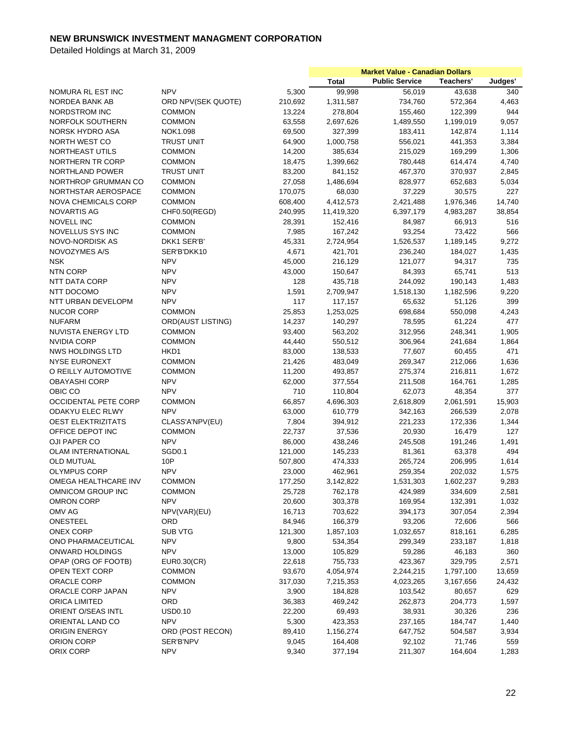# NEW BRUNSWICK INVESTMENT MANAGMENT CORPORATION

Detailed Holdings at March 31, 2009

| | | | Market Value - Canadian Dollars | | | |
|---|---|---|---|---|---|---|
| | | | Total | Public Service | Teachers' | Judges' |
| NOMURA RL EST INC | NPV | 5,300 | 99,998 | 56,019 | 43,638 | 340 |
| NORDEA BANK AB | ORD NPV(SEK QUOTE) | 210,692 | 1,311,587 | 734,760 | 572,364 | 4,463 |
| NORDSTROM INC | COMMON | 13,224 | 278,804 | 155,460 | 122,399 | 944 |
| NORFOLK SOUTHERN | COMMON | 63,558 | 2,697,626 | 1,489,550 | 1,199,019 | 9,057 |
| NORSK HYDRO ASA | NOK1.098 | 69,500 | 327,399 | 183,411 | 142,874 | 1,114 |
| NORTH WEST CO | TRUST UNIT | 64,900 | 1,000,758 | 556,021 | 441,353 | 3,384 |
| NORTHEAST UTILS | COMMON | 14,200 | 385,634 | 215,029 | 169,299 | 1,306 |
| NORTHERN TR CORP | COMMON | 18,475 | 1,399,662 | 780,448 | 614,474 | 4,740 |
| NORTHLAND POWER | TRUST UNIT | 83,200 | 841,152 | 467,370 | 370,937 | 2,845 |
| NORTHROP GRUMMAN CO | COMMON | 27,058 | 1,486,694 | 828,977 | 652,683 | 5,034 |
| NORTHSTAR AEROSPACE | COMMON | 170,075 | 68,030 | 37,229 | 30,575 | 227 |
| NOVA CHEMICALS CORP | COMMON | 608,400 | 4,412,573 | 2,421,488 | 1,976,346 | 14,740 |
| NOVARTIS AG | CHF0.50(REGD) | 240,995 | 11,419,320 | 6,397,179 | 4,983,287 | 38,854 |
| NOVELL INC | COMMON | 28,391 | 152,416 | 84,987 | 66,913 | 516 |
| NOVELLUS SYS INC | COMMON | 7,985 | 167,242 | 93,254 | 73,422 | 566 |
| NOVO-NORDISK AS | DKK1 SER'B' | 45,331 | 2,724,954 | 1,526,537 | 1,189,145 | 9,272 |
| NOVOZYMES A/S | SER'B'DKK10 | 4,671 | 421,701 | 236,240 | 184,027 | 1,435 |
| NSK | NPV | 45,000 | 216,129 | 121,077 | 94,317 | 735 |
| NTN CORP | NPV | 43,000 | 150,647 | 84,393 | 65,741 | 513 |
| NTT DATA CORP | NPV | 128 | 435,718 | 244,092 | 190,143 | 1,483 |
| NTT DOCOMO | NPV | 1,591 | 2,709,947 | 1,518,130 | 1,182,596 | 9,220 |
| NTT URBAN DEVELOPM | NPV | 117 | 117,157 | 65,632 | 51,126 | 399 |
| NUCOR CORP | COMMON | 25,853 | 1,253,025 | 698,684 | 550,098 | 4,243 |
| NUFARM | ORD(AUST LISTING) | 14,237 | 140,297 | 78,595 | 61,224 | 477 |
| NUVISTA ENERGY LTD | COMMON | 93,400 | 563,202 | 312,956 | 248,341 | 1,905 |
| NVIDIA CORP | COMMON | 44,440 | 550,512 | 306,964 | 241,684 | 1,864 |
| NWS HOLDINGS LTD | HKD1 | 83,000 | 138,533 | 77,607 | 60,455 | 471 |
| NYSE EURONEXT | COMMON | 21,426 | 483,049 | 269,347 | 212,066 | 1,636 |
| O REILLY AUTOMOTIVE | COMMON | 11,200 | 493,857 | 275,374 | 216,811 | 1,672 |
| OBAYASHI CORP | NPV | 62,000 | 377,554 | 211,508 | 164,761 | 1,285 |
| OBIC CO | NPV | 710 | 110,804 | 62,073 | 48,354 | 377 |
| OCCIDENTAL PETE CORP | COMMON | 66,857 | 4,696,303 | 2,618,809 | 2,061,591 | 15,903 |
| ODAKYU ELEC RLWY | NPV | 63,000 | 610,779 | 342,163 | 266,539 | 2,078 |
| OEST ELEKTRIZITATS | CLASS'A'NPV(EU) | 7,804 | 394,912 | 221,233 | 172,336 | 1,344 |
| OFFICE DEPOT INC | COMMON | 22,737 | 37,536 | 20,930 | 16,479 | 127 |
| OJI PAPER CO | NPV | 86,000 | 438,246 | 245,508 | 191,246 | 1,491 |
| OLAM INTERNATIONAL | SGD0.1 | 121,000 | 145,233 | 81,361 | 63,378 | 494 |
| OLD MUTUAL | 10P | 507,800 | 474,333 | 265,724 | 206,995 | 1,614 |
| OLYMPUS CORP | NPV | 23,000 | 462,961 | 259,354 | 202,032 | 1,575 |
| OMEGA HEALTHCARE INV | COMMON | 177,250 | 3,142,822 | 1,531,303 | 1,602,237 | 9,283 |
| OMNICOM GROUP INC | COMMON | 25,728 | 762,178 | 424,989 | 334,609 | 2,581 |
| OMRON CORP | NPV | 20,600 | 303,378 | 169,954 | 132,391 | 1,032 |
| OMV AG | NPV(VAR)(EU) | 16,713 | 703,622 | 394,173 | 307,054 | 2,394 |
| ONESTEEL | ORD | 84,946 | 166,379 | 93,206 | 72,606 | 566 |
| ONEX CORP | SUB VTG | 121,300 | 1,857,103 | 1,032,657 | 818,161 | 6,285 |
| ONO PHARMACEUTICAL | NPV | 9,800 | 534,354 | 299,349 | 233,187 | 1,818 |
| ONWARD HOLDINGS | NPV | 13,000 | 105,829 | 59,286 | 46,183 | 360 |
| OPAP (ORG OF FOOTB) | EUR0.30(CR) | 22,618 | 755,733 | 423,367 | 329,795 | 2,571 |
| OPEN TEXT CORP | COMMON | 93,670 | 4,054,974 | 2,244,215 | 1,797,100 | 13,659 |
| ORACLE CORP | COMMON | 317,030 | 7,215,353 | 4,023,265 | 3,167,656 | 24,432 |
| ORACLE CORP JAPAN | NPV | 3,900 | 184,828 | 103,542 | 80,657 | 629 |
| ORICA LIMITED | ORD | 36,383 | 469,242 | 262,873 | 204,773 | 1,597 |
| ORIENT O/SEAS INTL | USD0.10 | 22,200 | 69,493 | 38,931 | 30,326 | 236 |
| ORIENTAL LAND CO | NPV | 5,300 | 423,353 | 237,165 | 184,747 | 1,440 |
| ORIGIN ENERGY | ORD (POST RECON) | 89,410 | 1,156,274 | 647,752 | 504,587 | 3,934 |
| ORION CORP | SER'B'NPV | 9,045 | 164,408 | 92,102 | 71,746 | 559 |
| ORIX CORP | NPV | 9,340 | 377,194 | 211,307 | 164,604 | 1,283 |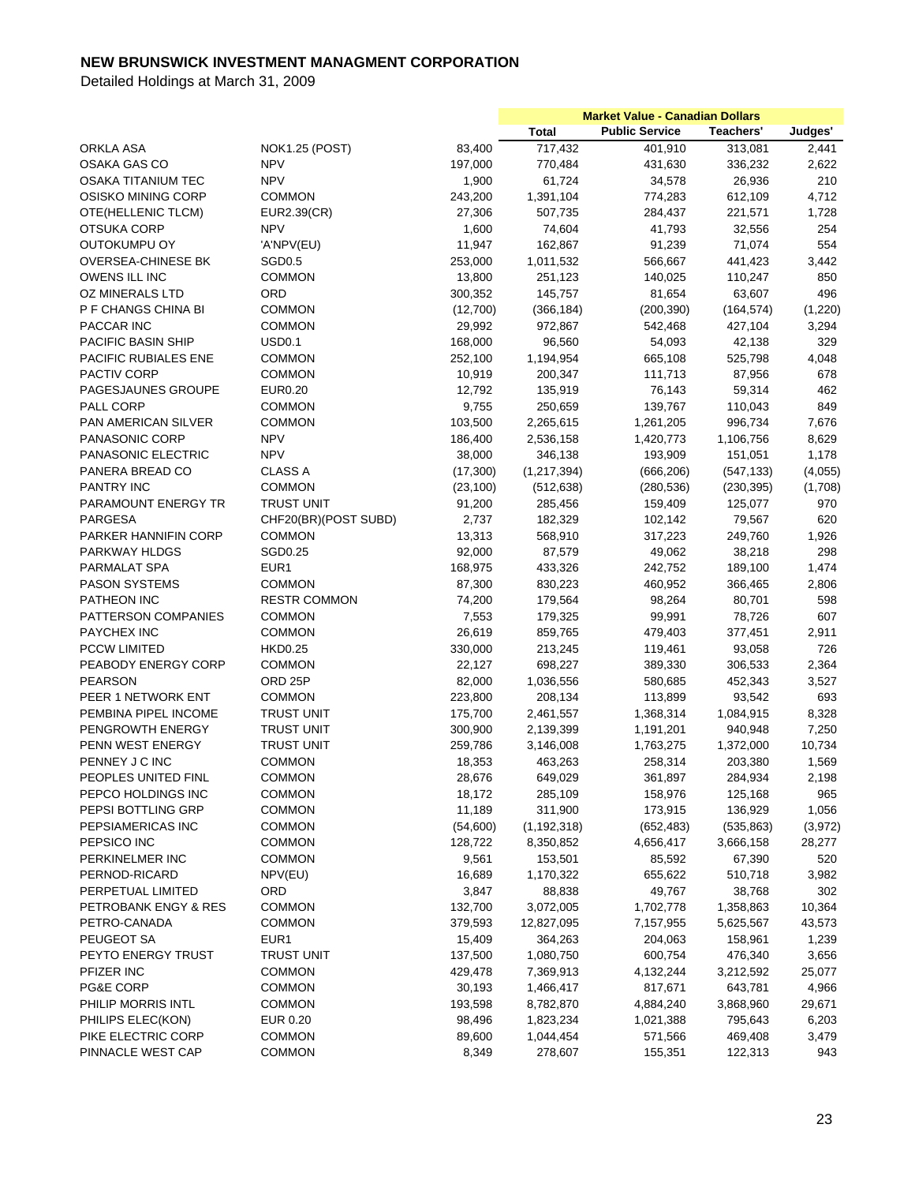# NEW BRUNSWICK INVESTMENT MANAGMENT CORPORATION

Detailed Holdings at March 31, 2009

| | | | Market Value - Canadian Dollars | | | |
|---|---|---|---|---|---|---|
| | | | Total | Public Service | Teachers' | Judges' |
| ORKLA ASA | NOK1.25 (POST) | 83,400 | 717,432 | 401,910 | 313,081 | 2,441 |
| OSAKA GAS CO | NPV | 197,000 | 770,484 | 431,630 | 336,232 | 2,622 |
| OSAKA TITANIUM TEC | NPV | 1,900 | 61,724 | 34,578 | 26,936 | 210 |
| OSISKO MINING CORP | COMMON | 243,200 | 1,391,104 | 774,283 | 612,109 | 4,712 |
| OTE(HELLENIC TLCM) | EUR2.39(CR) | 27,306 | 507,735 | 284,437 | 221,571 | 1,728 |
| OTSUKA CORP | NPV | 1,600 | 74,604 | 41,793 | 32,556 | 254 |
| OUTOKUMPU OY | 'A'NPV(EU) | 11,947 | 162,867 | 91,239 | 71,074 | 554 |
| OVERSEA-CHINESE BK | SGD0.5 | 253,000 | 1,011,532 | 566,667 | 441,423 | 3,442 |
| OWENS ILL INC | COMMON | 13,800 | 251,123 | 140,025 | 110,247 | 850 |
| OZ MINERALS LTD | ORD | 300,352 | 145,757 | 81,654 | 63,607 | 496 |
| P F CHANGS CHINA BI | COMMON | (12,700) | (366,184) | (200,390) | (164,574) | (1,220) |
| PACCAR INC | COMMON | 29,992 | 972,867 | 542,468 | 427,104 | 3,294 |
| PACIFIC BASIN SHIP | USD0.1 | 168,000 | 96,560 | 54,093 | 42,138 | 329 |
| PACIFIC RUBIALES ENE | COMMON | 252,100 | 1,194,954 | 665,108 | 525,798 | 4,048 |
| PACTIV CORP | COMMON | 10,919 | 200,347 | 111,713 | 87,956 | 678 |
| PAGESJAUNES GROUPE | EUR0.20 | 12,792 | 135,919 | 76,143 | 59,314 | 462 |
| PALL CORP | COMMON | 9,755 | 250,659 | 139,767 | 110,043 | 849 |
| PAN AMERICAN SILVER | COMMON | 103,500 | 2,265,615 | 1,261,205 | 996,734 | 7,676 |
| PANASONIC CORP | NPV | 186,400 | 2,536,158 | 1,420,773 | 1,106,756 | 8,629 |
| PANASONIC ELECTRIC | NPV | 38,000 | 346,138 | 193,909 | 151,051 | 1,178 |
| PANERA BREAD CO | CLASS A | (17,300) | (1,217,394) | (666,206) | (547,133) | (4,055) |
| PANTRY INC | COMMON | (23,100) | (512,638) | (280,536) | (230,395) | (1,708) |
| PARAMOUNT ENERGY TR | TRUST UNIT | 91,200 | 285,456 | 159,409 | 125,077 | 970 |
| PARGESA | CHF20(BR)(POST SUBD) | 2,737 | 182,329 | 102,142 | 79,567 | 620 |
| PARKER HANNIFIN CORP | COMMON | 13,313 | 568,910 | 317,223 | 249,760 | 1,926 |
| PARKWAY HLDGS | SGD0.25 | 92,000 | 87,579 | 49,062 | 38,218 | 298 |
| PARMALAT SPA | EUR1 | 168,975 | 433,326 | 242,752 | 189,100 | 1,474 |
| PASON SYSTEMS | COMMON | 87,300 | 830,223 | 460,952 | 366,465 | 2,806 |
| PATHEON INC | RESTR COMMON | 74,200 | 179,564 | 98,264 | 80,701 | 598 |
| PATTERSON COMPANIES | COMMON | 7,553 | 179,325 | 99,991 | 78,726 | 607 |
| PAYCHEX INC | COMMON | 26,619 | 859,765 | 479,403 | 377,451 | 2,911 |
| PCCW LIMITED | HKD0.25 | 330,000 | 213,245 | 119,461 | 93,058 | 726 |
| PEABODY ENERGY CORP | COMMON | 22,127 | 698,227 | 389,330 | 306,533 | 2,364 |
| PEARSON | ORD 25P | 82,000 | 1,036,556 | 580,685 | 452,343 | 3,527 |
| PEER 1 NETWORK ENT | COMMON | 223,800 | 208,134 | 113,899 | 93,542 | 693 |
| PEMBINA PIPEL INCOME | TRUST UNIT | 175,700 | 2,461,557 | 1,368,314 | 1,084,915 | 8,328 |
| PENGROWTH ENERGY | TRUST UNIT | 300,900 | 2,139,399 | 1,191,201 | 940,948 | 7,250 |
| PENN WEST ENERGY | TRUST UNIT | 259,786 | 3,146,008 | 1,763,275 | 1,372,000 | 10,734 |
| PENNEY J C INC | COMMON | 18,353 | 463,263 | 258,314 | 203,380 | 1,569 |
| PEOPLES UNITED FINL | COMMON | 28,676 | 649,029 | 361,897 | 284,934 | 2,198 |
| PEPCO HOLDINGS INC | COMMON | 18,172 | 285,109 | 158,976 | 125,168 | 965 |
| PEPSI BOTTLING GRP | COMMON | 11,189 | 311,900 | 173,915 | 136,929 | 1,056 |
| PEPSIAMERICAS INC | COMMON | (54,600) | (1,192,318) | (652,483) | (535,863) | (3,972) |
| PEPSICO INC | COMMON | 128,722 | 8,350,852 | 4,656,417 | 3,666,158 | 28,277 |
| PERKINELMER INC | COMMON | 9,561 | 153,501 | 85,592 | 67,390 | 520 |
| PERNOD-RICARD | NPV(EU) | 16,689 | 1,170,322 | 655,622 | 510,718 | 3,982 |
| PERPETUAL LIMITED | ORD | 3,847 | 88,838 | 49,767 | 38,768 | 302 |
| PETROBANK ENGY & RES | COMMON | 132,700 | 3,072,005 | 1,702,778 | 1,358,863 | 10,364 |
| PETRO-CANADA | COMMON | 379,593 | 12,827,095 | 7,157,955 | 5,625,567 | 43,573 |
| PEUGEOT SA | EUR1 | 15,409 | 364,263 | 204,063 | 158,961 | 1,239 |
| PEYTO ENERGY TRUST | TRUST UNIT | 137,500 | 1,080,750 | 600,754 | 476,340 | 3,656 |
| PFIZER INC | COMMON | 429,478 | 7,369,913 | 4,132,244 | 3,212,592 | 25,077 |
| PG&E CORP | COMMON | 30,193 | 1,466,417 | 817,671 | 643,781 | 4,966 |
| PHILIP MORRIS INTL | COMMON | 193,598 | 8,782,870 | 4,884,240 | 3,868,960 | 29,671 |
| PHILIPS ELEC(KON) | EUR 0.20 | 98,496 | 1,823,234 | 1,021,388 | 795,643 | 6,203 |
| PIKE ELECTRIC CORP | COMMON | 89,600 | 1,044,454 | 571,566 | 469,408 | 3,479 |
| PINNACLE WEST CAP | COMMON | 8,349 | 278,607 | 155,351 | 122,313 | 943 |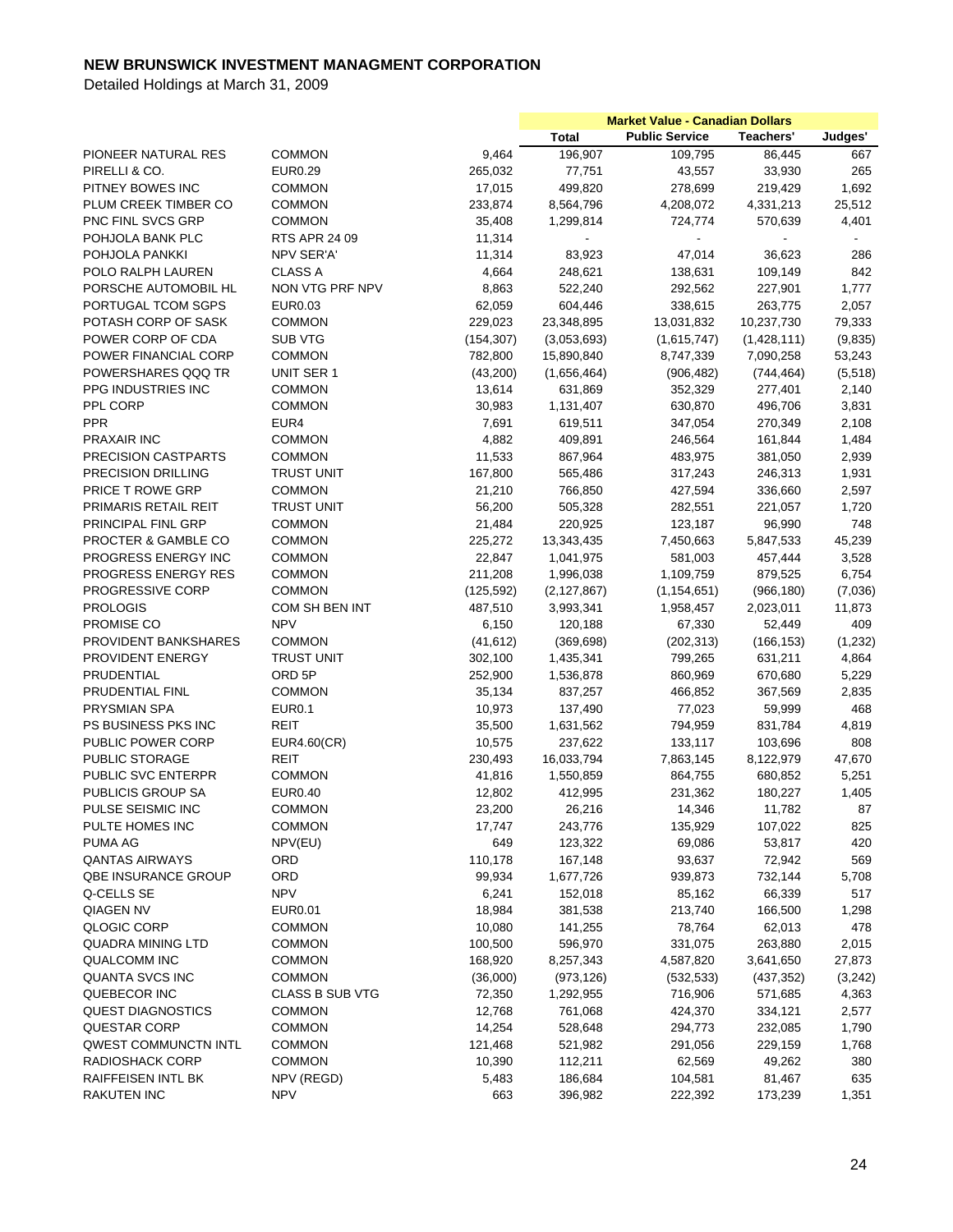# NEW BRUNSWICK INVESTMENT MANAGMENT CORPORATION

Detailed Holdings at March 31, 2009

| | | | Market Value - Canadian Dollars | | | |
|---|---|---|---|---|---|---|
| | | | Total | Public Service | Teachers' | Judges' |
| PIONEER NATURAL RES | COMMON | 9,464 | 196,907 | 109,795 | 86,445 | 667 |
| PIRELLI & CO. | EUR0.29 | 265,032 | 77,751 | 43,557 | 33,930 | 265 |
| PITNEY BOWES INC | COMMON | 17,015 | 499,820 | 278,699 | 219,429 | 1,692 |
| PLUM CREEK TIMBER CO | COMMON | 233,874 | 8,564,796 | 4,208,072 | 4,331,213 | 25,512 |
| PNC FINL SVCS GRP | COMMON | 35,408 | 1,299,814 | 724,774 | 570,639 | 4,401 |
| POHJOLA BANK PLC | RTS APR 24 09 | 11,314 | - | - | - | - |
| POHJOLA PANKKI | NPV SER'A' | 11,314 | 83,923 | 47,014 | 36,623 | 286 |
| POLO RALPH LAUREN | CLASS A | 4,664 | 248,621 | 138,631 | 109,149 | 842 |
| PORSCHE AUTOMOBIL HL | NON VTG PRF NPV | 8,863 | 522,240 | 292,562 | 227,901 | 1,777 |
| PORTUGAL TCOM SGPS | EUR0.03 | 62,059 | 604,446 | 338,615 | 263,775 | 2,057 |
| POTASH CORP OF SASK | COMMON | 229,023 | 23,348,895 | 13,031,832 | 10,237,730 | 79,333 |
| POWER CORP OF CDA | SUB VTG | (154,307) | (3,053,693) | (1,615,747) | (1,428,111) | (9,835) |
| POWER FINANCIAL CORP | COMMON | 782,800 | 15,890,840 | 8,747,339 | 7,090,258 | 53,243 |
| POWERSHARES QQQ TR | UNIT SER 1 | (43,200) | (1,656,464) | (906,482) | (744,464) | (5,518) |
| PPG INDUSTRIES INC | COMMON | 13,614 | 631,869 | 352,329 | 277,401 | 2,140 |
| PPL CORP | COMMON | 30,983 | 1,131,407 | 630,870 | 496,706 | 3,831 |
| PPR | EUR4 | 7,691 | 619,511 | 347,054 | 270,349 | 2,108 |
| PRAXAIR INC | COMMON | 4,882 | 409,891 | 246,564 | 161,844 | 1,484 |
| PRECISION CASTPARTS | COMMON | 11,533 | 867,964 | 483,975 | 381,050 | 2,939 |
| PRECISION DRILLING | TRUST UNIT | 167,800 | 565,486 | 317,243 | 246,313 | 1,931 |
| PRICE T ROWE GRP | COMMON | 21,210 | 766,850 | 427,594 | 336,660 | 2,597 |
| PRIMARIS RETAIL REIT | TRUST UNIT | 56,200 | 505,328 | 282,551 | 221,057 | 1,720 |
| PRINCIPAL FINL GRP | COMMON | 21,484 | 220,925 | 123,187 | 96,990 | 748 |
| PROCTER & GAMBLE CO | COMMON | 225,272 | 13,343,435 | 7,450,663 | 5,847,533 | 45,239 |
| PROGRESS ENERGY INC | COMMON | 22,847 | 1,041,975 | 581,003 | 457,444 | 3,528 |
| PROGRESS ENERGY RES | COMMON | 211,208 | 1,996,038 | 1,109,759 | 879,525 | 6,754 |
| PROGRESSIVE CORP | COMMON | (125,592) | (2,127,867) | (1,154,651) | (966,180) | (7,036) |
| PROLOGIS | COM SH BEN INT | 487,510 | 3,993,341 | 1,958,457 | 2,023,011 | 11,873 |
| PROMISE CO | NPV | 6,150 | 120,188 | 67,330 | 52,449 | 409 |
| PROVIDENT BANKSHARES | COMMON | (41,612) | (369,698) | (202,313) | (166,153) | (1,232) |
| PROVIDENT ENERGY | TRUST UNIT | 302,100 | 1,435,341 | 799,265 | 631,211 | 4,864 |
| PRUDENTIAL | ORD 5P | 252,900 | 1,536,878 | 860,969 | 670,680 | 5,229 |
| PRUDENTIAL FINL | COMMON | 35,134 | 837,257 | 466,852 | 367,569 | 2,835 |
| PRYSMIAN SPA | EUR0.1 | 10,973 | 137,490 | 77,023 | 59,999 | 468 |
| PS BUSINESS PKS INC | REIT | 35,500 | 1,631,562 | 794,959 | 831,784 | 4,819 |
| PUBLIC POWER CORP | EUR4.60(CR) | 10,575 | 237,622 | 133,117 | 103,696 | 808 |
| PUBLIC STORAGE | REIT | 230,493 | 16,033,794 | 7,863,145 | 8,122,979 | 47,670 |
| PUBLIC SVC ENTERPR | COMMON | 41,816 | 1,550,859 | 864,755 | 680,852 | 5,251 |
| PUBLICIS GROUP SA | EUR0.40 | 12,802 | 412,995 | 231,362 | 180,227 | 1,405 |
| PULSE SEISMIC INC | COMMON | 23,200 | 26,216 | 14,346 | 11,782 | 87 |
| PULTE HOMES INC | COMMON | 17,747 | 243,776 | 135,929 | 107,022 | 825 |
| PUMA AG | NPV(EU) | 649 | 123,322 | 69,086 | 53,817 | 420 |
| QANTAS AIRWAYS | ORD | 110,178 | 167,148 | 93,637 | 72,942 | 569 |
| QBE INSURANCE GROUP | ORD | 99,934 | 1,677,726 | 939,873 | 732,144 | 5,708 |
| Q-CELLS SE | NPV | 6,241 | 152,018 | 85,162 | 66,339 | 517 |
| QIAGEN NV | EUR0.01 | 18,984 | 381,538 | 213,740 | 166,500 | 1,298 |
| QLOGIC CORP | COMMON | 10,080 | 141,255 | 78,764 | 62,013 | 478 |
| QUADRA MINING LTD | COMMON | 100,500 | 596,970 | 331,075 | 263,880 | 2,015 |
| QUALCOMM INC | COMMON | 168,920 | 8,257,343 | 4,587,820 | 3,641,650 | 27,873 |
| QUANTA SVCS INC | COMMON | (36,000) | (973,126) | (532,533) | (437,352) | (3,242) |
| QUEBECOR INC | CLASS B SUB VTG | 72,350 | 1,292,955 | 716,906 | 571,685 | 4,363 |
| QUEST DIAGNOSTICS | COMMON | 12,768 | 761,068 | 424,370 | 334,121 | 2,577 |
| QUESTAR CORP | COMMON | 14,254 | 528,648 | 294,773 | 232,085 | 1,790 |
| QWEST COMMUNCTN INTL | COMMON | 121,468 | 521,982 | 291,056 | 229,159 | 1,768 |
| RADIOSHACK CORP | COMMON | 10,390 | 112,211 | 62,569 | 49,262 | 380 |
| RAIFFEISEN INTL BK | NPV (REGD) | 5,483 | 186,684 | 104,581 | 81,467 | 635 |
| RAKUTEN INC | NPV | 663 | 396,982 | 222,392 | 173,239 | 1,351 |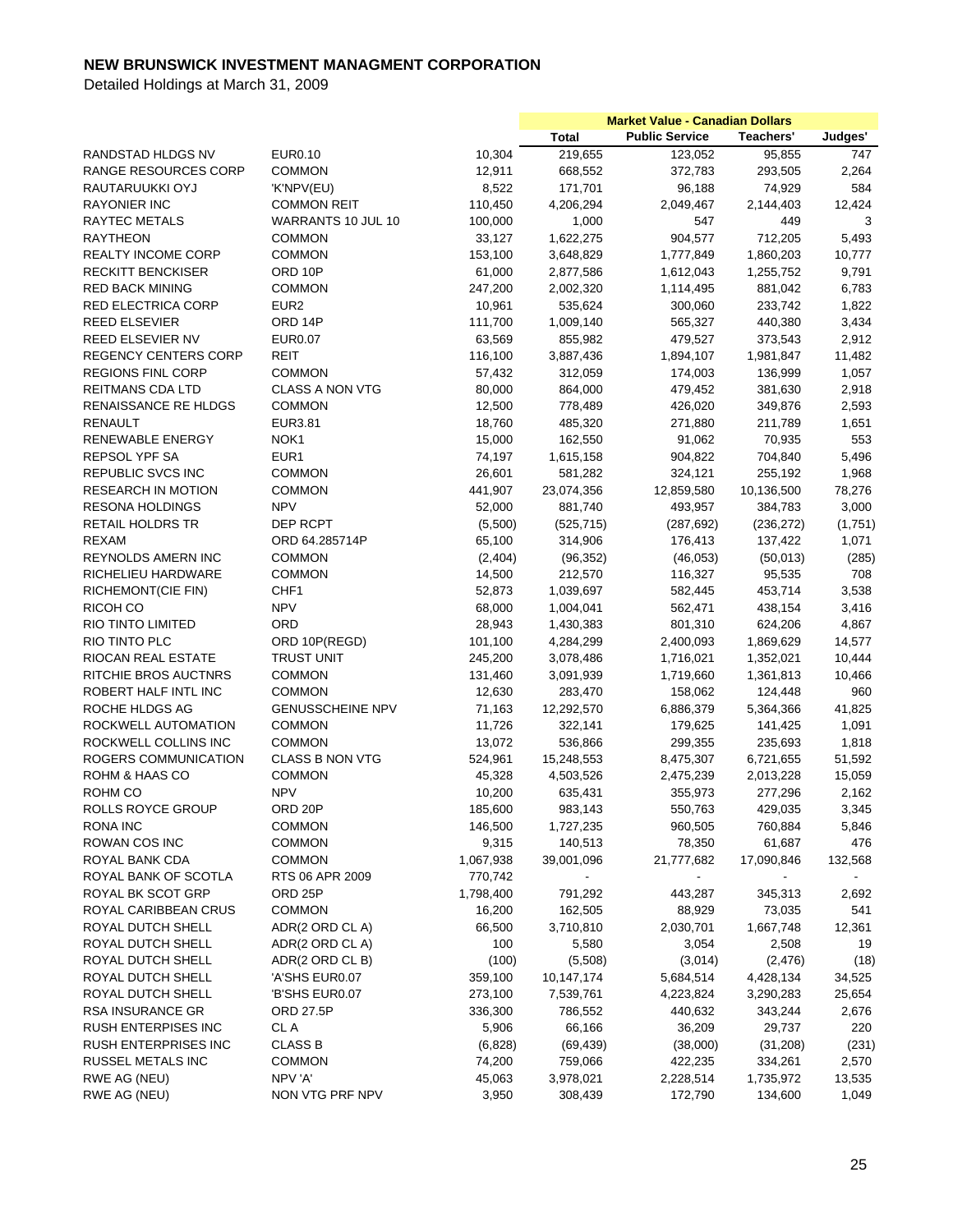# NEW BRUNSWICK INVESTMENT MANAGMENT CORPORATION

Detailed Holdings at March 31, 2009

| | | | Market Value - Canadian Dollars | | | |
|---|---|---|---|---|---|---|
| | | | Total | Public Service | Teachers' | Judges' |
| RANDSTAD HLDGS NV | EUR0.10 | 10,304 | 219,655 | 123,052 | 95,855 | 747 |
| RANGE RESOURCES CORP | COMMON | 12,911 | 668,552 | 372,783 | 293,505 | 2,264 |
| RAUTARUUKKI OYJ | 'K'NPV(EU) | 8,522 | 171,701 | 96,188 | 74,929 | 584 |
| RAYONIER INC | COMMON REIT | 110,450 | 4,206,294 | 2,049,467 | 2,144,403 | 12,424 |
| RAYTEC METALS | WARRANTS 10 JUL 10 | 100,000 | 1,000 | 547 | 449 | 3 |
| RAYTHEON | COMMON | 33,127 | 1,622,275 | 904,577 | 712,205 | 5,493 |
| REALTY INCOME CORP | COMMON | 153,100 | 3,648,829 | 1,777,849 | 1,860,203 | 10,777 |
| RECKITT BENCKISER | ORD 10P | 61,000 | 2,877,586 | 1,612,043 | 1,255,752 | 9,791 |
| RED BACK MINING | COMMON | 247,200 | 2,002,320 | 1,114,495 | 881,042 | 6,783 |
| RED ELECTRICA CORP | EUR2 | 10,961 | 535,624 | 300,060 | 233,742 | 1,822 |
| REED ELSEVIER | ORD 14P | 111,700 | 1,009,140 | 565,327 | 440,380 | 3,434 |
| REED ELSEVIER NV | EUR0.07 | 63,569 | 855,982 | 479,527 | 373,543 | 2,912 |
| REGENCY CENTERS CORP | REIT | 116,100 | 3,887,436 | 1,894,107 | 1,981,847 | 11,482 |
| REGIONS FINL CORP | COMMON | 57,432 | 312,059 | 174,003 | 136,999 | 1,057 |
| REITMANS CDA LTD | CLASS A NON VTG | 80,000 | 864,000 | 479,452 | 381,630 | 2,918 |
| RENAISSANCE RE HLDGS | COMMON | 12,500 | 778,489 | 426,020 | 349,876 | 2,593 |
| RENAULT | EUR3.81 | 18,760 | 485,320 | 271,880 | 211,789 | 1,651 |
| RENEWABLE ENERGY | NOK1 | 15,000 | 162,550 | 91,062 | 70,935 | 553 |
| REPSOL YPF SA | EUR1 | 74,197 | 1,615,158 | 904,822 | 704,840 | 5,496 |
| REPUBLIC SVCS INC | COMMON | 26,601 | 581,282 | 324,121 | 255,192 | 1,968 |
| RESEARCH IN MOTION | COMMON | 441,907 | 23,074,356 | 12,859,580 | 10,136,500 | 78,276 |
| RESONA HOLDINGS | NPV | 52,000 | 881,740 | 493,957 | 384,783 | 3,000 |
| RETAIL HOLDRS TR | DEP RCPT | (5,500) | (525,715) | (287,692) | (236,272) | (1,751) |
| REXAM | ORD 64.285714P | 65,100 | 314,906 | 176,413 | 137,422 | 1,071 |
| REYNOLDS AMERN INC | COMMON | (2,404) | (96,352) | (46,053) | (50,013) | (285) |
| RICHELIEU HARDWARE | COMMON | 14,500 | 212,570 | 116,327 | 95,535 | 708 |
| RICHEMONT(CIE FIN) | CHF1 | 52,873 | 1,039,697 | 582,445 | 453,714 | 3,538 |
| RICOH CO | NPV | 68,000 | 1,004,041 | 562,471 | 438,154 | 3,416 |
| RIO TINTO LIMITED | ORD | 28,943 | 1,430,383 | 801,310 | 624,206 | 4,867 |
| RIO TINTO PLC | ORD 10P(REGD) | 101,100 | 4,284,299 | 2,400,093 | 1,869,629 | 14,577 |
| RIOCAN REAL ESTATE | TRUST UNIT | 245,200 | 3,078,486 | 1,716,021 | 1,352,021 | 10,444 |
| RITCHIE BROS AUCTNRS | COMMON | 131,460 | 3,091,939 | 1,719,660 | 1,361,813 | 10,466 |
| ROBERT HALF INTL INC | COMMON | 12,630 | 283,470 | 158,062 | 124,448 | 960 |
| ROCHE HLDGS AG | GENUSSCHEINE NPV | 71,163 | 12,292,570 | 6,886,379 | 5,364,366 | 41,825 |
| ROCKWELL AUTOMATION | COMMON | 11,726 | 322,141 | 179,625 | 141,425 | 1,091 |
| ROCKWELL COLLINS INC | COMMON | 13,072 | 536,866 | 299,355 | 235,693 | 1,818 |
| ROGERS COMMUNICATION | CLASS B NON VTG | 524,961 | 15,248,553 | 8,475,307 | 6,721,655 | 51,592 |
| ROHM & HAAS CO | COMMON | 45,328 | 4,503,526 | 2,475,239 | 2,013,228 | 15,059 |
| ROHM CO | NPV | 10,200 | 635,431 | 355,973 | 277,296 | 2,162 |
| ROLLS ROYCE GROUP | ORD 20P | 185,600 | 983,143 | 550,763 | 429,035 | 3,345 |
| RONA INC | COMMON | 146,500 | 1,727,235 | 960,505 | 760,884 | 5,846 |
| ROWAN COS INC | COMMON | 9,315 | 140,513 | 78,350 | 61,687 | 476 |
| ROYAL BANK CDA | COMMON | 1,067,938 | 39,001,096 | 21,777,682 | 17,090,846 | 132,568 |
| ROYAL BANK OF SCOTLA | RTS 06 APR 2009 | 770,742 | - | - | - | - |
| ROYAL BK SCOT GRP | ORD 25P | 1,798,400 | 791,292 | 443,287 | 345,313 | 2,692 |
| ROYAL CARIBBEAN CRUS | COMMON | 16,200 | 162,505 | 88,929 | 73,035 | 541 |
| ROYAL DUTCH SHELL | ADR(2 ORD CL A) | 66,500 | 3,710,810 | 2,030,701 | 1,667,748 | 12,361 |
| ROYAL DUTCH SHELL | ADR(2 ORD CL A) | 100 | 5,580 | 3,054 | 2,508 | 19 |
| ROYAL DUTCH SHELL | ADR(2 ORD CL B) | (100) | (5,508) | (3,014) | (2,476) | (18) |
| ROYAL DUTCH SHELL | 'A'SHS EUR0.07 | 359,100 | 10,147,174 | 5,684,514 | 4,428,134 | 34,525 |
| ROYAL DUTCH SHELL | 'B'SHS EUR0.07 | 273,100 | 7,539,761 | 4,223,824 | 3,290,283 | 25,654 |
| RSA INSURANCE GR | ORD 27.5P | 336,300 | 786,552 | 440,632 | 343,244 | 2,676 |
| RUSH ENTERPISES INC | CL A | 5,906 | 66,166 | 36,209 | 29,737 | 220 |
| RUSH ENTERPRISES INC | CLASS B | (6,828) | (69,439) | (38,000) | (31,208) | (231) |
| RUSSEL METALS INC | COMMON | 74,200 | 759,066 | 422,235 | 334,261 | 2,570 |
| RWE AG (NEU) | NPV 'A' | 45,063 | 3,978,021 | 2,228,514 | 1,735,972 | 13,535 |
| RWE AG (NEU) | NON VTG PRF NPV | 3,950 | 308,439 | 172,790 | 134,600 | 1,049 |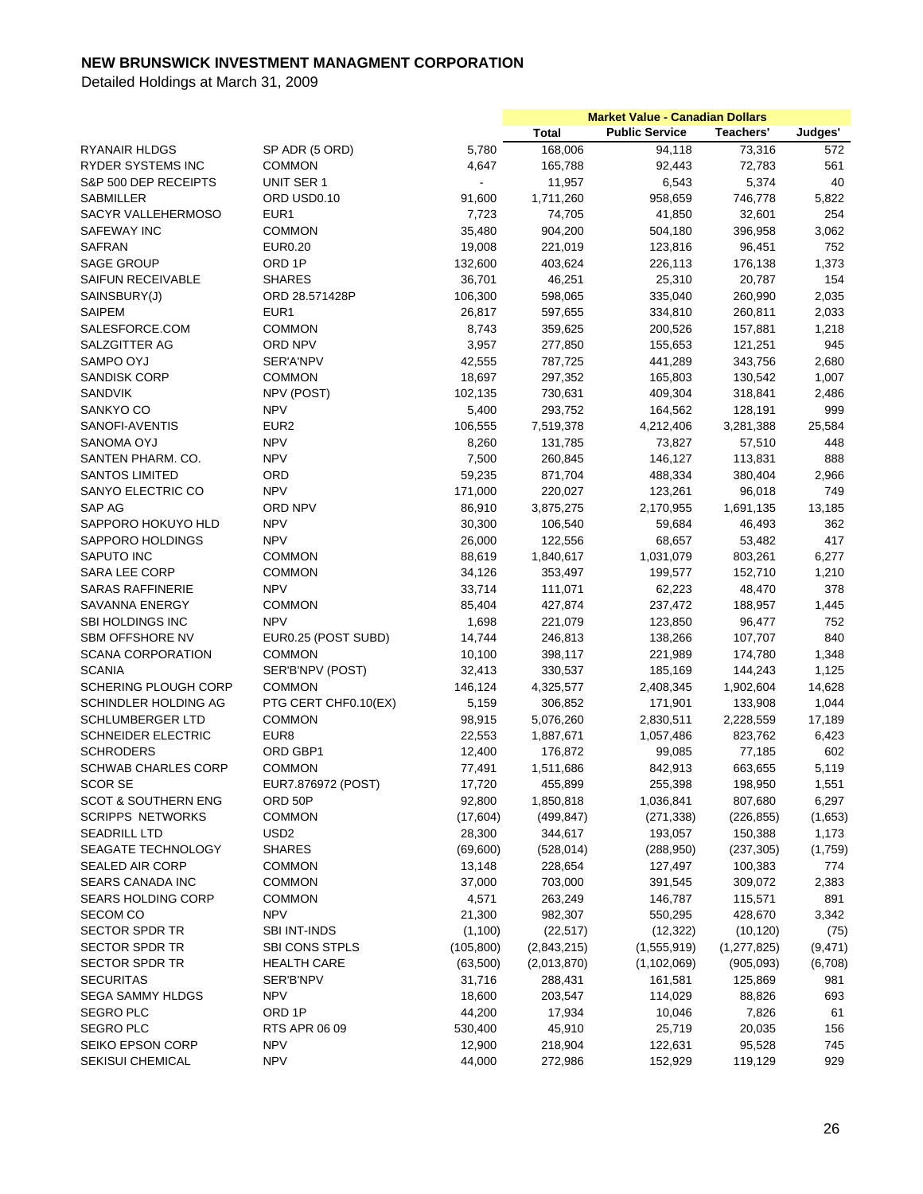**NEW BRUNSWICK INVESTMENT MANAGMENT CORPORATION**

Detailed Holdings at March 31, 2009

| | | | Market Value - Canadian Dollars | | | |
|---|---|---|---|---|---|---|
| | | | Total | Public Service | Teachers' | Judges' |
| RYANAIR HLDGS | SP ADR (5 ORD) | 5,780 | 168,006 | 94,118 | 73,316 | 572 |
| RYDER SYSTEMS INC | COMMON | 4,647 | 165,788 | 92,443 | 72,783 | 561 |
| S&P 500 DEP RECEIPTS | UNIT SER 1 | - | 11,957 | 6,543 | 5,374 | 40 |
| SABMILLER | ORD USD0.10 | 91,600 | 1,711,260 | 958,659 | 746,778 | 5,822 |
| SACYR VALLEHERMOSO | EUR1 | 7,723 | 74,705 | 41,850 | 32,601 | 254 |
| SAFEWAY INC | COMMON | 35,480 | 904,200 | 504,180 | 396,958 | 3,062 |
| SAFRAN | EUR0.20 | 19,008 | 221,019 | 123,816 | 96,451 | 752 |
| SAGE GROUP | ORD 1P | 132,600 | 403,624 | 226,113 | 176,138 | 1,373 |
| SAIFUN RECEIVABLE | SHARES | 36,701 | 46,251 | 25,310 | 20,787 | 154 |
| SAINSBURY(J) | ORD 28.571428P | 106,300 | 598,065 | 335,040 | 260,990 | 2,035 |
| SAIPEM | EUR1 | 26,817 | 597,655 | 334,810 | 260,811 | 2,033 |
| SALESFORCE.COM | COMMON | 8,743 | 359,625 | 200,526 | 157,881 | 1,218 |
| SALZGITTER AG | ORD NPV | 3,957 | 277,850 | 155,653 | 121,251 | 945 |
| SAMPO OYJ | SER'A'NPV | 42,555 | 787,725 | 441,289 | 343,756 | 2,680 |
| SANDISK CORP | COMMON | 18,697 | 297,352 | 165,803 | 130,542 | 1,007 |
| SANDVIK | NPV (POST) | 102,135 | 730,631 | 409,304 | 318,841 | 2,486 |
| SANKYO CO | NPV | 5,400 | 293,752 | 164,562 | 128,191 | 999 |
| SANOFI-AVENTIS | EUR2 | 106,555 | 7,519,378 | 4,212,406 | 3,281,388 | 25,584 |
| SANOMA OYJ | NPV | 8,260 | 131,785 | 73,827 | 57,510 | 448 |
| SANTEN PHARM. CO. | NPV | 7,500 | 260,845 | 146,127 | 113,831 | 888 |
| SANTOS LIMITED | ORD | 59,235 | 871,704 | 488,334 | 380,404 | 2,966 |
| SANYO ELECTRIC CO | NPV | 171,000 | 220,027 | 123,261 | 96,018 | 749 |
| SAP AG | ORD NPV | 86,910 | 3,875,275 | 2,170,955 | 1,691,135 | 13,185 |
| SAPPORO HOKUYO HLD | NPV | 30,300 | 106,540 | 59,684 | 46,493 | 362 |
| SAPPORO HOLDINGS | NPV | 26,000 | 122,556 | 68,657 | 53,482 | 417 |
| SAPUTO INC | COMMON | 88,619 | 1,840,617 | 1,031,079 | 803,261 | 6,277 |
| SARA LEE CORP | COMMON | 34,126 | 353,497 | 199,577 | 152,710 | 1,210 |
| SARAS RAFFINERIE | NPV | 33,714 | 111,071 | 62,223 | 48,470 | 378 |
| SAVANNA ENERGY | COMMON | 85,404 | 427,874 | 237,472 | 188,957 | 1,445 |
| SBI HOLDINGS INC | NPV | 1,698 | 221,079 | 123,850 | 96,477 | 752 |
| SBM OFFSHORE NV | EUR0.25 (POST SUBD) | 14,744 | 246,813 | 138,266 | 107,707 | 840 |
| SCANA CORPORATION | COMMON | 10,100 | 398,117 | 221,989 | 174,780 | 1,348 |
| SCANIA | SER'B'NPV (POST) | 32,413 | 330,537 | 185,169 | 144,243 | 1,125 |
| SCHERING PLOUGH CORP | COMMON | 146,124 | 4,325,577 | 2,408,345 | 1,902,604 | 14,628 |
| SCHINDLER HOLDING AG | PTG CERT CHF0.10(EX) | 5,159 | 306,852 | 171,901 | 133,908 | 1,044 |
| SCHLUMBERGER LTD | COMMON | 98,915 | 5,076,260 | 2,830,511 | 2,228,559 | 17,189 |
| SCHNEIDER ELECTRIC | EUR8 | 22,553 | 1,887,671 | 1,057,486 | 823,762 | 6,423 |
| SCHRODERS | ORD GBP1 | 12,400 | 176,872 | 99,085 | 77,185 | 602 |
| SCHWAB CHARLES CORP | COMMON | 77,491 | 1,511,686 | 842,913 | 663,655 | 5,119 |
| SCOR SE | EUR7.876972 (POST) | 17,720 | 455,899 | 255,398 | 198,950 | 1,551 |
| SCOT & SOUTHERN ENG | ORD 50P | 92,800 | 1,850,818 | 1,036,841 | 807,680 | 6,297 |
| SCRIPPS NETWORKS | COMMON | (17,604) | (499,847) | (271,338) | (226,855) | (1,653) |
| SEADRILL LTD | USD2 | 28,300 | 344,617 | 193,057 | 150,388 | 1,173 |
| SEAGATE TECHNOLOGY | SHARES | (69,600) | (528,014) | (288,950) | (237,305) | (1,759) |
| SEALED AIR CORP | COMMON | 13,148 | 228,654 | 127,497 | 100,383 | 774 |
| SEARS CANADA INC | COMMON | 37,000 | 703,000 | 391,545 | 309,072 | 2,383 |
| SEARS HOLDING CORP | COMMON | 4,571 | 263,249 | 146,787 | 115,571 | 891 |
| SECOM CO | NPV | 21,300 | 982,307 | 550,295 | 428,670 | 3,342 |
| SECTOR SPDR TR | SBI INT-INDS | (1,100) | (22,517) | (12,322) | (10,120) | (75) |
| SECTOR SPDR TR | SBI CONS STPLS | (105,800) | (2,843,215) | (1,555,919) | (1,277,825) | (9,471) |
| SECTOR SPDR TR | HEALTH CARE | (63,500) | (2,013,870) | (1,102,069) | (905,093) | (6,708) |
| SECURITAS | SER'B'NPV | 31,716 | 288,431 | 161,581 | 125,869 | 981 |
| SEGA SAMMY HLDGS | NPV | 18,600 | 203,547 | 114,029 | 88,826 | 693 |
| SEGRO PLC | ORD 1P | 44,200 | 17,934 | 10,046 | 7,826 | 61 |
| SEGRO PLC | RTS APR 06 09 | 530,400 | 45,910 | 25,719 | 20,035 | 156 |
| SEIKO EPSON CORP | NPV | 12,900 | 218,904 | 122,631 | 95,528 | 745 |
| SEKISUI CHEMICAL | NPV | 44,000 | 272,986 | 152,929 | 119,129 | 929 |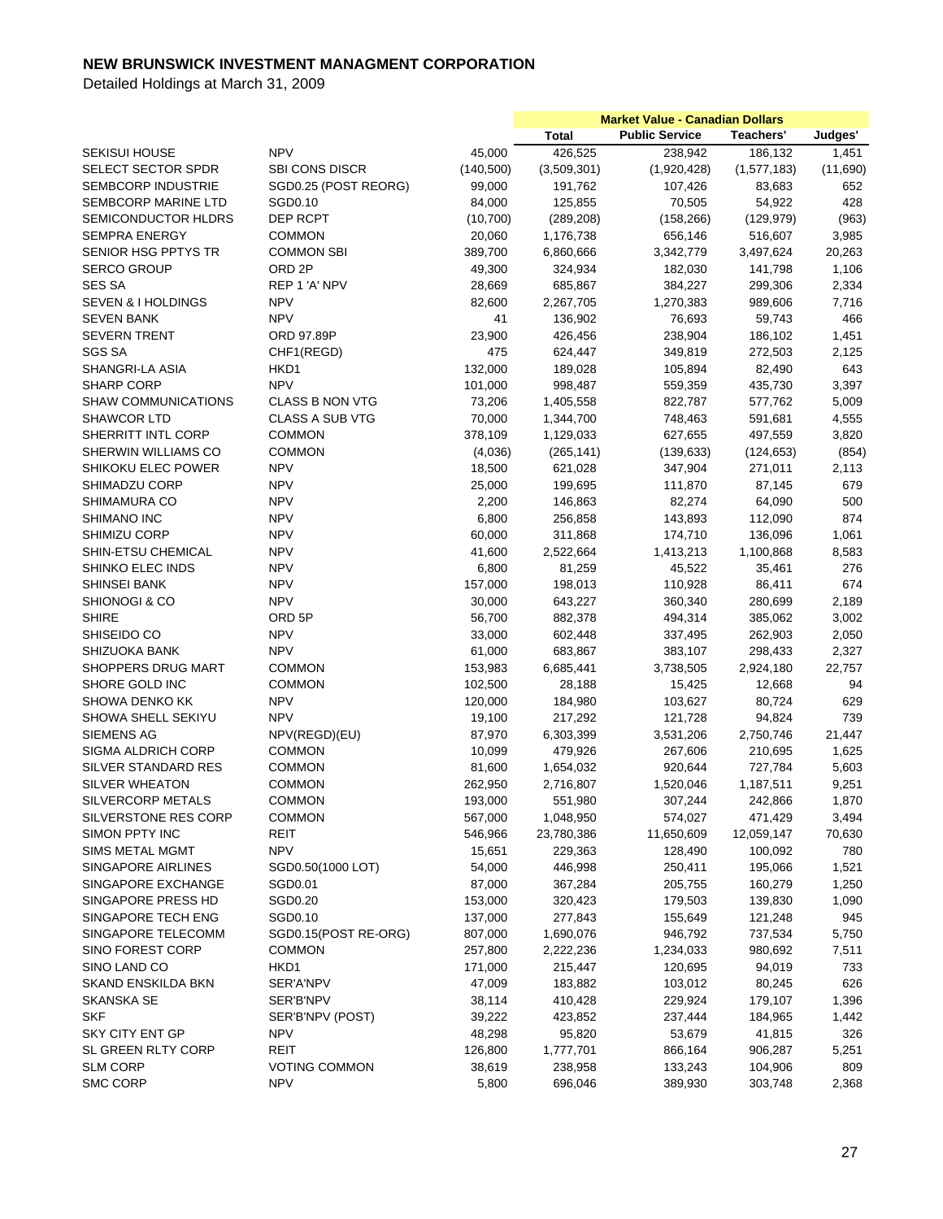# NEW BRUNSWICK INVESTMENT MANAGMENT CORPORATION

Detailed Holdings at March 31, 2009

| | | | Market Value - Canadian Dollars | | | |
|---|---|---|---|---|---|---|
| | | | Total | Public Service | Teachers' | Judges' |
| SEKISUI HOUSE | NPV | 45,000 | 426,525 | 238,942 | 186,132 | 1,451 |
| SELECT SECTOR SPDR | SBI CONS DISCR | (140,500) | (3,509,301) | (1,920,428) | (1,577,183) | (11,690) |
| SEMBCORP INDUSTRIE | SGD0.25 (POST REORG) | 99,000 | 191,762 | 107,426 | 83,683 | 652 |
| SEMBCORP MARINE LTD | SGD0.10 | 84,000 | 125,855 | 70,505 | 54,922 | 428 |
| SEMICONDUCTOR HLDRS | DEP RCPT | (10,700) | (289,208) | (158,266) | (129,979) | (963) |
| SEMPRA ENERGY | COMMON | 20,060 | 1,176,738 | 656,146 | 516,607 | 3,985 |
| SENIOR HSG PPTYS TR | COMMON SBI | 389,700 | 6,860,666 | 3,342,779 | 3,497,624 | 20,263 |
| SERCO GROUP | ORD 2P | 49,300 | 324,934 | 182,030 | 141,798 | 1,106 |
| SES SA | REP 1 'A' NPV | 28,669 | 685,867 | 384,227 | 299,306 | 2,334 |
| SEVEN & I HOLDINGS | NPV | 82,600 | 2,267,705 | 1,270,383 | 989,606 | 7,716 |
| SEVEN BANK | NPV | 41 | 136,902 | 76,693 | 59,743 | 466 |
| SEVERN TRENT | ORD 97.89P | 23,900 | 426,456 | 238,904 | 186,102 | 1,451 |
| SGS SA | CHF1(REGD) | 475 | 624,447 | 349,819 | 272,503 | 2,125 |
| SHANGRI-LA ASIA | HKD1 | 132,000 | 189,028 | 105,894 | 82,490 | 643 |
| SHARP CORP | NPV | 101,000 | 998,487 | 559,359 | 435,730 | 3,397 |
| SHAW COMMUNICATIONS | CLASS B NON VTG | 73,206 | 1,405,558 | 822,787 | 577,762 | 5,009 |
| SHAWCOR LTD | CLASS A SUB VTG | 70,000 | 1,344,700 | 748,463 | 591,681 | 4,555 |
| SHERRITT INTL CORP | COMMON | 378,109 | 1,129,033 | 627,655 | 497,559 | 3,820 |
| SHERWIN WILLIAMS CO | COMMON | (4,036) | (265,141) | (139,633) | (124,653) | (854) |
| SHIKOKU ELEC POWER | NPV | 18,500 | 621,028 | 347,904 | 271,011 | 2,113 |
| SHIMADZU CORP | NPV | 25,000 | 199,695 | 111,870 | 87,145 | 679 |
| SHIMAMURA CO | NPV | 2,200 | 146,863 | 82,274 | 64,090 | 500 |
| SHIMANO INC | NPV | 6,800 | 256,858 | 143,893 | 112,090 | 874 |
| SHIMIZU CORP | NPV | 60,000 | 311,868 | 174,710 | 136,096 | 1,061 |
| SHIN-ETSU CHEMICAL | NPV | 41,600 | 2,522,664 | 1,413,213 | 1,100,868 | 8,583 |
| SHINKO ELEC INDS | NPV | 6,800 | 81,259 | 45,522 | 35,461 | 276 |
| SHINSEI BANK | NPV | 157,000 | 198,013 | 110,928 | 86,411 | 674 |
| SHIONOGI & CO | NPV | 30,000 | 643,227 | 360,340 | 280,699 | 2,189 |
| SHIRE | ORD 5P | 56,700 | 882,378 | 494,314 | 385,062 | 3,002 |
| SHISEIDO CO | NPV | 33,000 | 602,448 | 337,495 | 262,903 | 2,050 |
| SHIZUOKA BANK | NPV | 61,000 | 683,867 | 383,107 | 298,433 | 2,327 |
| SHOPPERS DRUG MART | COMMON | 153,983 | 6,685,441 | 3,738,505 | 2,924,180 | 22,757 |
| SHORE GOLD INC | COMMON | 102,500 | 28,188 | 15,425 | 12,668 | 94 |
| SHOWA DENKO KK | NPV | 120,000 | 184,980 | 103,627 | 80,724 | 629 |
| SHOWA SHELL SEKIYU | NPV | 19,100 | 217,292 | 121,728 | 94,824 | 739 |
| SIEMENS AG | NPV(REGD)(EU) | 87,970 | 6,303,399 | 3,531,206 | 2,750,746 | 21,447 |
| SIGMA ALDRICH CORP | COMMON | 10,099 | 479,926 | 267,606 | 210,695 | 1,625 |
| SILVER STANDARD RES | COMMON | 81,600 | 1,654,032 | 920,644 | 727,784 | 5,603 |
| SILVER WHEATON | COMMON | 262,950 | 2,716,807 | 1,520,046 | 1,187,511 | 9,251 |
| SILVERCORP METALS | COMMON | 193,000 | 551,980 | 307,244 | 242,866 | 1,870 |
| SILVERSTONE RES CORP | COMMON | 567,000 | 1,048,950 | 574,027 | 471,429 | 3,494 |
| SIMON PPTY INC | REIT | 546,966 | 23,780,386 | 11,650,609 | 12,059,147 | 70,630 |
| SIMS METAL MGMT | NPV | 15,651 | 229,363 | 128,490 | 100,092 | 780 |
| SINGAPORE AIRLINES | SGD0.50(1000 LOT) | 54,000 | 446,998 | 250,411 | 195,066 | 1,521 |
| SINGAPORE EXCHANGE | SGD0.01 | 87,000 | 367,284 | 205,755 | 160,279 | 1,250 |
| SINGAPORE PRESS HD | SGD0.20 | 153,000 | 320,423 | 179,503 | 139,830 | 1,090 |
| SINGAPORE TECH ENG | SGD0.10 | 137,000 | 277,843 | 155,649 | 121,248 | 945 |
| SINGAPORE TELECOMM | SGD0.15(POST RE-ORG) | 807,000 | 1,690,076 | 946,792 | 737,534 | 5,750 |
| SINO FOREST CORP | COMMON | 257,800 | 2,222,236 | 1,234,033 | 980,692 | 7,511 |
| SINO LAND CO | HKD1 | 171,000 | 215,447 | 120,695 | 94,019 | 733 |
| SKAND ENSKILDA BKN | SER'A'NPV | 47,009 | 183,882 | 103,012 | 80,245 | 626 |
| SKANSKA SE | SER'B'NPV | 38,114 | 410,428 | 229,924 | 179,107 | 1,396 |
| SKF | SER'B'NPV (POST) | 39,222 | 423,852 | 237,444 | 184,965 | 1,442 |
| SKY CITY ENT GP | NPV | 48,298 | 95,820 | 53,679 | 41,815 | 326 |
| SL GREEN RLTY CORP | REIT | 126,800 | 1,777,701 | 866,164 | 906,287 | 5,251 |
| SLM CORP | VOTING COMMON | 38,619 | 238,958 | 133,243 | 104,906 | 809 |
| SMC CORP | NPV | 5,800 | 696,046 | 389,930 | 303,748 | 2,368 |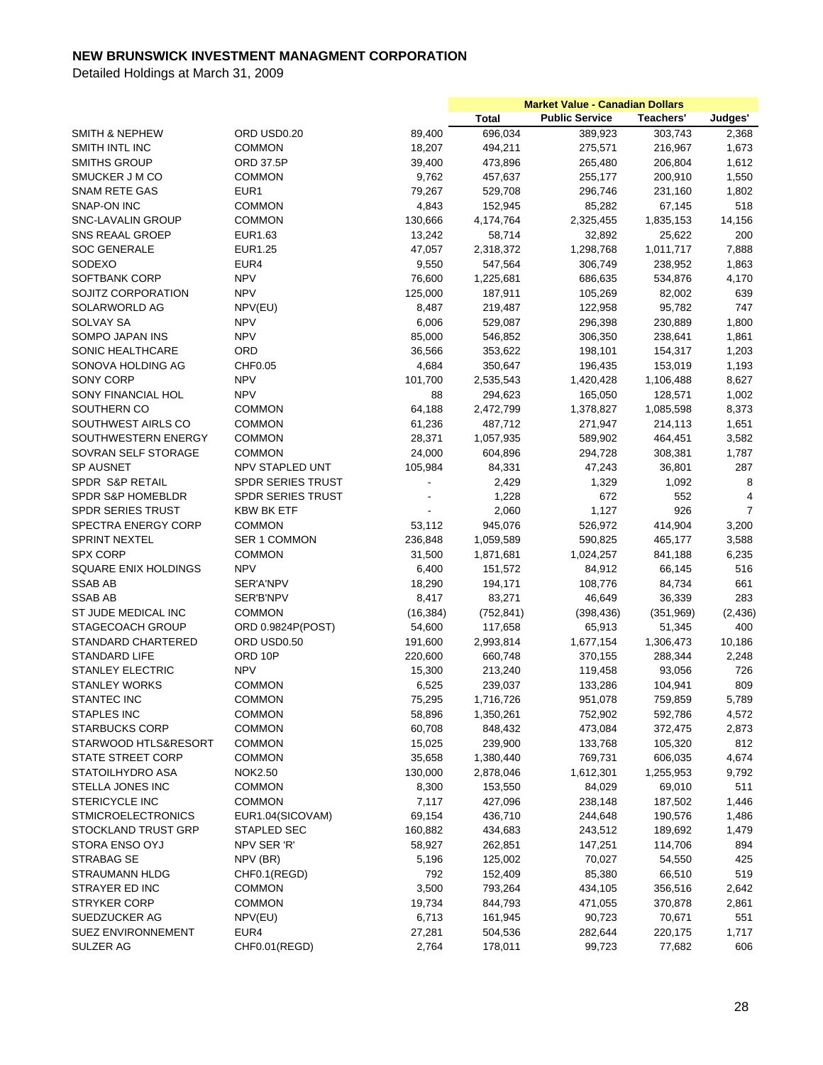# NEW BRUNSWICK INVESTMENT MANAGMENT CORPORATION

Detailed Holdings at March 31, 2009

| | | | Market Value - Canadian Dollars | | | |
|---|---|---|---|---|---|---|
| | | | Total | Public Service | Teachers' | Judges' |
| SMITH & NEPHEW | ORD USD0.20 | 89,400 | 696,034 | 389,923 | 303,743 | 2,368 |
| SMITH INTL INC | COMMON | 18,207 | 494,211 | 275,571 | 216,967 | 1,673 |
| SMITHS GROUP | ORD 37.5P | 39,400 | 473,896 | 265,480 | 206,804 | 1,612 |
| SMUCKER J M CO | COMMON | 9,762 | 457,637 | 255,177 | 200,910 | 1,550 |
| SNAM RETE GAS | EUR1 | 79,267 | 529,708 | 296,746 | 231,160 | 1,802 |
| SNAP-ON INC | COMMON | 4,843 | 152,945 | 85,282 | 67,145 | 518 |
| SNC-LAVALIN GROUP | COMMON | 130,666 | 4,174,764 | 2,325,455 | 1,835,153 | 14,156 |
| SNS REAAL GROEP | EUR1.63 | 13,242 | 58,714 | 32,892 | 25,622 | 200 |
| SOC GENERALE | EUR1.25 | 47,057 | 2,318,372 | 1,298,768 | 1,011,717 | 7,888 |
| SODEXO | EUR4 | 9,550 | 547,564 | 306,749 | 238,952 | 1,863 |
| SOFTBANK CORP | NPV | 76,600 | 1,225,681 | 686,635 | 534,876 | 4,170 |
| SOJITZ CORPORATION | NPV | 125,000 | 187,911 | 105,269 | 82,002 | 639 |
| SOLARWORLD AG | NPV(EU) | 8,487 | 219,487 | 122,958 | 95,782 | 747 |
| SOLVAY SA | NPV | 6,006 | 529,087 | 296,398 | 230,889 | 1,800 |
| SOMPO JAPAN INS | NPV | 85,000 | 546,852 | 306,350 | 238,641 | 1,861 |
| SONIC HEALTHCARE | ORD | 36,566 | 353,622 | 198,101 | 154,317 | 1,203 |
| SONOVA HOLDING AG | CHF0.05 | 4,684 | 350,647 | 196,435 | 153,019 | 1,193 |
| SONY CORP | NPV | 101,700 | 2,535,543 | 1,420,428 | 1,106,488 | 8,627 |
| SONY FINANCIAL HOL | NPV | 88 | 294,623 | 165,050 | 128,571 | 1,002 |
| SOUTHERN CO | COMMON | 64,188 | 2,472,799 | 1,378,827 | 1,085,598 | 8,373 |
| SOUTHWEST AIRLS CO | COMMON | 61,236 | 487,712 | 271,947 | 214,113 | 1,651 |
| SOUTHWESTERN ENERGY | COMMON | 28,371 | 1,057,935 | 589,902 | 464,451 | 3,582 |
| SOVRAN SELF STORAGE | COMMON | 24,000 | 604,896 | 294,728 | 308,381 | 1,787 |
| SP AUSNET | NPV STAPLED UNT | 105,984 | 84,331 | 47,243 | 36,801 | 287 |
| SPDR S&P RETAIL | SPDR SERIES TRUST | - | 2,429 | 1,329 | 1,092 | 8 |
| SPDR S&P HOMEBLDR | SPDR SERIES TRUST | - | 1,228 | 672 | 552 | 4 |
| SPDR SERIES TRUST | KBW BK ETF | - | 2,060 | 1,127 | 926 | 7 |
| SPECTRA ENERGY CORP | COMMON | 53,112 | 945,076 | 526,972 | 414,904 | 3,200 |
| SPRINT NEXTEL | SER 1 COMMON | 236,848 | 1,059,589 | 590,825 | 465,177 | 3,588 |
| SPX CORP | COMMON | 31,500 | 1,871,681 | 1,024,257 | 841,188 | 6,235 |
| SQUARE ENIX HOLDINGS | NPV | 6,400 | 151,572 | 84,912 | 66,145 | 516 |
| SSAB AB | SER'A'NPV | 18,290 | 194,171 | 108,776 | 84,734 | 661 |
| SSAB AB | SER'B'NPV | 8,417 | 83,271 | 46,649 | 36,339 | 283 |
| ST JUDE MEDICAL INC | COMMON | (16,384) | (752,841) | (398,436) | (351,969) | (2,436) |
| STAGECOACH GROUP | ORD 0.9824P(POST) | 54,600 | 117,658 | 65,913 | 51,345 | 400 |
| STANDARD CHARTERED | ORD USD0.50 | 191,600 | 2,993,814 | 1,677,154 | 1,306,473 | 10,186 |
| STANDARD LIFE | ORD 10P | 220,600 | 660,748 | 370,155 | 288,344 | 2,248 |
| STANLEY ELECTRIC | NPV | 15,300 | 213,240 | 119,458 | 93,056 | 726 |
| STANLEY WORKS | COMMON | 6,525 | 239,037 | 133,286 | 104,941 | 809 |
| STANTEC INC | COMMON | 75,295 | 1,716,726 | 951,078 | 759,859 | 5,789 |
| STAPLES INC | COMMON | 58,896 | 1,350,261 | 752,902 | 592,786 | 4,572 |
| STARBUCKS CORP | COMMON | 60,708 | 848,432 | 473,084 | 372,475 | 2,873 |
| STARWOOD HTLS&RESORT | COMMON | 15,025 | 239,900 | 133,768 | 105,320 | 812 |
| STATE STREET CORP | COMMON | 35,658 | 1,380,440 | 769,731 | 606,035 | 4,674 |
| STATOILHYDRO ASA | NOK2.50 | 130,000 | 2,878,046 | 1,612,301 | 1,255,953 | 9,792 |
| STELLA JONES INC | COMMON | 8,300 | 153,550 | 84,029 | 69,010 | 511 |
| STERICYCLE INC | COMMON | 7,117 | 427,096 | 238,148 | 187,502 | 1,446 |
| STMICROELECTRONICS | EUR1.04(SICOVAM) | 69,154 | 436,710 | 244,648 | 190,576 | 1,486 |
| STOCKLAND TRUST GRP | STAPLED SEC | 160,882 | 434,683 | 243,512 | 189,692 | 1,479 |
| STORA ENSO OYJ | NPV SER 'R' | 58,927 | 262,851 | 147,251 | 114,706 | 894 |
| STRABAG SE | NPV (BR) | 5,196 | 125,002 | 70,027 | 54,550 | 425 |
| STRAUMANN HLDG | CHF0.1(REGD) | 792 | 152,409 | 85,380 | 66,510 | 519 |
| STRAYER ED INC | COMMON | 3,500 | 793,264 | 434,105 | 356,516 | 2,642 |
| STRYKER CORP | COMMON | 19,734 | 844,793 | 471,055 | 370,878 | 2,861 |
| SUEDZUCKER AG | NPV(EU) | 6,713 | 161,945 | 90,723 | 70,671 | 551 |
| SUEZ ENVIRONNEMENT | EUR4 | 27,281 | 504,536 | 282,644 | 220,175 | 1,717 |
| SULZER AG | CHF0.01(REGD) | 2,764 | 178,011 | 99,723 | 77,682 | 606 |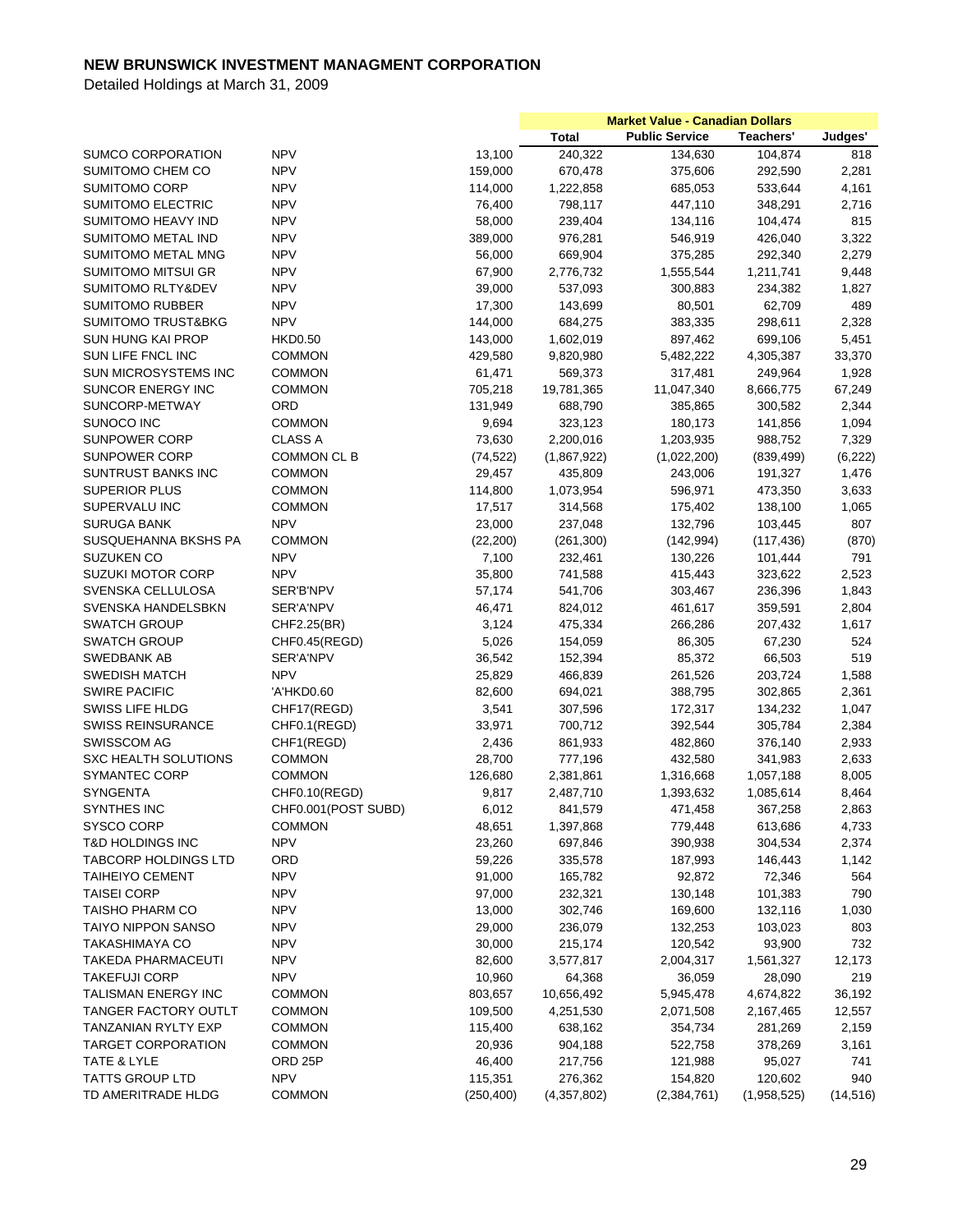**NEW BRUNSWICK INVESTMENT MANAGMENT CORPORATION**

Detailed Holdings at March 31, 2009

| | | | Market Value - Canadian Dollars | | | |
|---|---|---|---|---|---|---|
| | | | Total | Public Service | Teachers' | Judges' |
| SUMCO CORPORATION | NPV | 13,100 | 240,322 | 134,630 | 104,874 | 818 |
| SUMITOMO CHEM CO | NPV | 159,000 | 670,478 | 375,606 | 292,590 | 2,281 |
| SUMITOMO CORP | NPV | 114,000 | 1,222,858 | 685,053 | 533,644 | 4,161 |
| SUMITOMO ELECTRIC | NPV | 76,400 | 798,117 | 447,110 | 348,291 | 2,716 |
| SUMITOMO HEAVY IND | NPV | 58,000 | 239,404 | 134,116 | 104,474 | 815 |
| SUMITOMO METAL IND | NPV | 389,000 | 976,281 | 546,919 | 426,040 | 3,322 |
| SUMITOMO METAL MNG | NPV | 56,000 | 669,904 | 375,285 | 292,340 | 2,279 |
| SUMITOMO MITSUI GR | NPV | 67,900 | 2,776,732 | 1,555,544 | 1,211,741 | 9,448 |
| SUMITOMO RLTY&DEV | NPV | 39,000 | 537,093 | 300,883 | 234,382 | 1,827 |
| SUMITOMO RUBBER | NPV | 17,300 | 143,699 | 80,501 | 62,709 | 489 |
| SUMITOMO TRUST&BKG | NPV | 144,000 | 684,275 | 383,335 | 298,611 | 2,328 |
| SUN HUNG KAI PROP | HKD0.50 | 143,000 | 1,602,019 | 897,462 | 699,106 | 5,451 |
| SUN LIFE FNCL INC | COMMON | 429,580 | 9,820,980 | 5,482,222 | 4,305,387 | 33,370 |
| SUN MICROSYSTEMS INC | COMMON | 61,471 | 569,373 | 317,481 | 249,964 | 1,928 |
| SUNCOR ENERGY INC | COMMON | 705,218 | 19,781,365 | 11,047,340 | 8,666,775 | 67,249 |
| SUNCORP-METWAY | ORD | 131,949 | 688,790 | 385,865 | 300,582 | 2,344 |
| SUNOCO INC | COMMON | 9,694 | 323,123 | 180,173 | 141,856 | 1,094 |
| SUNPOWER CORP | CLASS A | 73,630 | 2,200,016 | 1,203,935 | 988,752 | 7,329 |
| SUNPOWER CORP | COMMON CL B | (74,522) | (1,867,922) | (1,022,200) | (839,499) | (6,222) |
| SUNTRUST BANKS INC | COMMON | 29,457 | 435,809 | 243,006 | 191,327 | 1,476 |
| SUPERIOR PLUS | COMMON | 114,800 | 1,073,954 | 596,971 | 473,350 | 3,633 |
| SUPERVALU INC | COMMON | 17,517 | 314,568 | 175,402 | 138,100 | 1,065 |
| SURUGA BANK | NPV | 23,000 | 237,048 | 132,796 | 103,445 | 807 |
| SUSQUEHANNA BKSHS PA | COMMON | (22,200) | (261,300) | (142,994) | (117,436) | (870) |
| SUZUKEN CO | NPV | 7,100 | 232,461 | 130,226 | 101,444 | 791 |
| SUZUKI MOTOR CORP | NPV | 35,800 | 741,588 | 415,443 | 323,622 | 2,523 |
| SVENSKA CELLULOSA | SER'B'NPV | 57,174 | 541,706 | 303,467 | 236,396 | 1,843 |
| SVENSKA HANDELSBKN | SER'A'NPV | 46,471 | 824,012 | 461,617 | 359,591 | 2,804 |
| SWATCH GROUP | CHF2.25(BR) | 3,124 | 475,334 | 266,286 | 207,432 | 1,617 |
| SWATCH GROUP | CHF0.45(REGD) | 5,026 | 154,059 | 86,305 | 67,230 | 524 |
| SWEDBANK AB | SER'A'NPV | 36,542 | 152,394 | 85,372 | 66,503 | 519 |
| SWEDISH MATCH | NPV | 25,829 | 466,839 | 261,526 | 203,724 | 1,588 |
| SWIRE PACIFIC | 'A'HKD0.60 | 82,600 | 694,021 | 388,795 | 302,865 | 2,361 |
| SWISS LIFE HLDG | CHF17(REGD) | 3,541 | 307,596 | 172,317 | 134,232 | 1,047 |
| SWISS REINSURANCE | CHF0.1(REGD) | 33,971 | 700,712 | 392,544 | 305,784 | 2,384 |
| SWISSCOM AG | CHF1(REGD) | 2,436 | 861,933 | 482,860 | 376,140 | 2,933 |
| SXC HEALTH SOLUTIONS | COMMON | 28,700 | 777,196 | 432,580 | 341,983 | 2,633 |
| SYMANTEC CORP | COMMON | 126,680 | 2,381,861 | 1,316,668 | 1,057,188 | 8,005 |
| SYNGENTA | CHF0.10(REGD) | 9,817 | 2,487,710 | 1,393,632 | 1,085,614 | 8,464 |
| SYNTHES INC | CHF0.001(POST SUBD) | 6,012 | 841,579 | 471,458 | 367,258 | 2,863 |
| SYSCO CORP | COMMON | 48,651 | 1,397,868 | 779,448 | 613,686 | 4,733 |
| T&D HOLDINGS INC | NPV | 23,260 | 697,846 | 390,938 | 304,534 | 2,374 |
| TABCORP HOLDINGS LTD | ORD | 59,226 | 335,578 | 187,993 | 146,443 | 1,142 |
| TAIHEIYO CEMENT | NPV | 91,000 | 165,782 | 92,872 | 72,346 | 564 |
| TAISEI CORP | NPV | 97,000 | 232,321 | 130,148 | 101,383 | 790 |
| TAISHO PHARM CO | NPV | 13,000 | 302,746 | 169,600 | 132,116 | 1,030 |
| TAIYO NIPPON SANSO | NPV | 29,000 | 236,079 | 132,253 | 103,023 | 803 |
| TAKASHIMAYA CO | NPV | 30,000 | 215,174 | 120,542 | 93,900 | 732 |
| TAKEDA PHARMACEUTI | NPV | 82,600 | 3,577,817 | 2,004,317 | 1,561,327 | 12,173 |
| TAKEFUJI CORP | NPV | 10,960 | 64,368 | 36,059 | 28,090 | 219 |
| TALISMAN ENERGY INC | COMMON | 803,657 | 10,656,492 | 5,945,478 | 4,674,822 | 36,192 |
| TANGER FACTORY OUTLT | COMMON | 109,500 | 4,251,530 | 2,071,508 | 2,167,465 | 12,557 |
| TANZANIAN RYLTY EXP | COMMON | 115,400 | 638,162 | 354,734 | 281,269 | 2,159 |
| TARGET CORPORATION | COMMON | 20,936 | 904,188 | 522,758 | 378,269 | 3,161 |
| TATE & LYLE | ORD 25P | 46,400 | 217,756 | 121,988 | 95,027 | 741 |
| TATTS GROUP LTD | NPV | 115,351 | 276,362 | 154,820 | 120,602 | 940 |
| TD AMERITRADE HLDG | COMMON | (250,400) | (4,357,802) | (2,384,761) | (1,958,525) | (14,516) |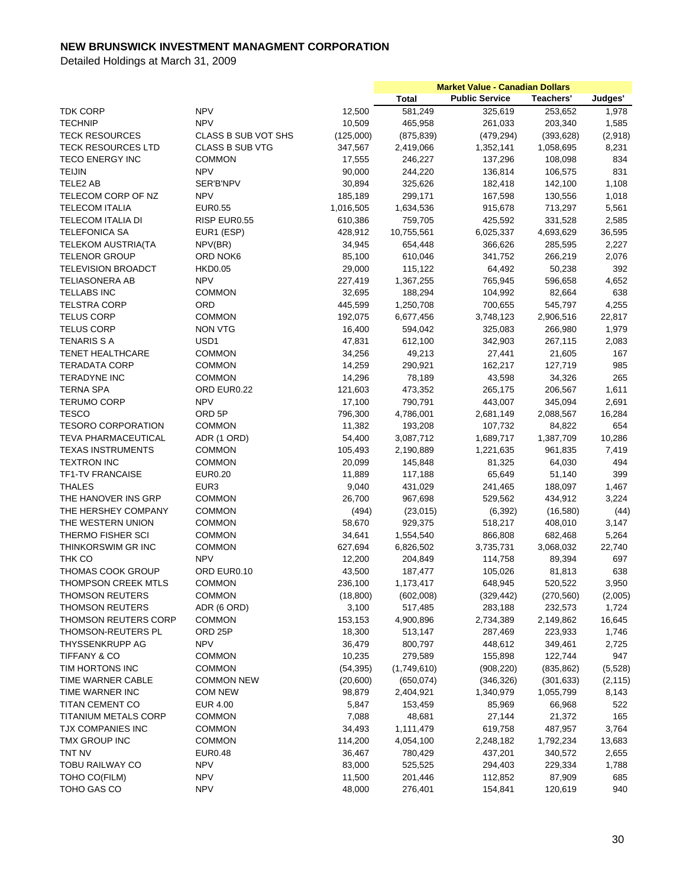# NEW BRUNSWICK INVESTMENT MANAGMENT CORPORATION

Detailed Holdings at March 31, 2009

| | | | Market Value - Canadian Dollars | | | |
|---|---|---|---|---|---|---|
| | | | Total | Public Service | Teachers' | Judges' |
| TDK CORP | NPV | 12,500 | 581,249 | 325,619 | 253,652 | 1,978 |
| TECHNIP | NPV | 10,509 | 465,958 | 261,033 | 203,340 | 1,585 |
| TECK RESOURCES | CLASS B SUB VOT SHS | (125,000) | (875,839) | (479,294) | (393,628) | (2,918) |
| TECK RESOURCES LTD | CLASS B SUB VTG | 347,567 | 2,419,066 | 1,352,141 | 1,058,695 | 8,231 |
| TECO ENERGY INC | COMMON | 17,555 | 246,227 | 137,296 | 108,098 | 834 |
| TEIJIN | NPV | 90,000 | 244,220 | 136,814 | 106,575 | 831 |
| TELE2 AB | SER'B'NPV | 30,894 | 325,626 | 182,418 | 142,100 | 1,108 |
| TELECOM CORP OF NZ | NPV | 185,189 | 299,171 | 167,598 | 130,556 | 1,018 |
| TELECOM ITALIA | EUR0.55 | 1,016,505 | 1,634,536 | 915,678 | 713,297 | 5,561 |
| TELECOM ITALIA DI | RISP EUR0.55 | 610,386 | 759,705 | 425,592 | 331,528 | 2,585 |
| TELEFONICA SA | EUR1 (ESP) | 428,912 | 10,755,561 | 6,025,337 | 4,693,629 | 36,595 |
| TELEKOM AUSTRIA(TA | NPV(BR) | 34,945 | 654,448 | 366,626 | 285,595 | 2,227 |
| TELENOR GROUP | ORD NOK6 | 85,100 | 610,046 | 341,752 | 266,219 | 2,076 |
| TELEVISION BROADCT | HKD0.05 | 29,000 | 115,122 | 64,492 | 50,238 | 392 |
| TELIASONERA AB | NPV | 227,419 | 1,367,255 | 765,945 | 596,658 | 4,652 |
| TELLABS INC | COMMON | 32,695 | 188,294 | 104,992 | 82,664 | 638 |
| TELSTRA CORP | ORD | 445,599 | 1,250,708 | 700,655 | 545,797 | 4,255 |
| TELUS CORP | COMMON | 192,075 | 6,677,456 | 3,748,123 | 2,906,516 | 22,817 |
| TELUS CORP | NON VTG | 16,400 | 594,042 | 325,083 | 266,980 | 1,979 |
| TENARIS S A | USD1 | 47,831 | 612,100 | 342,903 | 267,115 | 2,083 |
| TENET HEALTHCARE | COMMON | 34,256 | 49,213 | 27,441 | 21,605 | 167 |
| TERADATA CORP | COMMON | 14,259 | 290,921 | 162,217 | 127,719 | 985 |
| TERADYNE INC | COMMON | 14,296 | 78,189 | 43,598 | 34,326 | 265 |
| TERNA SPA | ORD EUR0.22 | 121,603 | 473,352 | 265,175 | 206,567 | 1,611 |
| TERUMO CORP | NPV | 17,100 | 790,791 | 443,007 | 345,094 | 2,691 |
| TESCO | ORD 5P | 796,300 | 4,786,001 | 2,681,149 | 2,088,567 | 16,284 |
| TESORO CORPORATION | COMMON | 11,382 | 193,208 | 107,732 | 84,822 | 654 |
| TEVA PHARMACEUTICAL | ADR (1 ORD) | 54,400 | 3,087,712 | 1,689,717 | 1,387,709 | 10,286 |
| TEXAS INSTRUMENTS | COMMON | 105,493 | 2,190,889 | 1,221,635 | 961,835 | 7,419 |
| TEXTRON INC | COMMON | 20,099 | 145,848 | 81,325 | 64,030 | 494 |
| TF1-TV FRANCAISE | EUR0.20 | 11,889 | 117,188 | 65,649 | 51,140 | 399 |
| THALES | EUR3 | 9,040 | 431,029 | 241,465 | 188,097 | 1,467 |
| THE HANOVER INS GRP | COMMON | 26,700 | 967,698 | 529,562 | 434,912 | 3,224 |
| THE HERSHEY COMPANY | COMMON | (494) | (23,015) | (6,392) | (16,580) | (44) |
| THE WESTERN UNION | COMMON | 58,670 | 929,375 | 518,217 | 408,010 | 3,147 |
| THERMO FISHER SCI | COMMON | 34,641 | 1,554,540 | 866,808 | 682,468 | 5,264 |
| THINKORSWIM GR INC | COMMON | 627,694 | 6,826,502 | 3,735,731 | 3,068,032 | 22,740 |
| THK CO | NPV | 12,200 | 204,849 | 114,758 | 89,394 | 697 |
| THOMAS COOK GROUP | ORD EUR0.10 | 43,500 | 187,477 | 105,026 | 81,813 | 638 |
| THOMPSON CREEK MTLS | COMMON | 236,100 | 1,173,417 | 648,945 | 520,522 | 3,950 |
| THOMSON REUTERS | COMMON | (18,800) | (602,008) | (329,442) | (270,560) | (2,005) |
| THOMSON REUTERS | ADR (6 ORD) | 3,100 | 517,485 | 283,188 | 232,573 | 1,724 |
| THOMSON REUTERS CORP | COMMON | 153,153 | 4,900,896 | 2,734,389 | 2,149,862 | 16,645 |
| THOMSON-REUTERS PL | ORD 25P | 18,300 | 513,147 | 287,469 | 223,933 | 1,746 |
| THYSSENKRUPP AG | NPV | 36,479 | 800,797 | 448,612 | 349,461 | 2,725 |
| TIFFANY & CO | COMMON | 10,235 | 279,589 | 155,898 | 122,744 | 947 |
| TIM HORTONS INC | COMMON | (54,395) | (1,749,610) | (908,220) | (835,862) | (5,528) |
| TIME WARNER CABLE | COMMON NEW | (20,600) | (650,074) | (346,326) | (301,633) | (2,115) |
| TIME WARNER INC | COM NEW | 98,879 | 2,404,921 | 1,340,979 | 1,055,799 | 8,143 |
| TITAN CEMENT CO | EUR 4.00 | 5,847 | 153,459 | 85,969 | 66,968 | 522 |
| TITANIUM METALS CORP | COMMON | 7,088 | 48,681 | 27,144 | 21,372 | 165 |
| TJX COMPANIES INC | COMMON | 34,493 | 1,111,479 | 619,758 | 487,957 | 3,764 |
| TMX GROUP INC | COMMON | 114,200 | 4,054,100 | 2,248,182 | 1,792,234 | 13,683 |
| TNT NV | EUR0.48 | 36,467 | 780,429 | 437,201 | 340,572 | 2,655 |
| TOBU RAILWAY CO | NPV | 83,000 | 525,525 | 294,403 | 229,334 | 1,788 |
| TOHO CO(FILM) | NPV | 11,500 | 201,446 | 112,852 | 87,909 | 685 |
| TOHO GAS CO | NPV | 48,000 | 276,401 | 154,841 | 120,619 | 940 |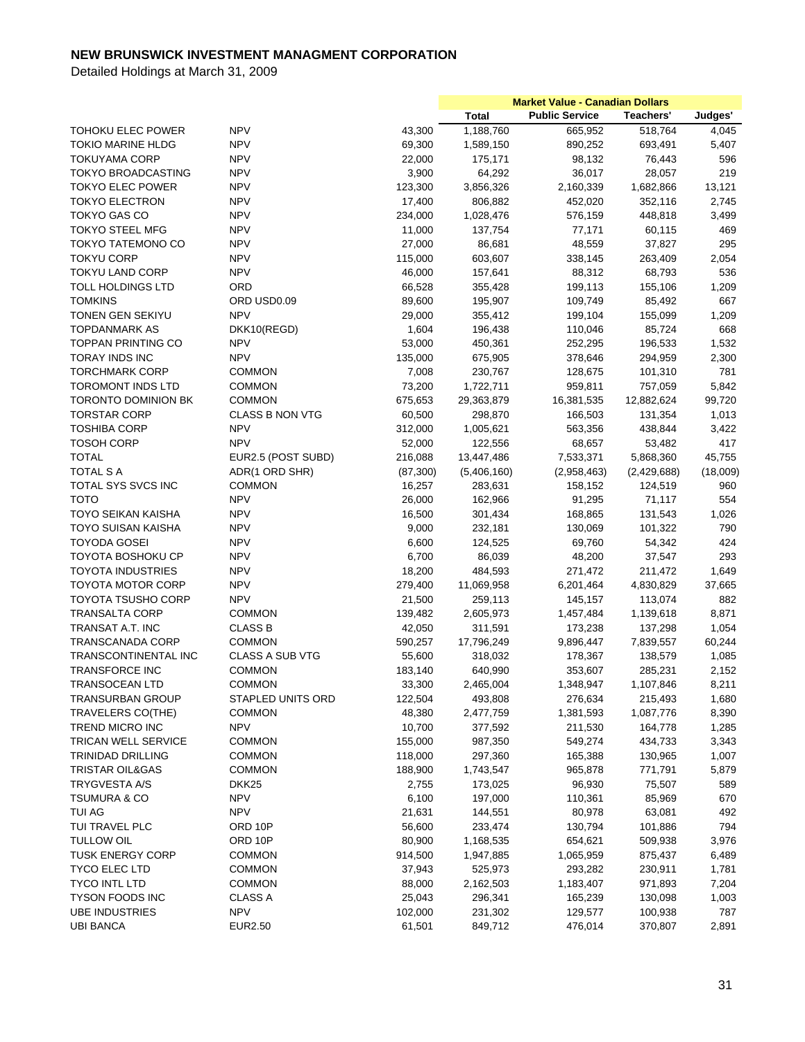# NEW BRUNSWICK INVESTMENT MANAGMENT CORPORATION

Detailed Holdings at March 31, 2009

| | | | Market Value - Canadian Dollars | | | |
|---|---|---|---|---|---|---|
| | | | Total | Public Service | Teachers' | Judges' |
| TOHOKU ELEC POWER | NPV | 43,300 | 1,188,760 | 665,952 | 518,764 | 4,045 |
| TOKIO MARINE HLDG | NPV | 69,300 | 1,589,150 | 890,252 | 693,491 | 5,407 |
| TOKUYAMA CORP | NPV | 22,000 | 175,171 | 98,132 | 76,443 | 596 |
| TOKYO BROADCASTING | NPV | 3,900 | 64,292 | 36,017 | 28,057 | 219 |
| TOKYO ELEC POWER | NPV | 123,300 | 3,856,326 | 2,160,339 | 1,682,866 | 13,121 |
| TOKYO ELECTRON | NPV | 17,400 | 806,882 | 452,020 | 352,116 | 2,745 |
| TOKYO GAS CO | NPV | 234,000 | 1,028,476 | 576,159 | 448,818 | 3,499 |
| TOKYO STEEL MFG | NPV | 11,000 | 137,754 | 77,171 | 60,115 | 469 |
| TOKYO TATEMONO CO | NPV | 27,000 | 86,681 | 48,559 | 37,827 | 295 |
| TOKYU CORP | NPV | 115,000 | 603,607 | 338,145 | 263,409 | 2,054 |
| TOKYU LAND CORP | NPV | 46,000 | 157,641 | 88,312 | 68,793 | 536 |
| TOLL HOLDINGS LTD | ORD | 66,528 | 355,428 | 199,113 | 155,106 | 1,209 |
| TOMKINS | ORD USD0.09 | 89,600 | 195,907 | 109,749 | 85,492 | 667 |
| TONEN GEN SEKIYU | NPV | 29,000 | 355,412 | 199,104 | 155,099 | 1,209 |
| TOPDANMARK AS | DKK10(REGD) | 1,604 | 196,438 | 110,046 | 85,724 | 668 |
| TOPPAN PRINTING CO | NPV | 53,000 | 450,361 | 252,295 | 196,533 | 1,532 |
| TORAY INDS INC | NPV | 135,000 | 675,905 | 378,646 | 294,959 | 2,300 |
| TORCHMARK CORP | COMMON | 7,008 | 230,767 | 128,675 | 101,310 | 781 |
| TOROMONT INDS LTD | COMMON | 73,200 | 1,722,711 | 959,811 | 757,059 | 5,842 |
| TORONTO DOMINION BK | COMMON | 675,653 | 29,363,879 | 16,381,535 | 12,882,624 | 99,720 |
| TORSTAR CORP | CLASS B NON VTG | 60,500 | 298,870 | 166,503 | 131,354 | 1,013 |
| TOSHIBA CORP | NPV | 312,000 | 1,005,621 | 563,356 | 438,844 | 3,422 |
| TOSOH CORP | NPV | 52,000 | 122,556 | 68,657 | 53,482 | 417 |
| TOTAL | EUR2.5 (POST SUBD) | 216,088 | 13,447,486 | 7,533,371 | 5,868,360 | 45,755 |
| TOTAL S A | ADR(1 ORD SHR) | (87,300) | (5,406,160) | (2,958,463) | (2,429,688) | (18,009) |
| TOTAL SYS SVCS INC | COMMON | 16,257 | 283,631 | 158,152 | 124,519 | 960 |
| TOTO | NPV | 26,000 | 162,966 | 91,295 | 71,117 | 554 |
| TOYO SEIKAN KAISHA | NPV | 16,500 | 301,434 | 168,865 | 131,543 | 1,026 |
| TOYO SUISAN KAISHA | NPV | 9,000 | 232,181 | 130,069 | 101,322 | 790 |
| TOYODA GOSEI | NPV | 6,600 | 124,525 | 69,760 | 54,342 | 424 |
| TOYOTA BOSHOKU CP | NPV | 6,700 | 86,039 | 48,200 | 37,547 | 293 |
| TOYOTA INDUSTRIES | NPV | 18,200 | 484,593 | 271,472 | 211,472 | 1,649 |
| TOYOTA MOTOR CORP | NPV | 279,400 | 11,069,958 | 6,201,464 | 4,830,829 | 37,665 |
| TOYOTA TSUSHO CORP | NPV | 21,500 | 259,113 | 145,157 | 113,074 | 882 |
| TRANSALTA CORP | COMMON | 139,482 | 2,605,973 | 1,457,484 | 1,139,618 | 8,871 |
| TRANSAT A.T. INC | CLASS B | 42,050 | 311,591 | 173,238 | 137,298 | 1,054 |
| TRANSCANADA CORP | COMMON | 590,257 | 17,796,249 | 9,896,447 | 7,839,557 | 60,244 |
| TRANSCONTINENTAL INC | CLASS A SUB VTG | 55,600 | 318,032 | 178,367 | 138,579 | 1,085 |
| TRANSFORCE INC | COMMON | 183,140 | 640,990 | 353,607 | 285,231 | 2,152 |
| TRANSOCEAN LTD | COMMON | 33,300 | 2,465,004 | 1,348,947 | 1,107,846 | 8,211 |
| TRANSURBAN GROUP | STAPLED UNITS ORD | 122,504 | 493,808 | 276,634 | 215,493 | 1,680 |
| TRAVELERS CO(THE) | COMMON | 48,380 | 2,477,759 | 1,381,593 | 1,087,776 | 8,390 |
| TREND MICRO INC | NPV | 10,700 | 377,592 | 211,530 | 164,778 | 1,285 |
| TRICAN WELL SERVICE | COMMON | 155,000 | 987,350 | 549,274 | 434,733 | 3,343 |
| TRINIDAD DRILLING | COMMON | 118,000 | 297,360 | 165,388 | 130,965 | 1,007 |
| TRISTAR OIL&GAS | COMMON | 188,900 | 1,743,547 | 965,878 | 771,791 | 5,879 |
| TRYGVESTA A/S | DKK25 | 2,755 | 173,025 | 96,930 | 75,507 | 589 |
| TSUMURA & CO | NPV | 6,100 | 197,000 | 110,361 | 85,969 | 670 |
| TUI AG | NPV | 21,631 | 144,551 | 80,978 | 63,081 | 492 |
| TUI TRAVEL PLC | ORD 10P | 56,600 | 233,474 | 130,794 | 101,886 | 794 |
| TULLOW OIL | ORD 10P | 80,900 | 1,168,535 | 654,621 | 509,938 | 3,976 |
| TUSK ENERGY CORP | COMMON | 914,500 | 1,947,885 | 1,065,959 | 875,437 | 6,489 |
| TYCO ELEC LTD | COMMON | 37,943 | 525,973 | 293,282 | 230,911 | 1,781 |
| TYCO INTL LTD | COMMON | 88,000 | 2,162,503 | 1,183,407 | 971,893 | 7,204 |
| TYSON FOODS INC | CLASS A | 25,043 | 296,341 | 165,239 | 130,098 | 1,003 |
| UBE INDUSTRIES | NPV | 102,000 | 231,302 | 129,577 | 100,938 | 787 |
| UBI BANCA | EUR2.50 | 61,501 | 849,712 | 476,014 | 370,807 | 2,891 |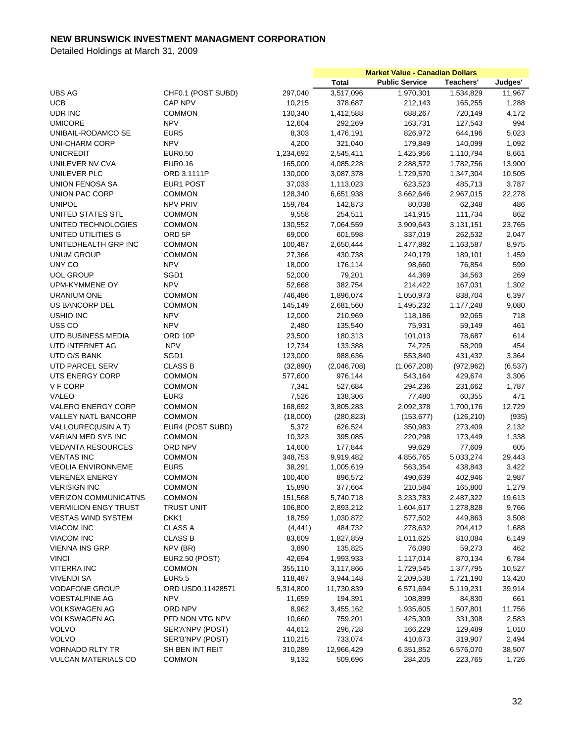# NEW BRUNSWICK INVESTMENT MANAGMENT CORPORATION

Detailed Holdings at March 31, 2009

| | | | Market Value - Canadian Dollars | | | |
|---|---|---|---|---|---|---|
| | | | Total | Public Service | Teachers' | Judges' |
| UBS AG | CHF0.1 (POST SUBD) | 297,040 | 3,517,096 | 1,970,301 | 1,534,829 | 11,967 |
| UCB | CAP NPV | 10,215 | 378,687 | 212,143 | 165,255 | 1,288 |
| UDR INC | COMMON | 130,340 | 1,412,588 | 688,267 | 720,149 | 4,172 |
| UMICORE | NPV | 12,604 | 292,269 | 163,731 | 127,543 | 994 |
| UNIBAIL-RODAMCO SE | EUR5 | 8,303 | 1,476,191 | 826,972 | 644,196 | 5,023 |
| UNI-CHARM CORP | NPV | 4,200 | 321,040 | 179,849 | 140,099 | 1,092 |
| UNICREDIT | EUR0.50 | 1,234,692 | 2,545,411 | 1,425,956 | 1,110,794 | 8,661 |
| UNILEVER NV CVA | EUR0.16 | 165,000 | 4,085,228 | 2,288,572 | 1,782,756 | 13,900 |
| UNILEVER PLC | ORD 3.1111P | 130,000 | 3,087,378 | 1,729,570 | 1,347,304 | 10,505 |
| UNION FENOSA SA | EUR1 POST | 37,033 | 1,113,023 | 623,523 | 485,713 | 3,787 |
| UNION PAC CORP | COMMON | 128,340 | 6,651,938 | 3,662,646 | 2,967,015 | 22,278 |
| UNIPOL | NPV PRIV | 159,784 | 142,873 | 80,038 | 62,348 | 486 |
| UNITED STATES STL | COMMON | 9,558 | 254,511 | 141,915 | 111,734 | 862 |
| UNITED TECHNOLOGIES | COMMON | 130,552 | 7,064,559 | 3,909,643 | 3,131,151 | 23,765 |
| UNITED UTILITIES G | ORD 5P | 69,000 | 601,598 | 337,019 | 262,532 | 2,047 |
| UNITEDHEALTH GRP INC | COMMON | 100,487 | 2,650,444 | 1,477,882 | 1,163,587 | 8,975 |
| UNUM GROUP | COMMON | 27,366 | 430,738 | 240,179 | 189,101 | 1,459 |
| UNY CO | NPV | 18,000 | 176,114 | 98,660 | 76,854 | 599 |
| UOL GROUP | SGD1 | 52,000 | 79,201 | 44,369 | 34,563 | 269 |
| UPM-KYMMENE OY | NPV | 52,668 | 382,754 | 214,422 | 167,031 | 1,302 |
| URANIUM ONE | COMMON | 746,486 | 1,896,074 | 1,050,973 | 838,704 | 6,397 |
| US BANCORP DEL | COMMON | 145,149 | 2,681,560 | 1,495,232 | 1,177,248 | 9,080 |
| USHIO INC | NPV | 12,000 | 210,969 | 118,186 | 92,065 | 718 |
| USS CO | NPV | 2,480 | 135,540 | 75,931 | 59,149 | 461 |
| UTD BUSINESS MEDIA | ORD 10P | 23,500 | 180,313 | 101,013 | 78,687 | 614 |
| UTD INTERNET AG | NPV | 12,734 | 133,388 | 74,725 | 58,209 | 454 |
| UTD O/S BANK | SGD1 | 123,000 | 988,636 | 553,840 | 431,432 | 3,364 |
| UTD PARCEL SERV | CLASS B | (32,890) | (2,046,708) | (1,067,208) | (972,962) | (6,537) |
| UTS ENERGY CORP | COMMON | 577,600 | 976,144 | 543,164 | 429,674 | 3,306 |
| V F CORP | COMMON | 7,341 | 527,684 | 294,236 | 231,662 | 1,787 |
| VALEO | EUR3 | 7,526 | 138,306 | 77,480 | 60,355 | 471 |
| VALERO ENERGY CORP | COMMON | 168,692 | 3,805,283 | 2,092,378 | 1,700,176 | 12,729 |
| VALLEY NATL BANCORP | COMMON | (18,000) | (280,823) | (153,677) | (126,210) | (935) |
| VALLOUREC(USIN A T) | EUR4 (POST SUBD) | 5,372 | 626,524 | 350,983 | 273,409 | 2,132 |
| VARIAN MED SYS INC | COMMON | 10,323 | 395,085 | 220,298 | 173,449 | 1,338 |
| VEDANTA RESOURCES | ORD NPV | 14,600 | 177,844 | 99,629 | 77,609 | 605 |
| VENTAS INC | COMMON | 348,753 | 9,919,482 | 4,856,765 | 5,033,274 | 29,443 |
| VEOLIA ENVIRONNEME | EUR5 | 38,291 | 1,005,619 | 563,354 | 438,843 | 3,422 |
| VERENEX ENERGY | COMMON | 100,400 | 896,572 | 490,639 | 402,946 | 2,987 |
| VERISIGN INC | COMMON | 15,890 | 377,664 | 210,584 | 165,800 | 1,279 |
| VERIZON COMMUNICATNS | COMMON | 151,568 | 5,740,718 | 3,233,783 | 2,487,322 | 19,613 |
| VERMILION ENGY TRUST | TRUST UNIT | 106,800 | 2,893,212 | 1,604,617 | 1,278,828 | 9,766 |
| VESTAS WIND SYSTEM | DKK1 | 18,759 | 1,030,872 | 577,502 | 449,863 | 3,508 |
| VIACOM INC | CLASS A | (4,441) | 484,732 | 278,632 | 204,412 | 1,688 |
| VIACOM INC | CLASS B | 83,609 | 1,827,859 | 1,011,625 | 810,084 | 6,149 |
| VIENNA INS GRP | NPV (BR) | 3,890 | 135,825 | 76,090 | 59,273 | 462 |
| VINCI | EUR2.50 (POST) | 42,694 | 1,993,933 | 1,117,014 | 870,134 | 6,784 |
| VITERRA INC | COMMON | 355,110 | 3,117,866 | 1,729,545 | 1,377,795 | 10,527 |
| VIVENDI SA | EUR5.5 | 118,487 | 3,944,148 | 2,209,538 | 1,721,190 | 13,420 |
| VODAFONE GROUP | ORD USD0.11428571 | 5,314,800 | 11,730,839 | 6,571,694 | 5,119,231 | 39,914 |
| VOESTALPINE AG | NPV | 11,659 | 194,391 | 108,899 | 84,830 | 661 |
| VOLKSWAGEN AG | ORD NPV | 8,962 | 3,455,162 | 1,935,605 | 1,507,801 | 11,756 |
| VOLKSWAGEN AG | PFD NON VTG NPV | 10,660 | 759,201 | 425,309 | 331,308 | 2,583 |
| VOLVO | SER'A'NPV (POST) | 44,612 | 296,728 | 166,229 | 129,489 | 1,010 |
| VOLVO | SER'B'NPV (POST) | 110,215 | 733,074 | 410,673 | 319,907 | 2,494 |
| VORNADO RLTY TR | SH BEN INT REIT | 310,289 | 12,966,429 | 6,351,852 | 6,576,070 | 38,507 |
| VULCAN MATERIALS CO | COMMON | 9,132 | 509,696 | 284,205 | 223,765 | 1,726 |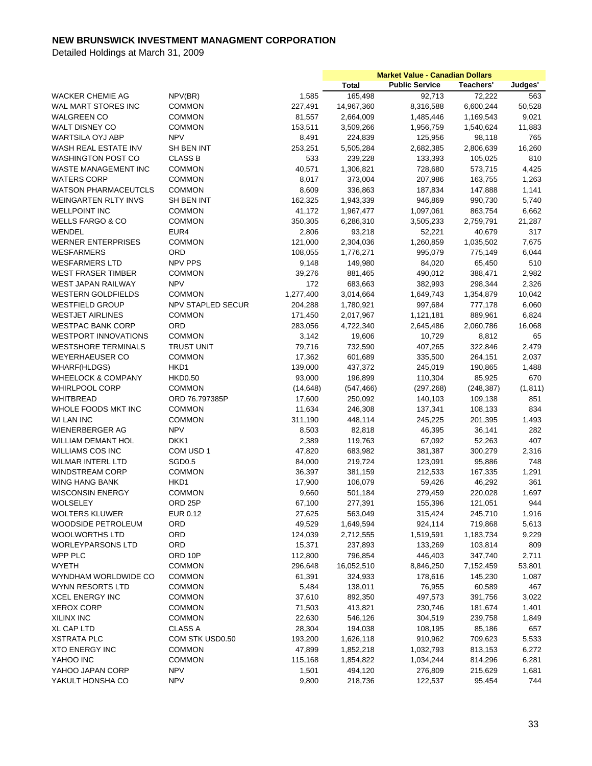# NEW BRUNSWICK INVESTMENT MANAGMENT CORPORATION

Detailed Holdings at March 31, 2009

| | | | Market Value - Canadian Dollars | | | |
|---|---|---|---|---|---|---|
| | | | Total | Public Service | Teachers' | Judges' |
| WACKER CHEMIE AG | NPV(BR) | 1,585 | 165,498 | 92,713 | 72,222 | 563 |
| WAL MART STORES INC | COMMON | 227,491 | 14,967,360 | 8,316,588 | 6,600,244 | 50,528 |
| WALGREEN CO | COMMON | 81,557 | 2,664,009 | 1,485,446 | 1,169,543 | 9,021 |
| WALT DISNEY CO | COMMON | 153,511 | 3,509,266 | 1,956,759 | 1,540,624 | 11,883 |
| WARTSILA OYJ ABP | NPV | 8,491 | 224,839 | 125,956 | 98,118 | 765 |
| WASH REAL ESTATE INV | SH BEN INT | 253,251 | 5,505,284 | 2,682,385 | 2,806,639 | 16,260 |
| WASHINGTON POST CO | CLASS B | 533 | 239,228 | 133,393 | 105,025 | 810 |
| WASTE MANAGEMENT INC | COMMON | 40,571 | 1,306,821 | 728,680 | 573,715 | 4,425 |
| WATERS CORP | COMMON | 8,017 | 373,004 | 207,986 | 163,755 | 1,263 |
| WATSON PHARMACEUTCLS | COMMON | 8,609 | 336,863 | 187,834 | 147,888 | 1,141 |
| WEINGARTEN RLTY INVS | SH BEN INT | 162,325 | 1,943,339 | 946,869 | 990,730 | 5,740 |
| WELLPOINT INC | COMMON | 41,172 | 1,967,477 | 1,097,061 | 863,754 | 6,662 |
| WELLS FARGO & CO | COMMON | 350,305 | 6,286,310 | 3,505,233 | 2,759,791 | 21,287 |
| WENDEL | EUR4 | 2,806 | 93,218 | 52,221 | 40,679 | 317 |
| WERNER ENTERPRISES | COMMON | 121,000 | 2,304,036 | 1,260,859 | 1,035,502 | 7,675 |
| WESFARMERS | ORD | 108,055 | 1,776,271 | 995,079 | 775,149 | 6,044 |
| WESFARMERS LTD | NPV PPS | 9,148 | 149,980 | 84,020 | 65,450 | 510 |
| WEST FRASER TIMBER | COMMON | 39,276 | 881,465 | 490,012 | 388,471 | 2,982 |
| WEST JAPAN RAILWAY | NPV | 172 | 683,663 | 382,993 | 298,344 | 2,326 |
| WESTERN GOLDFIELDS | COMMON | 1,277,400 | 3,014,664 | 1,649,743 | 1,354,879 | 10,042 |
| WESTFIELD GROUP | NPV STAPLED SECUR | 204,288 | 1,780,921 | 997,684 | 777,178 | 6,060 |
| WESTJET AIRLINES | COMMON | 171,450 | 2,017,967 | 1,121,181 | 889,961 | 6,824 |
| WESTPAC BANK CORP | ORD | 283,056 | 4,722,340 | 2,645,486 | 2,060,786 | 16,068 |
| WESTPORT INNOVATIONS | COMMON | 3,142 | 19,606 | 10,729 | 8,812 | 65 |
| WESTSHORE TERMINALS | TRUST UNIT | 79,716 | 732,590 | 407,265 | 322,846 | 2,479 |
| WEYERHAEUSER CO | COMMON | 17,362 | 601,689 | 335,500 | 264,151 | 2,037 |
| WHARF(HLDGS) | HKD1 | 139,000 | 437,372 | 245,019 | 190,865 | 1,488 |
| WHEELOCK & COMPANY | HKD0.50 | 93,000 | 196,899 | 110,304 | 85,925 | 670 |
| WHIRLPOOL CORP | COMMON | (14,648) | (547,466) | (297,268) | (248,387) | (1,811) |
| WHITBREAD | ORD 76.797385P | 17,600 | 250,092 | 140,103 | 109,138 | 851 |
| WHOLE FOODS MKT INC | COMMON | 11,634 | 246,308 | 137,341 | 108,133 | 834 |
| WI LAN INC | COMMON | 311,190 | 448,114 | 245,225 | 201,395 | 1,493 |
| WIENERBERGER AG | NPV | 8,503 | 82,818 | 46,395 | 36,141 | 282 |
| WILLIAM DEMANT HOL | DKK1 | 2,389 | 119,763 | 67,092 | 52,263 | 407 |
| WILLIAMS COS INC | COM USD 1 | 47,820 | 683,982 | 381,387 | 300,279 | 2,316 |
| WILMAR INTERL LTD | SGD0.5 | 84,000 | 219,724 | 123,091 | 95,886 | 748 |
| WINDSTREAM CORP | COMMON | 36,397 | 381,159 | 212,533 | 167,335 | 1,291 |
| WING HANG BANK | HKD1 | 17,900 | 106,079 | 59,426 | 46,292 | 361 |
| WISCONSIN ENERGY | COMMON | 9,660 | 501,184 | 279,459 | 220,028 | 1,697 |
| WOLSELEY | ORD 25P | 67,100 | 277,391 | 155,396 | 121,051 | 944 |
| WOLTERS KLUWER | EUR 0.12 | 27,625 | 563,049 | 315,424 | 245,710 | 1,916 |
| WOODSIDE PETROLEUM | ORD | 49,529 | 1,649,594 | 924,114 | 719,868 | 5,613 |
| WOOLWORTHS LTD | ORD | 124,039 | 2,712,555 | 1,519,591 | 1,183,734 | 9,229 |
| WORLEYPARSONS LTD | ORD | 15,371 | 237,893 | 133,269 | 103,814 | 809 |
| WPP PLC | ORD 10P | 112,800 | 796,854 | 446,403 | 347,740 | 2,711 |
| WYETH | COMMON | 296,648 | 16,052,510 | 8,846,250 | 7,152,459 | 53,801 |
| WYNDHAM WORLDWIDE CO | COMMON | 61,391 | 324,933 | 178,616 | 145,230 | 1,087 |
| WYNN RESORTS LTD | COMMON | 5,484 | 138,011 | 76,955 | 60,589 | 467 |
| XCEL ENERGY INC | COMMON | 37,610 | 892,350 | 497,573 | 391,756 | 3,022 |
| XEROX CORP | COMMON | 71,503 | 413,821 | 230,746 | 181,674 | 1,401 |
| XILINX INC | COMMON | 22,630 | 546,126 | 304,519 | 239,758 | 1,849 |
| XL CAP LTD | CLASS A | 28,304 | 194,038 | 108,195 | 85,186 | 657 |
| XSTRATA PLC | COM STK USD0.50 | 193,200 | 1,626,118 | 910,962 | 709,623 | 5,533 |
| XTO ENERGY INC | COMMON | 47,899 | 1,852,218 | 1,032,793 | 813,153 | 6,272 |
| YAHOO INC | COMMON | 115,168 | 1,854,822 | 1,034,244 | 814,296 | 6,281 |
| YAHOO JAPAN CORP | NPV | 1,501 | 494,120 | 276,809 | 215,629 | 1,681 |
| YAKULT HONSHA CO | NPV | 9,800 | 218,736 | 122,537 | 95,454 | 744 |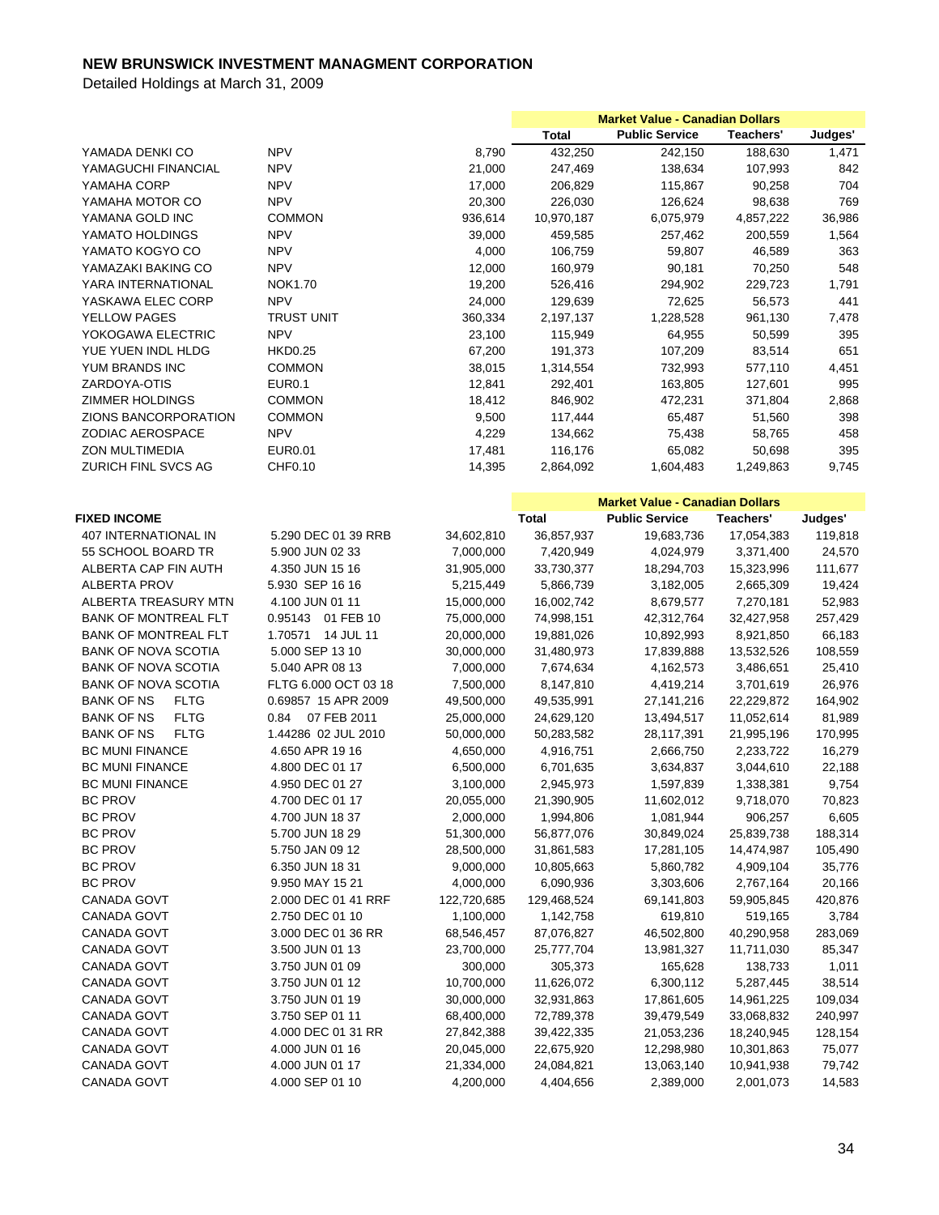# NEW BRUNSWICK INVESTMENT MANAGMENT CORPORATION

Detailed Holdings at March 31, 2009

| | | | Market Value - Canadian Dollars | | | |
|---|---|---|---|---|---|---|
| | | | Total | Public Service | Teachers' | Judges' |
| YAMADA DENKI CO | NPV | 8,790 | 432,250 | 242,150 | 188,630 | 1,471 |
| YAMAGUCHI FINANCIAL | NPV | 21,000 | 247,469 | 138,634 | 107,993 | 842 |
| YAMAHA CORP | NPV | 17,000 | 206,829 | 115,867 | 90,258 | 704 |
| YAMAHA MOTOR CO | NPV | 20,300 | 226,030 | 126,624 | 98,638 | 769 |
| YAMANA GOLD INC | COMMON | 936,614 | 10,970,187 | 6,075,979 | 4,857,222 | 36,986 |
| YAMATO HOLDINGS | NPV | 39,000 | 459,585 | 257,462 | 200,559 | 1,564 |
| YAMATO KOGYO CO | NPV | 4,000 | 106,759 | 59,807 | 46,589 | 363 |
| YAMAZAKI BAKING CO | NPV | 12,000 | 160,979 | 90,181 | 70,250 | 548 |
| YARA INTERNATIONAL | NOK1.70 | 19,200 | 526,416 | 294,902 | 229,723 | 1,791 |
| YASKAWA ELEC CORP | NPV | 24,000 | 129,639 | 72,625 | 56,573 | 441 |
| YELLOW PAGES | TRUST UNIT | 360,334 | 2,197,137 | 1,228,528 | 961,130 | 7,478 |
| YOKOGAWA ELECTRIC | NPV | 23,100 | 115,949 | 64,955 | 50,599 | 395 |
| YUE YUEN INDL HLDG | HKD0.25 | 67,200 | 191,373 | 107,209 | 83,514 | 651 |
| YUM BRANDS INC | COMMON | 38,015 | 1,314,554 | 732,993 | 577,110 | 4,451 |
| ZARDOYA-OTIS | EUR0.1 | 12,841 | 292,401 | 163,805 | 127,601 | 995 |
| ZIMMER HOLDINGS | COMMON | 18,412 | 846,902 | 472,231 | 371,804 | 2,868 |
| ZIONS BANCORPORATION | COMMON | 9,500 | 117,444 | 65,487 | 51,560 | 398 |
| ZODIAC AEROSPACE | NPV | 4,229 | 134,662 | 75,438 | 58,765 | 458 |
| ZON MULTIMEDIA | EUR0.01 | 17,481 | 116,176 | 65,082 | 50,698 | 395 |
| ZURICH FINL SVCS AG | CHF0.10 | 14,395 | 2,864,092 | 1,604,483 | 1,249,863 | 9,745 |

| | | | Market Value - Canadian Dollars | | | |
|---|---|---|---|---|---|---|
| **FIXED INCOME** | | | **Total** | **Public Service** | **Teachers'** | **Judges'** |
| 407 INTERNATIONAL IN | 5.290 DEC 01 39 RRB | 34,602,810 | 36,857,937 | 19,683,736 | 17,054,383 | 119,818 |
| 55 SCHOOL BOARD TR | 5.900 JUN 02 33 | 7,000,000 | 7,420,949 | 4,024,979 | 3,371,400 | 24,570 |
| ALBERTA CAP FIN AUTH | 4.350 JUN 15 16 | 31,905,000 | 33,730,377 | 18,294,703 | 15,323,996 | 111,677 |
| ALBERTA PROV | 5.930 SEP 16 16 | 5,215,449 | 5,866,739 | 3,182,005 | 2,665,309 | 19,424 |
| ALBERTA TREASURY MTN | 4.100 JUN 01 11 | 15,000,000 | 16,002,742 | 8,679,577 | 7,270,181 | 52,983 |
| BANK OF MONTREAL FLT | 0.95143 01 FEB 10 | 75,000,000 | 74,998,151 | 42,312,764 | 32,427,958 | 257,429 |
| BANK OF MONTREAL FLT | 1.70571 14 JUL 11 | 20,000,000 | 19,881,026 | 10,892,993 | 8,921,850 | 66,183 |
| BANK OF NOVA SCOTIA | 5.000 SEP 13 10 | 30,000,000 | 31,480,973 | 17,839,888 | 13,532,526 | 108,559 |
| BANK OF NOVA SCOTIA | 5.040 APR 08 13 | 7,000,000 | 7,674,634 | 4,162,573 | 3,486,651 | 25,410 |
| BANK OF NOVA SCOTIA | FLTG 6.000 OCT 03 18 | 7,500,000 | 8,147,810 | 4,419,214 | 3,701,619 | 26,976 |
| BANK OF NS FLTG | 0.69857 15 APR 2009 | 49,500,000 | 49,535,991 | 27,141,216 | 22,229,872 | 164,902 |
| BANK OF NS FLTG | 0.84 07 FEB 2011 | 25,000,000 | 24,629,120 | 13,494,517 | 11,052,614 | 81,989 |
| BANK OF NS FLTG | 1.44286 02 JUL 2010 | 50,000,000 | 50,283,582 | 28,117,391 | 21,995,196 | 170,995 |
| BC MUNI FINANCE | 4.650 APR 19 16 | 4,650,000 | 4,916,751 | 2,666,750 | 2,233,722 | 16,279 |
| BC MUNI FINANCE | 4.800 DEC 01 17 | 6,500,000 | 6,701,635 | 3,634,837 | 3,044,610 | 22,188 |
| BC MUNI FINANCE | 4.950 DEC 01 27 | 3,100,000 | 2,945,973 | 1,597,839 | 1,338,381 | 9,754 |
| BC PROV | 4.700 DEC 01 17 | 20,055,000 | 21,390,905 | 11,602,012 | 9,718,070 | 70,823 |
| BC PROV | 4.700 JUN 18 37 | 2,000,000 | 1,994,806 | 1,081,944 | 906,257 | 6,605 |
| BC PROV | 5.700 JUN 18 29 | 51,300,000 | 56,877,076 | 30,849,024 | 25,839,738 | 188,314 |
| BC PROV | 5.750 JAN 09 12 | 28,500,000 | 31,861,583 | 17,281,105 | 14,474,987 | 105,490 |
| BC PROV | 6.350 JUN 18 31 | 9,000,000 | 10,805,663 | 5,860,782 | 4,909,104 | 35,776 |
| BC PROV | 9.950 MAY 15 21 | 4,000,000 | 6,090,936 | 3,303,606 | 2,767,164 | 20,166 |
| CANADA GOVT | 2.000 DEC 01 41 RRF | 122,720,685 | 129,468,524 | 69,141,803 | 59,905,845 | 420,876 |
| CANADA GOVT | 2.750 DEC 01 10 | 1,100,000 | 1,142,758 | 619,810 | 519,165 | 3,784 |
| CANADA GOVT | 3.000 DEC 01 36 RR | 68,546,457 | 87,076,827 | 46,502,800 | 40,290,958 | 283,069 |
| CANADA GOVT | 3.500 JUN 01 13 | 23,700,000 | 25,777,704 | 13,981,327 | 11,711,030 | 85,347 |
| CANADA GOVT | 3.750 JUN 01 09 | 300,000 | 305,373 | 165,628 | 138,733 | 1,011 |
| CANADA GOVT | 3.750 JUN 01 12 | 10,700,000 | 11,626,072 | 6,300,112 | 5,287,445 | 38,514 |
| CANADA GOVT | 3.750 JUN 01 19 | 30,000,000 | 32,931,863 | 17,861,605 | 14,961,225 | 109,034 |
| CANADA GOVT | 3.750 SEP 01 11 | 68,400,000 | 72,789,378 | 39,479,549 | 33,068,832 | 240,997 |
| CANADA GOVT | 4.000 DEC 01 31 RR | 27,842,388 | 39,422,335 | 21,053,236 | 18,240,945 | 128,154 |
| CANADA GOVT | 4.000 JUN 01 16 | 20,045,000 | 22,675,920 | 12,298,980 | 10,301,863 | 75,077 |
| CANADA GOVT | 4.000 JUN 01 17 | 21,334,000 | 24,084,821 | 13,063,140 | 10,941,938 | 79,742 |
| CANADA GOVT | 4.000 SEP 01 10 | 4,200,000 | 4,404,656 | 2,389,000 | 2,001,073 | 14,583 |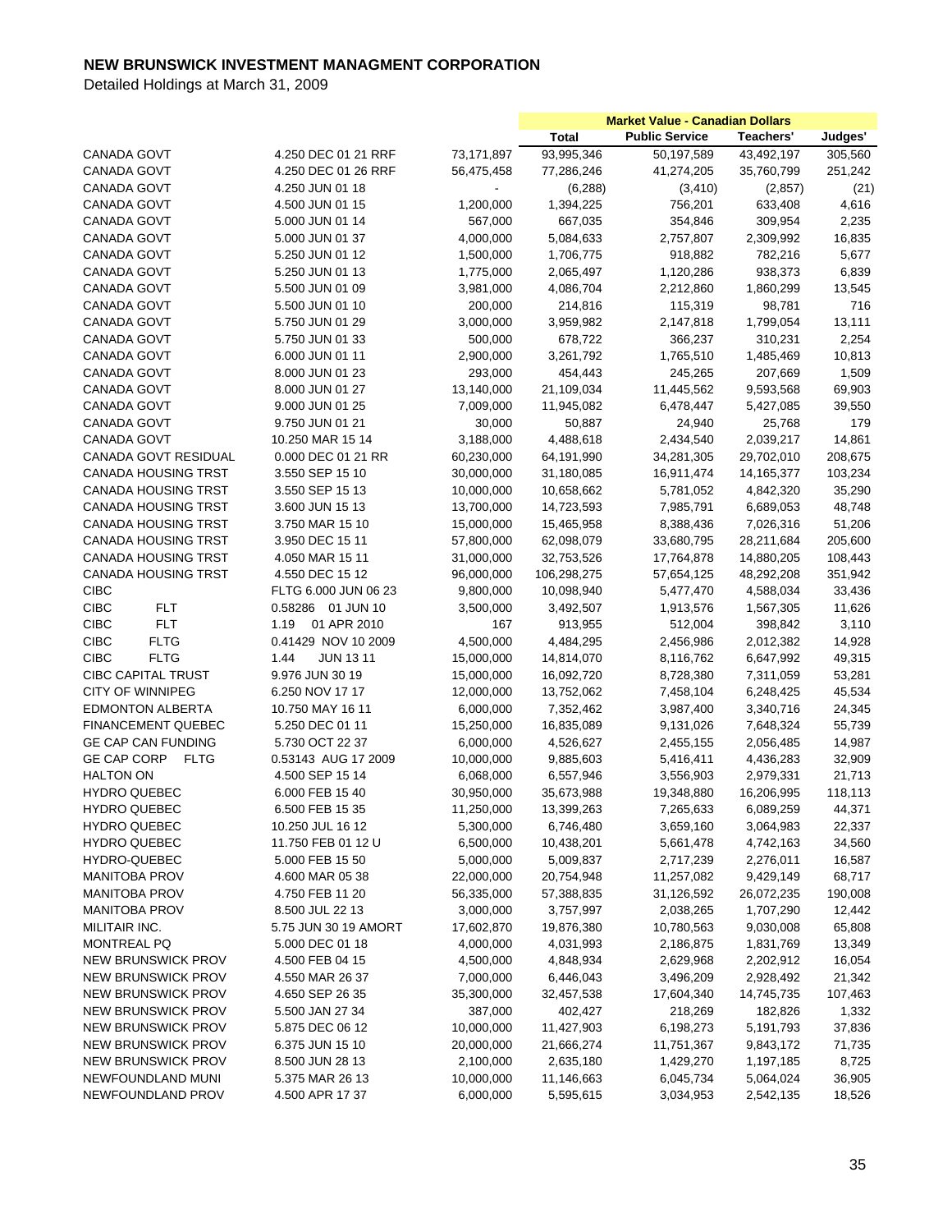# NEW BRUNSWICK INVESTMENT MANAGMENT CORPORATION

Detailed Holdings at March 31, 2009

| | | | Market Value - Canadian Dollars | | | |
|---|---|---|---|---|---|---|
| | | | Total | Public Service | Teachers' | Judges' |
| CANADA GOVT | 4.250 DEC 01 21 RRF | 73,171,897 | 93,995,346 | 50,197,589 | 43,492,197 | 305,560 |
| CANADA GOVT | 4.250 DEC 01 26 RRF | 56,475,458 | 77,286,246 | 41,274,205 | 35,760,799 | 251,242 |
| CANADA GOVT | 4.250 JUN 01 18 | - | (6,288) | (3,410) | (2,857) | (21) |
| CANADA GOVT | 4.500 JUN 01 15 | 1,200,000 | 1,394,225 | 756,201 | 633,408 | 4,616 |
| CANADA GOVT | 5.000 JUN 01 14 | 567,000 | 667,035 | 354,846 | 309,954 | 2,235 |
| CANADA GOVT | 5.000 JUN 01 37 | 4,000,000 | 5,084,633 | 2,757,807 | 2,309,992 | 16,835 |
| CANADA GOVT | 5.250 JUN 01 12 | 1,500,000 | 1,706,775 | 918,882 | 782,216 | 5,677 |
| CANADA GOVT | 5.250 JUN 01 13 | 1,775,000 | 2,065,497 | 1,120,286 | 938,373 | 6,839 |
| CANADA GOVT | 5.500 JUN 01 09 | 3,981,000 | 4,086,704 | 2,212,860 | 1,860,299 | 13,545 |
| CANADA GOVT | 5.500 JUN 01 10 | 200,000 | 214,816 | 115,319 | 98,781 | 716 |
| CANADA GOVT | 5.750 JUN 01 29 | 3,000,000 | 3,959,982 | 2,147,818 | 1,799,054 | 13,111 |
| CANADA GOVT | 5.750 JUN 01 33 | 500,000 | 678,722 | 366,237 | 310,231 | 2,254 |
| CANADA GOVT | 6.000 JUN 01 11 | 2,900,000 | 3,261,792 | 1,765,510 | 1,485,469 | 10,813 |
| CANADA GOVT | 8.000 JUN 01 23 | 293,000 | 454,443 | 245,265 | 207,669 | 1,509 |
| CANADA GOVT | 8.000 JUN 01 27 | 13,140,000 | 21,109,034 | 11,445,562 | 9,593,568 | 69,903 |
| CANADA GOVT | 9.000 JUN 01 25 | 7,009,000 | 11,945,082 | 6,478,447 | 5,427,085 | 39,550 |
| CANADA GOVT | 9.750 JUN 01 21 | 30,000 | 50,887 | 24,940 | 25,768 | 179 |
| CANADA GOVT | 10.250 MAR 15 14 | 3,188,000 | 4,488,618 | 2,434,540 | 2,039,217 | 14,861 |
| CANADA GOVT RESIDUAL | 0.000 DEC 01 21 RR | 60,230,000 | 64,191,990 | 34,281,305 | 29,702,010 | 208,675 |
| CANADA HOUSING TRST | 3.550 SEP 15 10 | 30,000,000 | 31,180,085 | 16,911,474 | 14,165,377 | 103,234 |
| CANADA HOUSING TRST | 3.550 SEP 15 13 | 10,000,000 | 10,658,662 | 5,781,052 | 4,842,320 | 35,290 |
| CANADA HOUSING TRST | 3.600 JUN 15 13 | 13,700,000 | 14,723,593 | 7,985,791 | 6,689,053 | 48,748 |
| CANADA HOUSING TRST | 3.750 MAR 15 10 | 15,000,000 | 15,465,958 | 8,388,436 | 7,026,316 | 51,206 |
| CANADA HOUSING TRST | 3.950 DEC 15 11 | 57,800,000 | 62,098,079 | 33,680,795 | 28,211,684 | 205,600 |
| CANADA HOUSING TRST | 4.050 MAR 15 11 | 31,000,000 | 32,753,526 | 17,764,878 | 14,880,205 | 108,443 |
| CANADA HOUSING TRST | 4.550 DEC 15 12 | 96,000,000 | 106,298,275 | 57,654,125 | 48,292,208 | 351,942 |
| CIBC | FLTG 6.000 JUN 06 23 | 9,800,000 | 10,098,940 | 5,477,470 | 4,588,034 | 33,436 |
| CIBC FLT | 0.58286 01 JUN 10 | 3,500,000 | 3,492,507 | 1,913,576 | 1,567,305 | 11,626 |
| CIBC FLT | 1.19 01 APR 2010 | 167 | 913,955 | 512,004 | 398,842 | 3,110 |
| CIBC FLTG | 0.41429 NOV 10 2009 | 4,500,000 | 4,484,295 | 2,456,986 | 2,012,382 | 14,928 |
| CIBC FLTG | 1.44 JUN 13 11 | 15,000,000 | 14,814,070 | 8,116,762 | 6,647,992 | 49,315 |
| CIBC CAPITAL TRUST | 9.976 JUN 30 19 | 15,000,000 | 16,092,720 | 8,728,380 | 7,311,059 | 53,281 |
| CITY OF WINNIPEG | 6.250 NOV 17 17 | 12,000,000 | 13,752,062 | 7,458,104 | 6,248,425 | 45,534 |
| EDMONTON ALBERTA | 10.750 MAY 16 11 | 6,000,000 | 7,352,462 | 3,987,400 | 3,340,716 | 24,345 |
| FINANCEMENT QUEBEC | 5.250 DEC 01 11 | 15,250,000 | 16,835,089 | 9,131,026 | 7,648,324 | 55,739 |
| GE CAP CAN FUNDING | 5.730 OCT 22 37 | 6,000,000 | 4,526,627 | 2,455,155 | 2,056,485 | 14,987 |
| GE CAP CORP FLTG | 0.53143 AUG 17 2009 | 10,000,000 | 9,885,603 | 5,416,411 | 4,436,283 | 32,909 |
| HALTON ON | 4.500 SEP 15 14 | 6,068,000 | 6,557,946 | 3,556,903 | 2,979,331 | 21,713 |
| HYDRO QUEBEC | 6.000 FEB 15 40 | 30,950,000 | 35,673,988 | 19,348,880 | 16,206,995 | 118,113 |
| HYDRO QUEBEC | 6.500 FEB 15 35 | 11,250,000 | 13,399,263 | 7,265,633 | 6,089,259 | 44,371 |
| HYDRO QUEBEC | 10.250 JUL 16 12 | 5,300,000 | 6,746,480 | 3,659,160 | 3,064,983 | 22,337 |
| HYDRO QUEBEC | 11.750 FEB 01 12 U | 6,500,000 | 10,438,201 | 5,661,478 | 4,742,163 | 34,560 |
| HYDRO-QUEBEC | 5.000 FEB 15 50 | 5,000,000 | 5,009,837 | 2,717,239 | 2,276,011 | 16,587 |
| MANITOBA PROV | 4.600 MAR 05 38 | 22,000,000 | 20,754,948 | 11,257,082 | 9,429,149 | 68,717 |
| MANITOBA PROV | 4.750 FEB 11 20 | 56,335,000 | 57,388,835 | 31,126,592 | 26,072,235 | 190,008 |
| MANITOBA PROV | 8.500 JUL 22 13 | 3,000,000 | 3,757,997 | 2,038,265 | 1,707,290 | 12,442 |
| MILITAIR INC. | 5.75 JUN 30 19 AMORT | 17,602,870 | 19,876,380 | 10,780,563 | 9,030,008 | 65,808 |
| MONTREAL PQ | 5.000 DEC 01 18 | 4,000,000 | 4,031,993 | 2,186,875 | 1,831,769 | 13,349 |
| NEW BRUNSWICK PROV | 4.500 FEB 04 15 | 4,500,000 | 4,848,934 | 2,629,968 | 2,202,912 | 16,054 |
| NEW BRUNSWICK PROV | 4.550 MAR 26 37 | 7,000,000 | 6,446,043 | 3,496,209 | 2,928,492 | 21,342 |
| NEW BRUNSWICK PROV | 4.650 SEP 26 35 | 35,300,000 | 32,457,538 | 17,604,340 | 14,745,735 | 107,463 |
| NEW BRUNSWICK PROV | 5.500 JAN 27 34 | 387,000 | 402,427 | 218,269 | 182,826 | 1,332 |
| NEW BRUNSWICK PROV | 5.875 DEC 06 12 | 10,000,000 | 11,427,903 | 6,198,273 | 5,191,793 | 37,836 |
| NEW BRUNSWICK PROV | 6.375 JUN 15 10 | 20,000,000 | 21,666,274 | 11,751,367 | 9,843,172 | 71,735 |
| NEW BRUNSWICK PROV | 8.500 JUN 28 13 | 2,100,000 | 2,635,180 | 1,429,270 | 1,197,185 | 8,725 |
| NEWFOUNDLAND MUNI | 5.375 MAR 26 13 | 10,000,000 | 11,146,663 | 6,045,734 | 5,064,024 | 36,905 |
| NEWFOUNDLAND PROV | 4.500 APR 17 37 | 6,000,000 | 5,595,615 | 3,034,953 | 2,542,135 | 18,526 |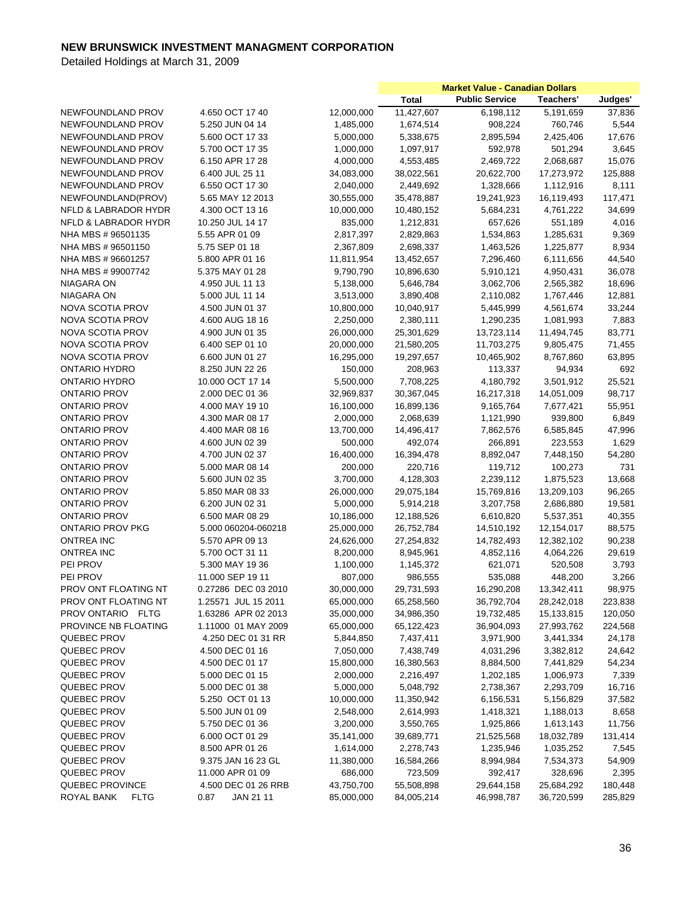# NEW BRUNSWICK INVESTMENT MANAGMENT CORPORATION

Detailed Holdings at March 31, 2009

| | | | Market Value - Canadian Dollars | | | |
|---|---|---|---|---|---|---|
| | | | Total | Public Service | Teachers' | Judges' |
| NEWFOUNDLAND PROV | 4.650 OCT 17 40 | 12,000,000 | 11,427,607 | 6,198,112 | 5,191,659 | 37,836 |
| NEWFOUNDLAND PROV | 5.250 JUN 04 14 | 1,485,000 | 1,674,514 | 908,224 | 760,746 | 5,544 |
| NEWFOUNDLAND PROV | 5.600 OCT 17 33 | 5,000,000 | 5,338,675 | 2,895,594 | 2,425,406 | 17,676 |
| NEWFOUNDLAND PROV | 5.700 OCT 17 35 | 1,000,000 | 1,097,917 | 592,978 | 501,294 | 3,645 |
| NEWFOUNDLAND PROV | 6.150 APR 17 28 | 4,000,000 | 4,553,485 | 2,469,722 | 2,068,687 | 15,076 |
| NEWFOUNDLAND PROV | 6.400 JUL 25 11 | 34,083,000 | 38,022,561 | 20,622,700 | 17,273,972 | 125,888 |
| NEWFOUNDLAND PROV | 6.550 OCT 17 30 | 2,040,000 | 2,449,692 | 1,328,666 | 1,112,916 | 8,111 |
| NEWFOUNDLAND(PROV) | 5.65 MAY 12 2013 | 30,555,000 | 35,478,887 | 19,241,923 | 16,119,493 | 117,471 |
| NFLD & LABRADOR HYDR | 4.300 OCT 13 16 | 10,000,000 | 10,480,152 | 5,684,231 | 4,761,222 | 34,699 |
| NFLD & LABRADOR HYDR | 10.250 JUL 14 17 | 835,000 | 1,212,831 | 657,626 | 551,189 | 4,016 |
| NHA MBS # 96501135 | 5.55 APR 01 09 | 2,817,397 | 2,829,863 | 1,534,863 | 1,285,631 | 9,369 |
| NHA MBS # 96501150 | 5.75 SEP 01 18 | 2,367,809 | 2,698,337 | 1,463,526 | 1,225,877 | 8,934 |
| NHA MBS # 96601257 | 5.800 APR 01 16 | 11,811,954 | 13,452,657 | 7,296,460 | 6,111,656 | 44,540 |
| NHA MBS # 99007742 | 5.375 MAY 01 28 | 9,790,790 | 10,896,630 | 5,910,121 | 4,950,431 | 36,078 |
| NIAGARA ON | 4.950 JUL 11 13 | 5,138,000 | 5,646,784 | 3,062,706 | 2,565,382 | 18,696 |
| NIAGARA ON | 5.000 JUL 11 14 | 3,513,000 | 3,890,408 | 2,110,082 | 1,767,446 | 12,881 |
| NOVA SCOTIA PROV | 4.500 JUN 01 37 | 10,800,000 | 10,040,917 | 5,445,999 | 4,561,674 | 33,244 |
| NOVA SCOTIA PROV | 4.600 AUG 18 16 | 2,250,000 | 2,380,111 | 1,290,235 | 1,081,993 | 7,883 |
| NOVA SCOTIA PROV | 4.900 JUN 01 35 | 26,000,000 | 25,301,629 | 13,723,114 | 11,494,745 | 83,771 |
| NOVA SCOTIA PROV | 6.400 SEP 01 10 | 20,000,000 | 21,580,205 | 11,703,275 | 9,805,475 | 71,455 |
| NOVA SCOTIA PROV | 6.600 JUN 01 27 | 16,295,000 | 19,297,657 | 10,465,902 | 8,767,860 | 63,895 |
| ONTARIO HYDRO | 8.250 JUN 22 26 | 150,000 | 208,963 | 113,337 | 94,934 | 692 |
| ONTARIO HYDRO | 10.000 OCT 17 14 | 5,500,000 | 7,708,225 | 4,180,792 | 3,501,912 | 25,521 |
| ONTARIO PROV | 2.000 DEC 01 36 | 32,969,837 | 30,367,045 | 16,217,318 | 14,051,009 | 98,717 |
| ONTARIO PROV | 4.000 MAY 19 10 | 16,100,000 | 16,899,136 | 9,165,764 | 7,677,421 | 55,951 |
| ONTARIO PROV | 4.300 MAR 08 17 | 2,000,000 | 2,068,639 | 1,121,990 | 939,800 | 6,849 |
| ONTARIO PROV | 4.400 MAR 08 16 | 13,700,000 | 14,496,417 | 7,862,576 | 6,585,845 | 47,996 |
| ONTARIO PROV | 4.600 JUN 02 39 | 500,000 | 492,074 | 266,891 | 223,553 | 1,629 |
| ONTARIO PROV | 4.700 JUN 02 37 | 16,400,000 | 16,394,478 | 8,892,047 | 7,448,150 | 54,280 |
| ONTARIO PROV | 5.000 MAR 08 14 | 200,000 | 220,716 | 119,712 | 100,273 | 731 |
| ONTARIO PROV | 5.600 JUN 02 35 | 3,700,000 | 4,128,303 | 2,239,112 | 1,875,523 | 13,668 |
| ONTARIO PROV | 5.850 MAR 08 33 | 26,000,000 | 29,075,184 | 15,769,816 | 13,209,103 | 96,265 |
| ONTARIO PROV | 6.200 JUN 02 31 | 5,000,000 | 5,914,218 | 3,207,758 | 2,686,880 | 19,581 |
| ONTARIO PROV | 6.500 MAR 08 29 | 10,186,000 | 12,188,526 | 6,610,820 | 5,537,351 | 40,355 |
| ONTARIO PROV PKG | 5.000 060204-060218 | 25,000,000 | 26,752,784 | 14,510,192 | 12,154,017 | 88,575 |
| ONTREA INC | 5.570 APR 09 13 | 24,626,000 | 27,254,832 | 14,782,493 | 12,382,102 | 90,238 |
| ONTREA INC | 5.700 OCT 31 11 | 8,200,000 | 8,945,961 | 4,852,116 | 4,064,226 | 29,619 |
| PEI PROV | 5.300 MAY 19 36 | 1,100,000 | 1,145,372 | 621,071 | 520,508 | 3,793 |
| PEI PROV | 11.000 SEP 19 11 | 807,000 | 986,555 | 535,088 | 448,200 | 3,266 |
| PROV ONT FLOATING NT | 0.27286 DEC 03 2010 | 30,000,000 | 29,731,593 | 16,290,208 | 13,342,411 | 98,975 |
| PROV ONT FLOATING NT | 1.25571 JUL 15 2011 | 65,000,000 | 65,258,560 | 36,792,704 | 28,242,018 | 223,838 |
| PROV ONTARIO FLTG | 1.63286 APR 02 2013 | 35,000,000 | 34,986,350 | 19,732,485 | 15,133,815 | 120,050 |
| PROVINCE NB FLOATING | 1.11000 01 MAY 2009 | 65,000,000 | 65,122,423 | 36,904,093 | 27,993,762 | 224,568 |
| QUEBEC PROV | 4.250 DEC 01 31 RR | 5,844,850 | 7,437,411 | 3,971,900 | 3,441,334 | 24,178 |
| QUEBEC PROV | 4.500 DEC 01 16 | 7,050,000 | 7,438,749 | 4,031,296 | 3,382,812 | 24,642 |
| QUEBEC PROV | 4.500 DEC 01 17 | 15,800,000 | 16,380,563 | 8,884,500 | 7,441,829 | 54,234 |
| QUEBEC PROV | 5.000 DEC 01 15 | 2,000,000 | 2,216,497 | 1,202,185 | 1,006,973 | 7,339 |
| QUEBEC PROV | 5.000 DEC 01 38 | 5,000,000 | 5,048,792 | 2,738,367 | 2,293,709 | 16,716 |
| QUEBEC PROV | 5.250 OCT 01 13 | 10,000,000 | 11,350,942 | 6,156,531 | 5,156,829 | 37,582 |
| QUEBEC PROV | 5.500 JUN 01 09 | 2,548,000 | 2,614,993 | 1,418,321 | 1,188,013 | 8,658 |
| QUEBEC PROV | 5.750 DEC 01 36 | 3,200,000 | 3,550,765 | 1,925,866 | 1,613,143 | 11,756 |
| QUEBEC PROV | 6.000 OCT 01 29 | 35,141,000 | 39,689,771 | 21,525,568 | 18,032,789 | 131,414 |
| QUEBEC PROV | 8.500 APR 01 26 | 1,614,000 | 2,278,743 | 1,235,946 | 1,035,252 | 7,545 |
| QUEBEC PROV | 9.375 JAN 16 23 GL | 11,380,000 | 16,584,266 | 8,994,984 | 7,534,373 | 54,909 |
| QUEBEC PROV | 11.000 APR 01 09 | 686,000 | 723,509 | 392,417 | 328,696 | 2,395 |
| QUEBEC PROVINCE | 4.500 DEC 01 26 RRB | 43,750,700 | 55,508,898 | 29,644,158 | 25,684,292 | 180,448 |
| ROYAL BANK FLTG | 0.87 JAN 21 11 | 85,000,000 | 84,005,214 | 46,998,787 | 36,720,599 | 285,829 |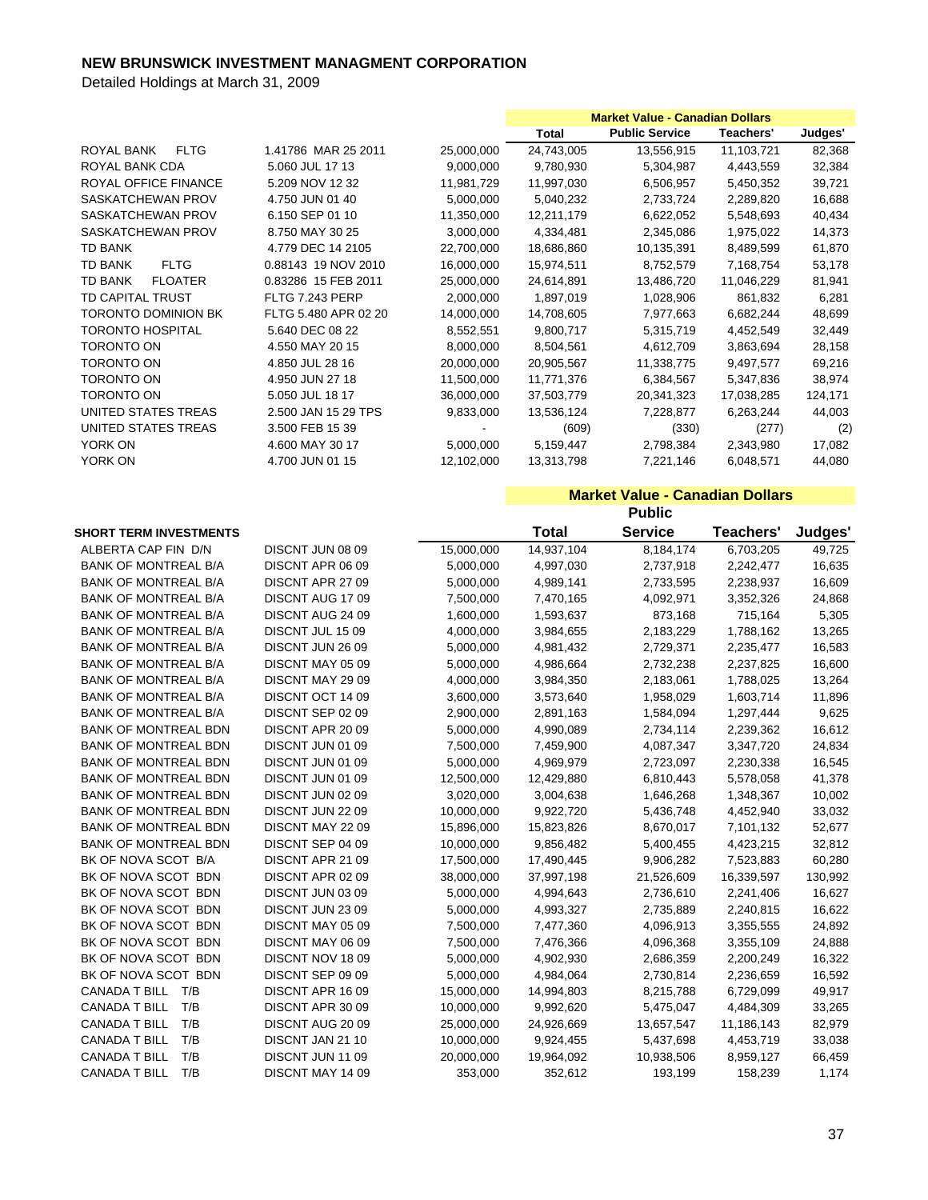# NEW BRUNSWICK INVESTMENT MANAGMENT CORPORATION

Detailed Holdings at March 31, 2009

| | | | Market Value - Canadian Dollars | | | |
|---|---|---|---|---|---|---|
| | | | Total | Public Service | Teachers' | Judges' |
| ROYAL BANK FLTG | 1.41786 MAR 25 2011 | 25,000,000 | 24,743,005 | 13,556,915 | 11,103,721 | 82,368 |
| ROYAL BANK CDA | 5.060 JUL 17 13 | 9,000,000 | 9,780,930 | 5,304,987 | 4,443,559 | 32,384 |
| ROYAL OFFICE FINANCE | 5.209 NOV 12 32 | 11,981,729 | 11,997,030 | 6,506,957 | 5,450,352 | 39,721 |
| SASKATCHEWAN PROV | 4.750 JUN 01 40 | 5,000,000 | 5,040,232 | 2,733,724 | 2,289,820 | 16,688 |
| SASKATCHEWAN PROV | 6.150 SEP 01 10 | 11,350,000 | 12,211,179 | 6,622,052 | 5,548,693 | 40,434 |
| SASKATCHEWAN PROV | 8.750 MAY 30 25 | 3,000,000 | 4,334,481 | 2,345,086 | 1,975,022 | 14,373 |
| TD BANK | 4.779 DEC 14 2105 | 22,700,000 | 18,686,860 | 10,135,391 | 8,489,599 | 61,870 |
| TD BANK FLTG | 0.88143 19 NOV 2010 | 16,000,000 | 15,974,511 | 8,752,579 | 7,168,754 | 53,178 |
| TD BANK FLOATER | 0.83286 15 FEB 2011 | 25,000,000 | 24,614,891 | 13,486,720 | 11,046,229 | 81,941 |
| TD CAPITAL TRUST | FLTG 7.243 PERP | 2,000,000 | 1,897,019 | 1,028,906 | 861,832 | 6,281 |
| TORONTO DOMINION BK | FLTG 5.480 APR 02 20 | 14,000,000 | 14,708,605 | 7,977,663 | 6,682,244 | 48,699 |
| TORONTO HOSPITAL | 5.640 DEC 08 22 | 8,552,551 | 9,800,717 | 5,315,719 | 4,452,549 | 32,449 |
| TORONTO ON | 4.550 MAY 20 15 | 8,000,000 | 8,504,561 | 4,612,709 | 3,863,694 | 28,158 |
| TORONTO ON | 4.850 JUL 28 16 | 20,000,000 | 20,905,567 | 11,338,775 | 9,497,577 | 69,216 |
| TORONTO ON | 4.950 JUN 27 18 | 11,500,000 | 11,771,376 | 6,384,567 | 5,347,836 | 38,974 |
| TORONTO ON | 5.050 JUL 18 17 | 36,000,000 | 37,503,779 | 20,341,323 | 17,038,285 | 124,171 |
| UNITED STATES TREAS | 2.500 JAN 15 29 TPS | 9,833,000 | 13,536,124 | 7,228,877 | 6,263,244 | 44,003 |
| UNITED STATES TREAS | 3.500 FEB 15 39 | - | (609) | (330) | (277) | (2) |
| YORK ON | 4.600 MAY 30 17 | 5,000,000 | 5,159,447 | 2,798,384 | 2,343,980 | 17,082 |
| YORK ON | 4.700 JUN 01 15 | 12,102,000 | 13,313,798 | 7,221,146 | 6,048,571 | 44,080 |

| | | | Market Value - Canadian Dollars | | | |
|---|---|---|---|---|---|---|
| **SHORT TERM INVESTMENTS** | | | **Total** | **Public Service** | **Teachers'** | **Judges'** |
| ALBERTA CAP FIN D/N | DISCNT JUN 08 09 | 15,000,000 | 14,937,104 | 8,184,174 | 6,703,205 | 49,725 |
| BANK OF MONTREAL B/A | DISCNT APR 06 09 | 5,000,000 | 4,997,030 | 2,737,918 | 2,242,477 | 16,635 |
| BANK OF MONTREAL B/A | DISCNT APR 27 09 | 5,000,000 | 4,989,141 | 2,733,595 | 2,238,937 | 16,609 |
| BANK OF MONTREAL B/A | DISCNT AUG 17 09 | 7,500,000 | 7,470,165 | 4,092,971 | 3,352,326 | 24,868 |
| BANK OF MONTREAL B/A | DISCNT AUG 24 09 | 1,600,000 | 1,593,637 | 873,168 | 715,164 | 5,305 |
| BANK OF MONTREAL B/A | DISCNT JUL 15 09 | 4,000,000 | 3,984,655 | 2,183,229 | 1,788,162 | 13,265 |
| BANK OF MONTREAL B/A | DISCNT JUN 26 09 | 5,000,000 | 4,981,432 | 2,729,371 | 2,235,477 | 16,583 |
| BANK OF MONTREAL B/A | DISCNT MAY 05 09 | 5,000,000 | 4,986,664 | 2,732,238 | 2,237,825 | 16,600 |
| BANK OF MONTREAL B/A | DISCNT MAY 29 09 | 4,000,000 | 3,984,350 | 2,183,061 | 1,788,025 | 13,264 |
| BANK OF MONTREAL B/A | DISCNT OCT 14 09 | 3,600,000 | 3,573,640 | 1,958,029 | 1,603,714 | 11,896 |
| BANK OF MONTREAL B/A | DISCNT SEP 02 09 | 2,900,000 | 2,891,163 | 1,584,094 | 1,297,444 | 9,625 |
| BANK OF MONTREAL BDN | DISCNT APR 20 09 | 5,000,000 | 4,990,089 | 2,734,114 | 2,239,362 | 16,612 |
| BANK OF MONTREAL BDN | DISCNT JUN 01 09 | 7,500,000 | 7,459,900 | 4,087,347 | 3,347,720 | 24,834 |
| BANK OF MONTREAL BDN | DISCNT JUN 01 09 | 5,000,000 | 4,969,979 | 2,723,097 | 2,230,338 | 16,545 |
| BANK OF MONTREAL BDN | DISCNT JUN 01 09 | 12,500,000 | 12,429,880 | 6,810,443 | 5,578,058 | 41,378 |
| BANK OF MONTREAL BDN | DISCNT JUN 02 09 | 3,020,000 | 3,004,638 | 1,646,268 | 1,348,367 | 10,002 |
| BANK OF MONTREAL BDN | DISCNT JUN 22 09 | 10,000,000 | 9,922,720 | 5,436,748 | 4,452,940 | 33,032 |
| BANK OF MONTREAL BDN | DISCNT MAY 22 09 | 15,896,000 | 15,823,826 | 8,670,017 | 7,101,132 | 52,677 |
| BANK OF MONTREAL BDN | DISCNT SEP 04 09 | 10,000,000 | 9,856,482 | 5,400,455 | 4,423,215 | 32,812 |
| BK OF NOVA SCOT B/A | DISCNT APR 21 09 | 17,500,000 | 17,490,445 | 9,906,282 | 7,523,883 | 60,280 |
| BK OF NOVA SCOT BDN | DISCNT APR 02 09 | 38,000,000 | 37,997,198 | 21,526,609 | 16,339,597 | 130,992 |
| BK OF NOVA SCOT BDN | DISCNT JUN 03 09 | 5,000,000 | 4,994,643 | 2,736,610 | 2,241,406 | 16,627 |
| BK OF NOVA SCOT BDN | DISCNT JUN 23 09 | 5,000,000 | 4,993,327 | 2,735,889 | 2,240,815 | 16,622 |
| BK OF NOVA SCOT BDN | DISCNT MAY 05 09 | 7,500,000 | 7,477,360 | 4,096,913 | 3,355,555 | 24,892 |
| BK OF NOVA SCOT BDN | DISCNT MAY 06 09 | 7,500,000 | 7,476,366 | 4,096,368 | 3,355,109 | 24,888 |
| BK OF NOVA SCOT BDN | DISCNT NOV 18 09 | 5,000,000 | 4,902,930 | 2,686,359 | 2,200,249 | 16,322 |
| BK OF NOVA SCOT BDN | DISCNT SEP 09 09 | 5,000,000 | 4,984,064 | 2,730,814 | 2,236,659 | 16,592 |
| CANADA T BILL T/B | DISCNT APR 16 09 | 15,000,000 | 14,994,803 | 8,215,788 | 6,729,099 | 49,917 |
| CANADA T BILL T/B | DISCNT APR 30 09 | 10,000,000 | 9,992,620 | 5,475,047 | 4,484,309 | 33,265 |
| CANADA T BILL T/B | DISCNT AUG 20 09 | 25,000,000 | 24,926,669 | 13,657,547 | 11,186,143 | 82,979 |
| CANADA T BILL T/B | DISCNT JAN 21 10 | 10,000,000 | 9,924,455 | 5,437,698 | 4,453,719 | 33,038 |
| CANADA T BILL T/B | DISCNT JUN 11 09 | 20,000,000 | 19,964,092 | 10,938,506 | 8,959,127 | 66,459 |
| CANADA T BILL T/B | DISCNT MAY 14 09 | 353,000 | 352,612 | 193,199 | 158,239 | 1,174 |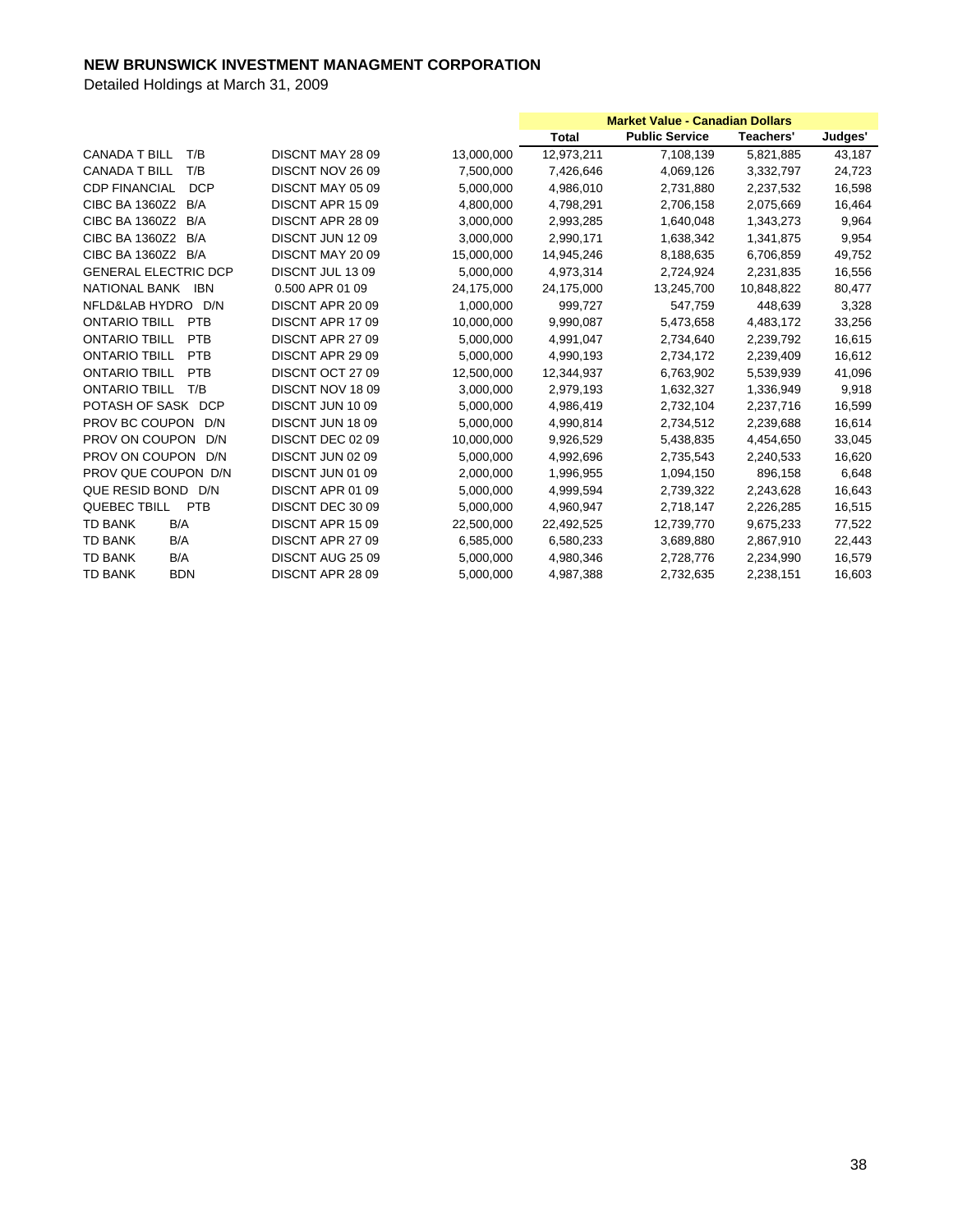**NEW BRUNSWICK INVESTMENT MANAGMENT CORPORATION**

Detailed Holdings at March 31, 2009

| | | | Market Value - Canadian Dollars | | | |
|---|---|---|---|---|---|---|
| | | | Total | Public Service | Teachers' | Judges' |
| CANADA T BILL T/B | DISCNT MAY 28 09 | 13,000,000 | 12,973,211 | 7,108,139 | 5,821,885 | 43,187 |
| CANADA T BILL T/B | DISCNT NOV 26 09 | 7,500,000 | 7,426,646 | 4,069,126 | 3,332,797 | 24,723 |
| CDP FINANCIAL DCP | DISCNT MAY 05 09 | 5,000,000 | 4,986,010 | 2,731,880 | 2,237,532 | 16,598 |
| CIBC BA 1360Z2 B/A | DISCNT APR 15 09 | 4,800,000 | 4,798,291 | 2,706,158 | 2,075,669 | 16,464 |
| CIBC BA 1360Z2 B/A | DISCNT APR 28 09 | 3,000,000 | 2,993,285 | 1,640,048 | 1,343,273 | 9,964 |
| CIBC BA 1360Z2 B/A | DISCNT JUN 12 09 | 3,000,000 | 2,990,171 | 1,638,342 | 1,341,875 | 9,954 |
| CIBC BA 1360Z2 B/A | DISCNT MAY 20 09 | 15,000,000 | 14,945,246 | 8,188,635 | 6,706,859 | 49,752 |
| GENERAL ELECTRIC DCP | DISCNT JUL 13 09 | 5,000,000 | 4,973,314 | 2,724,924 | 2,231,835 | 16,556 |
| NATIONAL BANK IBN | 0.500 APR 01 09 | 24,175,000 | 24,175,000 | 13,245,700 | 10,848,822 | 80,477 |
| NFLD&LAB HYDRO D/N | DISCNT APR 20 09 | 1,000,000 | 999,727 | 547,759 | 448,639 | 3,328 |
| ONTARIO TBILL PTB | DISCNT APR 17 09 | 10,000,000 | 9,990,087 | 5,473,658 | 4,483,172 | 33,256 |
| ONTARIO TBILL PTB | DISCNT APR 27 09 | 5,000,000 | 4,991,047 | 2,734,640 | 2,239,792 | 16,615 |
| ONTARIO TBILL PTB | DISCNT APR 29 09 | 5,000,000 | 4,990,193 | 2,734,172 | 2,239,409 | 16,612 |
| ONTARIO TBILL PTB | DISCNT OCT 27 09 | 12,500,000 | 12,344,937 | 6,763,902 | 5,539,939 | 41,096 |
| ONTARIO TBILL T/B | DISCNT NOV 18 09 | 3,000,000 | 2,979,193 | 1,632,327 | 1,336,949 | 9,918 |
| POTASH OF SASK DCP | DISCNT JUN 10 09 | 5,000,000 | 4,986,419 | 2,732,104 | 2,237,716 | 16,599 |
| PROV BC COUPON D/N | DISCNT JUN 18 09 | 5,000,000 | 4,990,814 | 2,734,512 | 2,239,688 | 16,614 |
| PROV ON COUPON D/N | DISCNT DEC 02 09 | 10,000,000 | 9,926,529 | 5,438,835 | 4,454,650 | 33,045 |
| PROV ON COUPON D/N | DISCNT JUN 02 09 | 5,000,000 | 4,992,696 | 2,735,543 | 2,240,533 | 16,620 |
| PROV QUE COUPON D/N | DISCNT JUN 01 09 | 2,000,000 | 1,996,955 | 1,094,150 | 896,158 | 6,648 |
| QUE RESID BOND D/N | DISCNT APR 01 09 | 5,000,000 | 4,999,594 | 2,739,322 | 2,243,628 | 16,643 |
| QUEBEC TBILL PTB | DISCNT DEC 30 09 | 5,000,000 | 4,960,947 | 2,718,147 | 2,226,285 | 16,515 |
| TD BANK B/A | DISCNT APR 15 09 | 22,500,000 | 22,492,525 | 12,739,770 | 9,675,233 | 77,522 |
| TD BANK B/A | DISCNT APR 27 09 | 6,585,000 | 6,580,233 | 3,689,880 | 2,867,910 | 22,443 |
| TD BANK B/A | DISCNT AUG 25 09 | 5,000,000 | 4,980,346 | 2,728,776 | 2,234,990 | 16,579 |
| TD BANK BDN | DISCNT APR 28 09 | 5,000,000 | 4,987,388 | 2,732,635 | 2,238,151 | 16,603 |